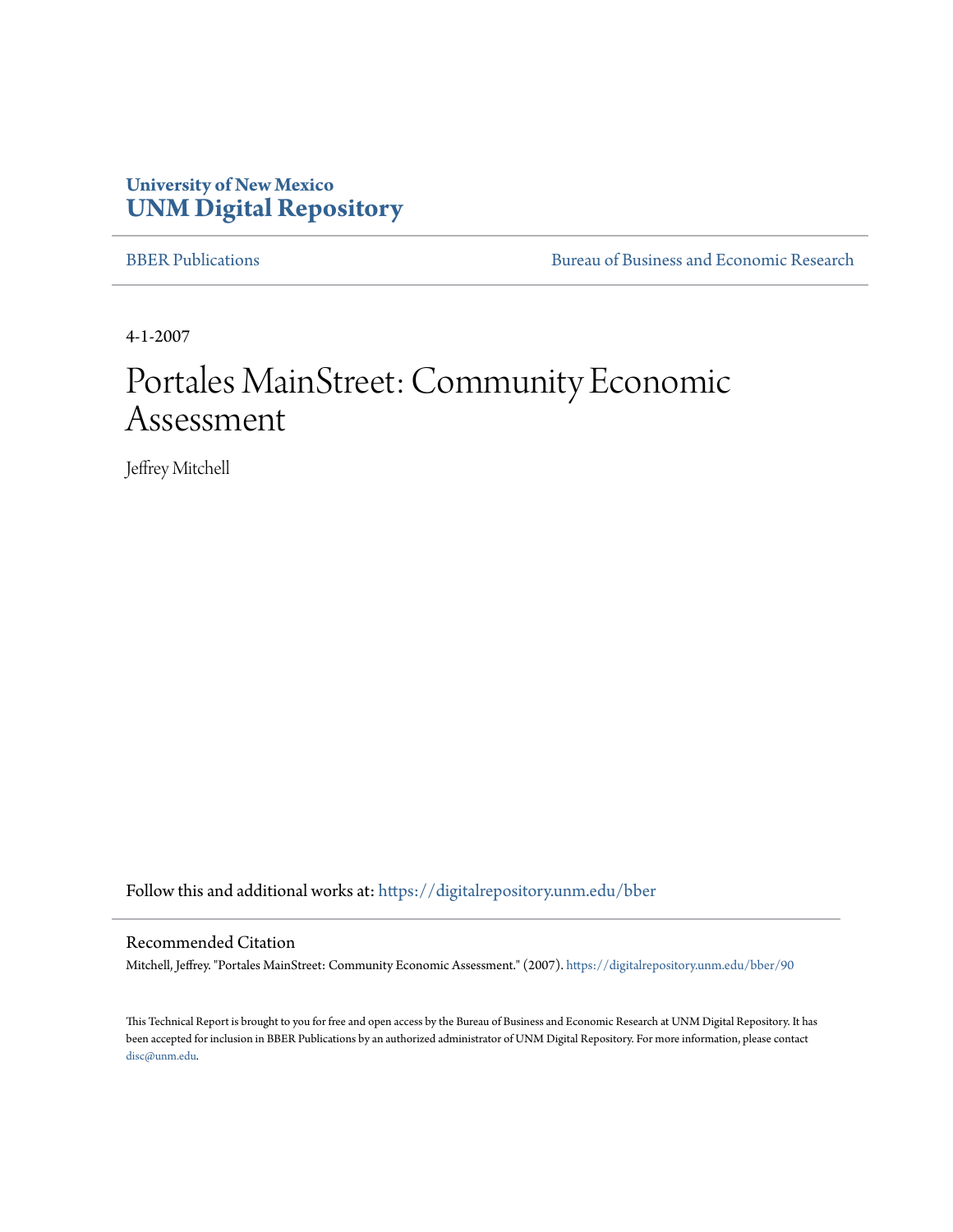University of New Mexico
**UNM Digital Repository**

BBER Publications | Bureau of Business and Economic Research

4-1-2007

# Portales MainStreet: Community Economic Assessment

Jeffrey Mitchell

Follow this and additional works at: https://digitalrepository.unm.edu/bber

## Recommended Citation

Mitchell, Jeffrey. "Portales MainStreet: Community Economic Assessment." (2007). https://digitalrepository.unm.edu/bber/90

This Technical Report is brought to you for free and open access by the Bureau of Business and Economic Research at UNM Digital Repository. It has been accepted for inclusion in BBER Publications by an authorized administrator of UNM Digital Repository. For more information, please contact disc@unm.edu.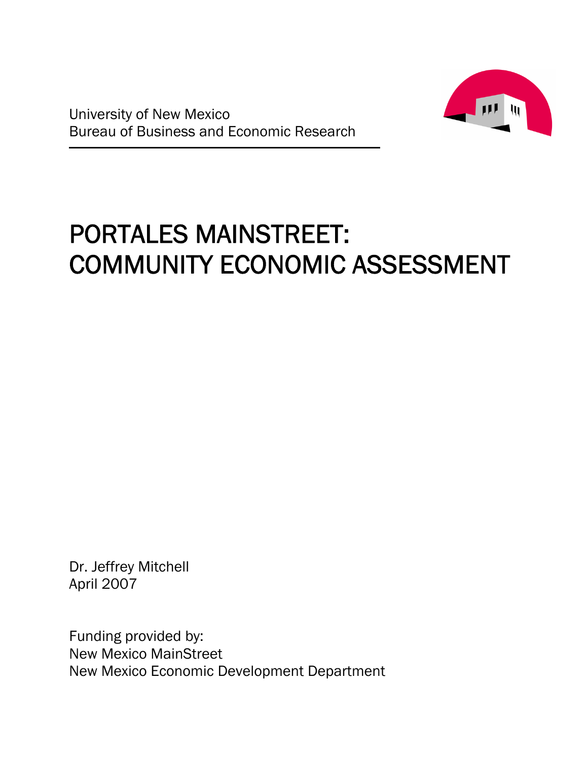University of New Mexico
Bureau of Business and Economic Research

# PORTALES MAINSTREET: COMMUNITY ECONOMIC ASSESSMENT

Dr. Jeffrey Mitchell
April 2007

Funding provided by:
New Mexico MainStreet
New Mexico Economic Development Department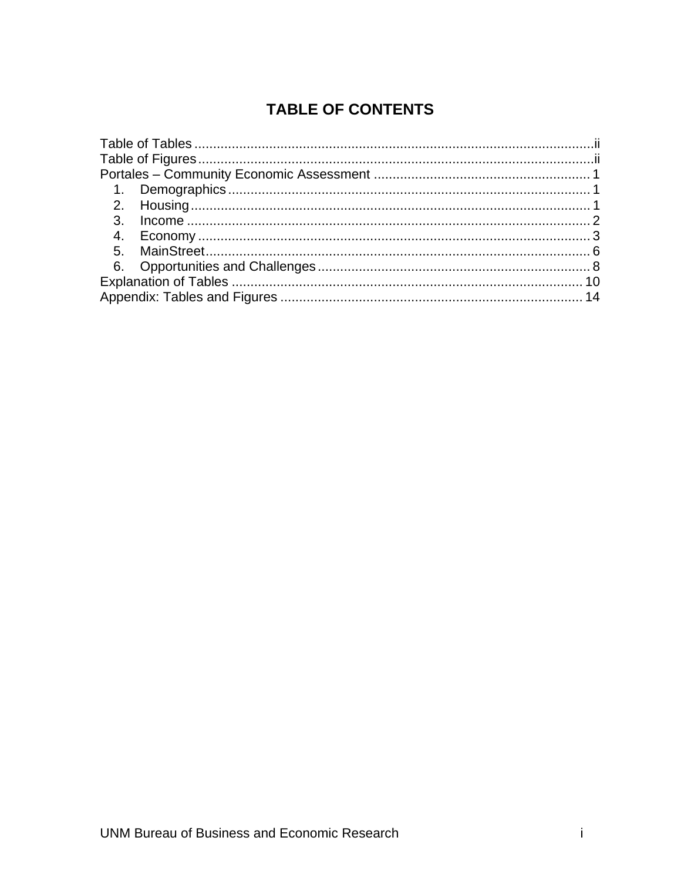# TABLE OF CONTENTS

Table of Tables ........................................................................................................ii
Table of Figures.......................................................................................................ii
Portales – Community Economic Assessment ......................................................... 1

1. Demographics ................................................................................................. 1
2. Housing........................................................................................................... 1
3. Income ............................................................................................................ 2
4. Economy ......................................................................................................... 3
5. MainStreet....................................................................................................... 6
6. Opportunities and Challenges ......................................................................... 8

Explanation of Tables .............................................................................................. 10
Appendix: Tables and Figures ................................................................................. 14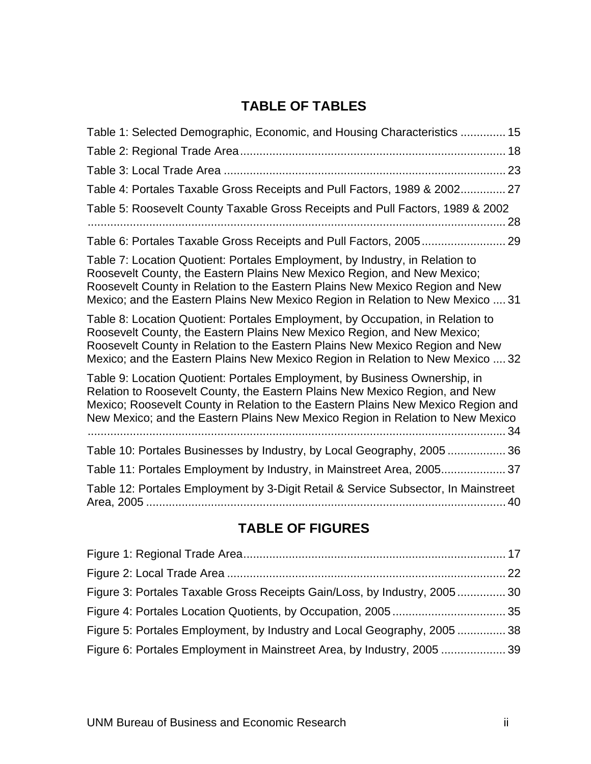## TABLE OF TABLES

Table 1: Selected Demographic, Economic, and Housing Characteristics .............. 15

Table 2: Regional Trade Area.................................................................................. 18

Table 3: Local Trade Area ....................................................................................... 23

Table 4: Portales Taxable Gross Receipts and Pull Factors, 1989 & 2002.............. 27

Table 5: Roosevelt County Taxable Gross Receipts and Pull Factors, 1989 & 2002 .................................................................................................................. 28

Table 6: Portales Taxable Gross Receipts and Pull Factors, 2005.......................... 29

Table 7: Location Quotient: Portales Employment, by Industry, in Relation to Roosevelt County, the Eastern Plains New Mexico Region, and New Mexico; Roosevelt County in Relation to the Eastern Plains New Mexico Region and New Mexico; and the Eastern Plains New Mexico Region in Relation to New Mexico .... 31

Table 8: Location Quotient: Portales Employment, by Occupation, in Relation to Roosevelt County, the Eastern Plains New Mexico Region, and New Mexico; Roosevelt County in Relation to the Eastern Plains New Mexico Region and New Mexico; and the Eastern Plains New Mexico Region in Relation to New Mexico .... 32

Table 9: Location Quotient: Portales Employment, by Business Ownership, in Relation to Roosevelt County, the Eastern Plains New Mexico Region, and New Mexico; Roosevelt County in Relation to the Eastern Plains New Mexico Region and New Mexico; and the Eastern Plains New Mexico Region in Relation to New Mexico .................................................................................................................. 34

Table 10: Portales Businesses by Industry, by Local Geography, 2005 .................. 36

Table 11: Portales Employment by Industry, in Mainstreet Area, 2005.................... 37

Table 12: Portales Employment by 3-Digit Retail & Service Subsector, In Mainstreet Area, 2005 ............................................................................................................. 40

## TABLE OF FIGURES

Figure 1: Regional Trade Area................................................................................. 17

Figure 2: Local Trade Area ...................................................................................... 22

Figure 3: Portales Taxable Gross Receipts Gain/Loss, by Industry, 2005............... 30

Figure 4: Portales Location Quotients, by Occupation, 2005................................... 35

Figure 5: Portales Employment, by Industry and Local Geography, 2005 ............... 38

Figure 6: Portales Employment in Mainstreet Area, by Industry, 2005 .................... 39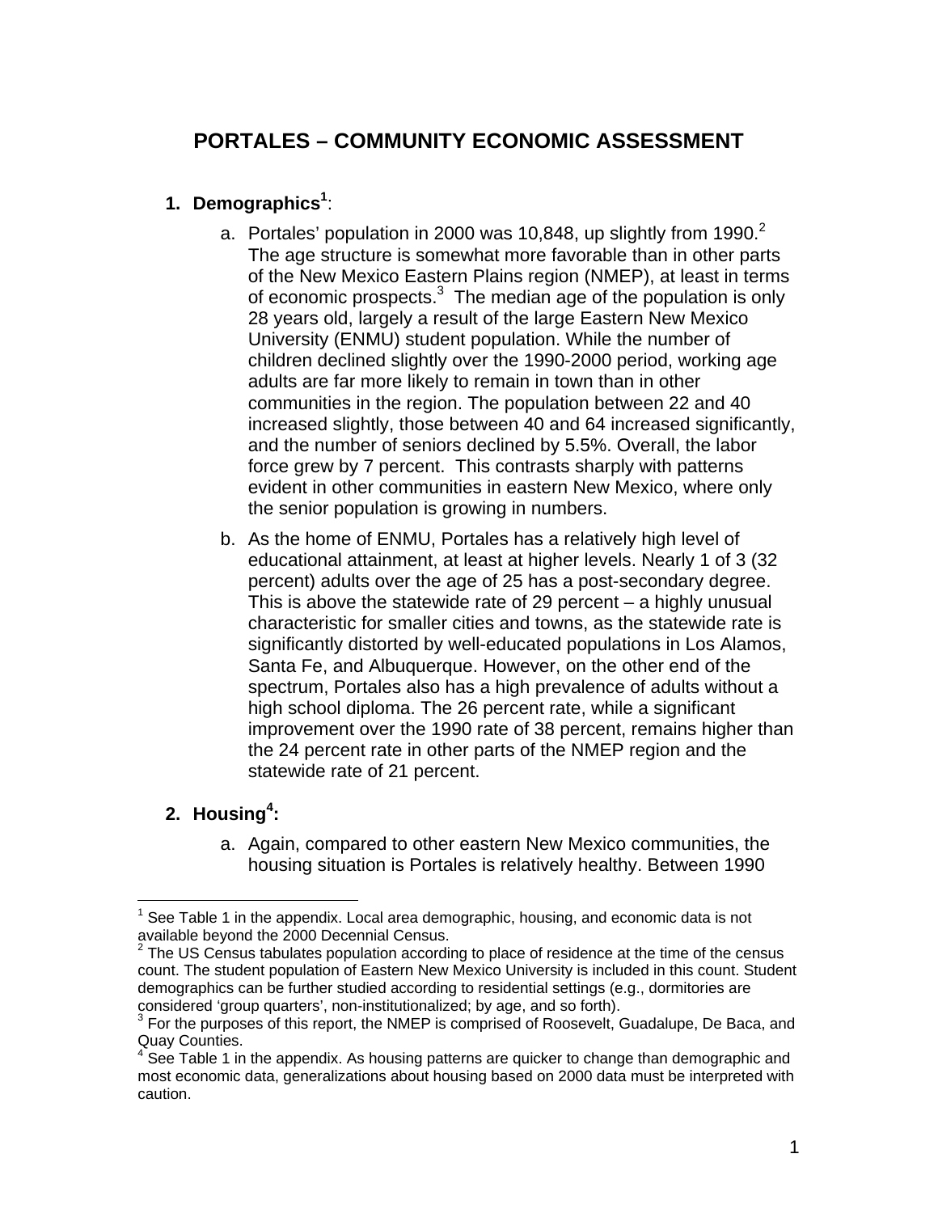# PORTALES – COMMUNITY ECONOMIC ASSESSMENT

1. **Demographics[1]**:

   a. Portales' population in 2000 was 10,848, up slightly from 1990.[2] The age structure is somewhat more favorable than in other parts of the New Mexico Eastern Plains region (NMEP), at least in terms of economic prospects.[3] The median age of the population is only 28 years old, largely a result of the large Eastern New Mexico University (ENMU) student population. While the number of children declined slightly over the 1990-2000 period, working age adults are far more likely to remain in town than in other communities in the region. The population between 22 and 40 increased slightly, those between 40 and 64 increased significantly, and the number of seniors declined by 5.5%. Overall, the labor force grew by 7 percent. This contrasts sharply with patterns evident in other communities in eastern New Mexico, where only the senior population is growing in numbers.

   b. As the home of ENMU, Portales has a relatively high level of educational attainment, at least at higher levels. Nearly 1 of 3 (32 percent) adults over the age of 25 has a post-secondary degree. This is above the statewide rate of 29 percent – a highly unusual characteristic for smaller cities and towns, as the statewide rate is significantly distorted by well-educated populations in Los Alamos, Santa Fe, and Albuquerque. However, on the other end of the spectrum, Portales also has a high prevalence of adults without a high school diploma. The 26 percent rate, while a significant improvement over the 1990 rate of 38 percent, remains higher than the 24 percent rate in other parts of the NMEP region and the statewide rate of 21 percent.

2. **Housing[4]:**

   a. Again, compared to other eastern New Mexico communities, the housing situation is Portales is relatively healthy. Between 1990

---

[1] See Table 1 in the appendix. Local area demographic, housing, and economic data is not available beyond the 2000 Decennial Census.

[2] The US Census tabulates population according to place of residence at the time of the census count. The student population of Eastern New Mexico University is included in this count. Student demographics can be further studied according to residential settings (e.g., dormitories are considered 'group quarters', non-institutionalized; by age, and so forth).

[3] For the purposes of this report, the NMEP is comprised of Roosevelt, Guadalupe, De Baca, and Quay Counties.

[4] See Table 1 in the appendix. As housing patterns are quicker to change than demographic and most economic data, generalizations about housing based on 2000 data must be interpreted with caution.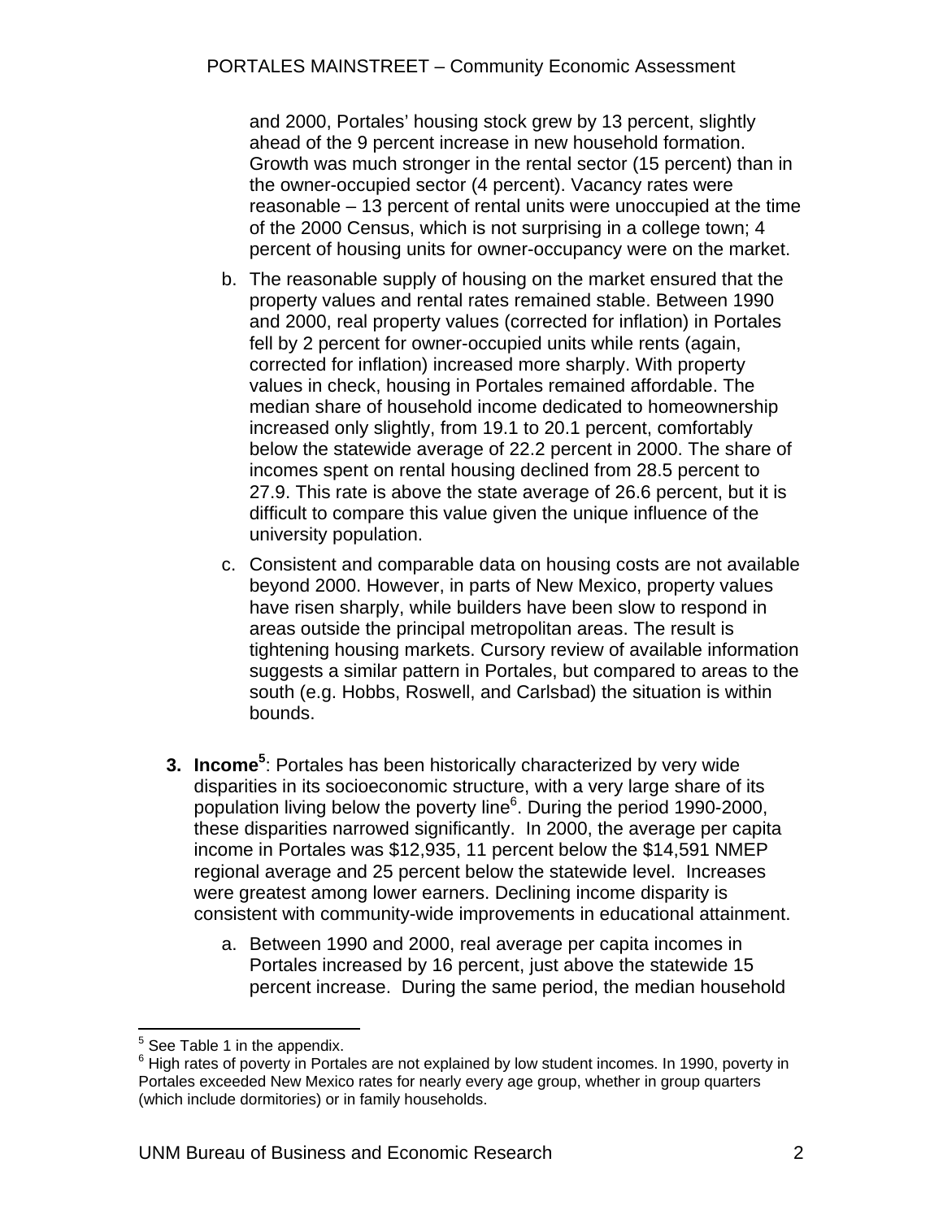and 2000, Portales' housing stock grew by 13 percent, slightly ahead of the 9 percent increase in new household formation. Growth was much stronger in the rental sector (15 percent) than in the owner-occupied sector (4 percent). Vacancy rates were reasonable – 13 percent of rental units were unoccupied at the time of the 2000 Census, which is not surprising in a college town; 4 percent of housing units for owner-occupancy were on the market.

b. The reasonable supply of housing on the market ensured that the property values and rental rates remained stable. Between 1990 and 2000, real property values (corrected for inflation) in Portales fell by 2 percent for owner-occupied units while rents (again, corrected for inflation) increased more sharply. With property values in check, housing in Portales remained affordable. The median share of household income dedicated to homeownership increased only slightly, from 19.1 to 20.1 percent, comfortably below the statewide average of 22.2 percent in 2000. The share of incomes spent on rental housing declined from 28.5 percent to 27.9. This rate is above the state average of 26.6 percent, but it is difficult to compare this value given the unique influence of the university population.

c. Consistent and comparable data on housing costs are not available beyond 2000. However, in parts of New Mexico, property values have risen sharply, while builders have been slow to respond in areas outside the principal metropolitan areas. The result is tightening housing markets. Cursory review of available information suggests a similar pattern in Portales, but compared to areas to the south (e.g. Hobbs, Roswell, and Carlsbad) the situation is within bounds.

3. **Income**[5]: Portales has been historically characterized by very wide disparities in its socioeconomic structure, with a very large share of its population living below the poverty line[6]. During the period 1990-2000, these disparities narrowed significantly. In 2000, the average per capita income in Portales was $12,935, 11 percent below the $14,591 NMEP regional average and 25 percent below the statewide level. Increases were greatest among lower earners. Declining income disparity is consistent with community-wide improvements in educational attainment.

   a. Between 1990 and 2000, real average per capita incomes in Portales increased by 16 percent, just above the statewide 15 percent increase. During the same period, the median household

---

[5] See Table 1 in the appendix.

[6] High rates of poverty in Portales are not explained by low student incomes. In 1990, poverty in Portales exceeded New Mexico rates for nearly every age group, whether in group quarters (which include dormitories) or in family households.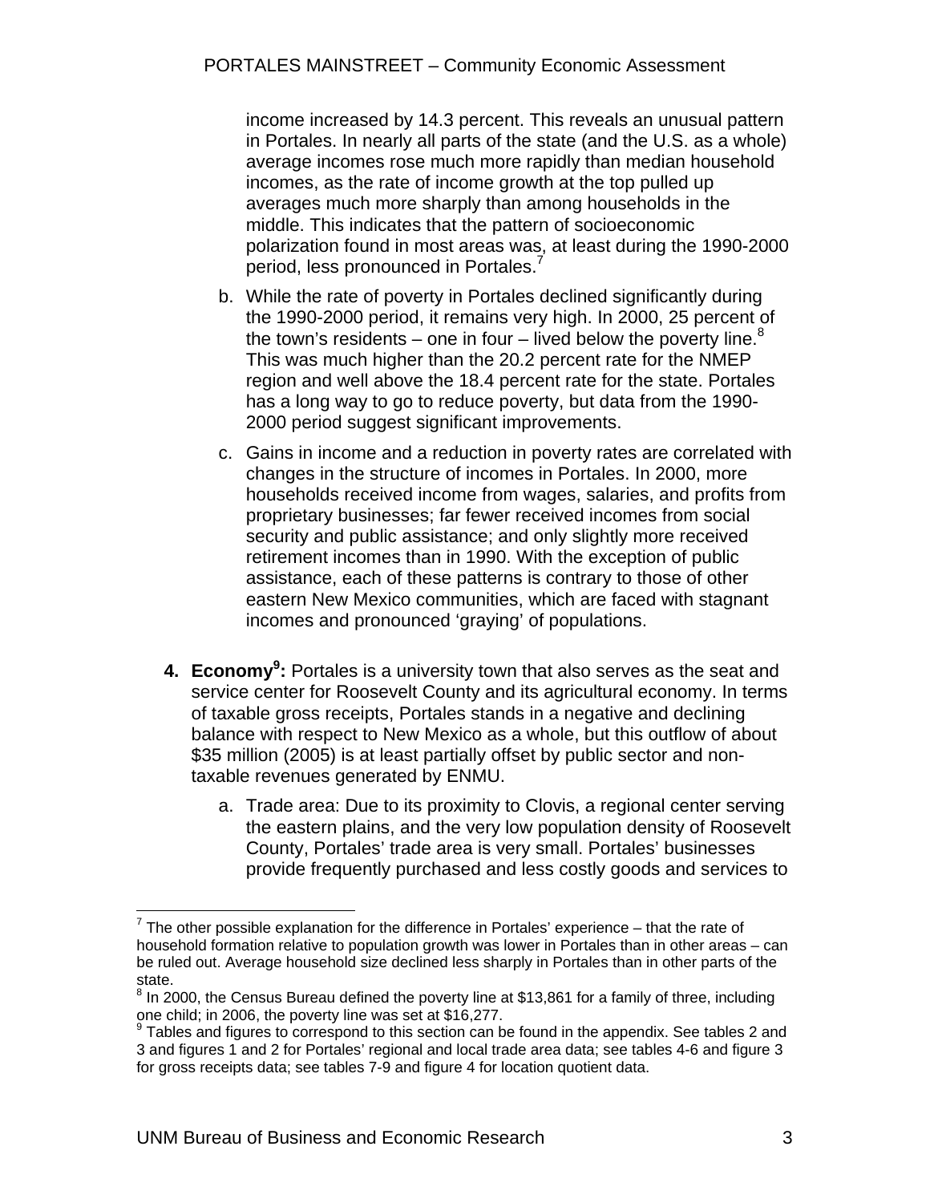income increased by 14.3 percent. This reveals an unusual pattern in Portales. In nearly all parts of the state (and the U.S. as a whole) average incomes rose much more rapidly than median household incomes, as the rate of income growth at the top pulled up averages much more sharply than among households in the middle. This indicates that the pattern of socioeconomic polarization found in most areas was, at least during the 1990-2000 period, less pronounced in Portales.[7]

b. While the rate of poverty in Portales declined significantly during the 1990-2000 period, it remains very high. In 2000, 25 percent of the town's residents – one in four – lived below the poverty line.[8] This was much higher than the 20.2 percent rate for the NMEP region and well above the 18.4 percent rate for the state. Portales has a long way to go to reduce poverty, but data from the 1990-2000 period suggest significant improvements.

c. Gains in income and a reduction in poverty rates are correlated with changes in the structure of incomes in Portales. In 2000, more households received income from wages, salaries, and profits from proprietary businesses; far fewer received incomes from social security and public assistance; and only slightly more received retirement incomes than in 1990. With the exception of public assistance, each of these patterns is contrary to those of other eastern New Mexico communities, which are faced with stagnant incomes and pronounced 'graying' of populations.

4. **Economy[9]:** Portales is a university town that also serves as the seat and service center for Roosevelt County and its agricultural economy. In terms of taxable gross receipts, Portales stands in a negative and declining balance with respect to New Mexico as a whole, but this outflow of about $35 million (2005) is at least partially offset by public sector and non-taxable revenues generated by ENMU.

   a. Trade area: Due to its proximity to Clovis, a regional center serving the eastern plains, and the very low population density of Roosevelt County, Portales' trade area is very small. Portales' businesses provide frequently purchased and less costly goods and services to

---

[7] The other possible explanation for the difference in Portales' experience – that the rate of household formation relative to population growth was lower in Portales than in other areas – can be ruled out. Average household size declined less sharply in Portales than in other parts of the state.

[8] In 2000, the Census Bureau defined the poverty line at $13,861 for a family of three, including one child; in 2006, the poverty line was set at $16,277.

[9] Tables and figures to correspond to this section can be found in the appendix. See tables 2 and 3 and figures 1 and 2 for Portales' regional and local trade area data; see tables 4-6 and figure 3 for gross receipts data; see tables 7-9 and figure 4 for location quotient data.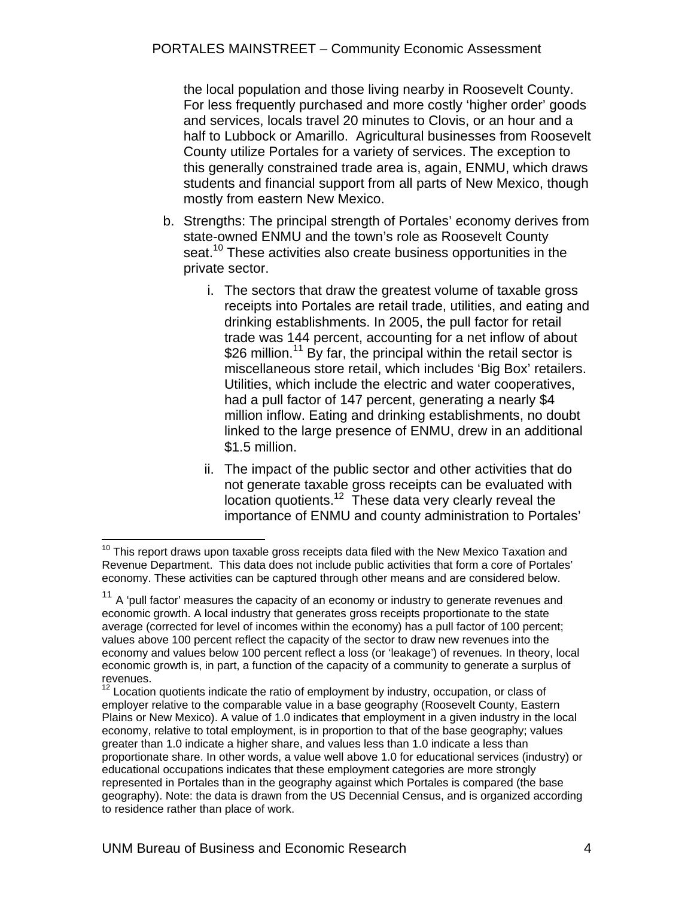the local population and those living nearby in Roosevelt County. For less frequently purchased and more costly 'higher order' goods and services, locals travel 20 minutes to Clovis, or an hour and a half to Lubbock or Amarillo. Agricultural businesses from Roosevelt County utilize Portales for a variety of services. The exception to this generally constrained trade area is, again, ENMU, which draws students and financial support from all parts of New Mexico, though mostly from eastern New Mexico.

b. Strengths: The principal strength of Portales' economy derives from state-owned ENMU and the town's role as Roosevelt County seat.[10] These activities also create business opportunities in the private sector.

   i. The sectors that draw the greatest volume of taxable gross receipts into Portales are retail trade, utilities, and eating and drinking establishments. In 2005, the pull factor for retail trade was 144 percent, accounting for a net inflow of about $26 million.[11] By far, the principal within the retail sector is miscellaneous store retail, which includes 'Big Box' retailers. Utilities, which include the electric and water cooperatives, had a pull factor of 147 percent, generating a nearly $4 million inflow. Eating and drinking establishments, no doubt linked to the large presence of ENMU, drew in an additional $1.5 million.

   ii. The impact of the public sector and other activities that do not generate taxable gross receipts can be evaluated with location quotients.[12] These data very clearly reveal the importance of ENMU and county administration to Portales'

---

[10] This report draws upon taxable gross receipts data filed with the New Mexico Taxation and Revenue Department. This data does not include public activities that form a core of Portales' economy. These activities can be captured through other means and are considered below.

[11] A 'pull factor' measures the capacity of an economy or industry to generate revenues and economic growth. A local industry that generates gross receipts proportionate to the state average (corrected for level of incomes within the economy) has a pull factor of 100 percent; values above 100 percent reflect the capacity of the sector to draw new revenues into the economy and values below 100 percent reflect a loss (or 'leakage') of revenues. In theory, local economic growth is, in part, a function of the capacity of a community to generate a surplus of revenues.

[12] Location quotients indicate the ratio of employment by industry, occupation, or class of employer relative to the comparable value in a base geography (Roosevelt County, Eastern Plains or New Mexico). A value of 1.0 indicates that employment in a given industry in the local economy, relative to total employment, is in proportion to that of the base geography; values greater than 1.0 indicate a higher share, and values less than 1.0 indicate a less than proportionate share. In other words, a value well above 1.0 for educational services (industry) or educational occupations indicates that these employment categories are more strongly represented in Portales than in the geography against which Portales is compared (the base geography). Note: the data is drawn from the US Decennial Census, and is organized according to residence rather than place of work.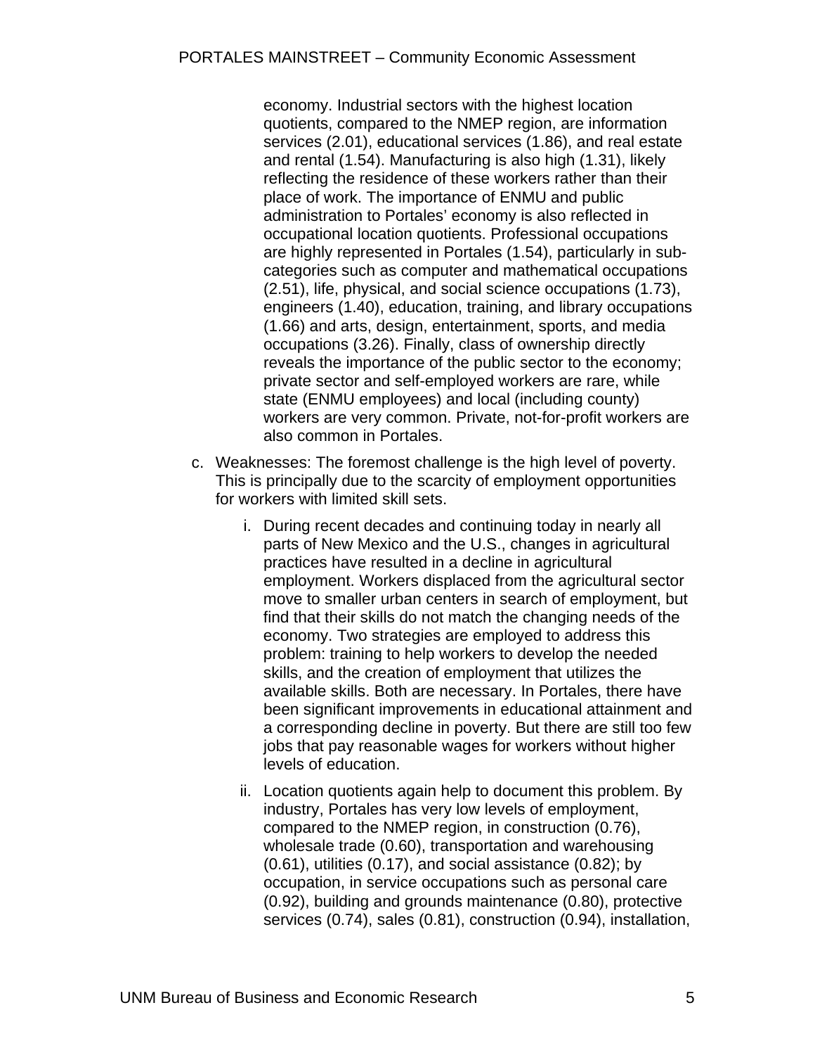economy. Industrial sectors with the highest location quotients, compared to the NMEP region, are information services (2.01), educational services (1.86), and real estate and rental (1.54). Manufacturing is also high (1.31), likely reflecting the residence of these workers rather than their place of work. The importance of ENMU and public administration to Portales' economy is also reflected in occupational location quotients. Professional occupations are highly represented in Portales (1.54), particularly in sub-categories such as computer and mathematical occupations (2.51), life, physical, and social science occupations (1.73), engineers (1.40), education, training, and library occupations (1.66) and arts, design, entertainment, sports, and media occupations (3.26). Finally, class of ownership directly reveals the importance of the public sector to the economy; private sector and self-employed workers are rare, while state (ENMU employees) and local (including county) workers are very common. Private, not-for-profit workers are also common in Portales.

c. Weaknesses: The foremost challenge is the high level of poverty. This is principally due to the scarcity of employment opportunities for workers with limited skill sets.

   i. During recent decades and continuing today in nearly all parts of New Mexico and the U.S., changes in agricultural practices have resulted in a decline in agricultural employment. Workers displaced from the agricultural sector move to smaller urban centers in search of employment, but find that their skills do not match the changing needs of the economy. Two strategies are employed to address this problem: training to help workers to develop the needed skills, and the creation of employment that utilizes the available skills. Both are necessary. In Portales, there have been significant improvements in educational attainment and a corresponding decline in poverty. But there are still too few jobs that pay reasonable wages for workers without higher levels of education.

   ii. Location quotients again help to document this problem. By industry, Portales has very low levels of employment, compared to the NMEP region, in construction (0.76), wholesale trade (0.60), transportation and warehousing (0.61), utilities (0.17), and social assistance (0.82); by occupation, in service occupations such as personal care (0.92), building and grounds maintenance (0.80), protective services (0.74), sales (0.81), construction (0.94), installation,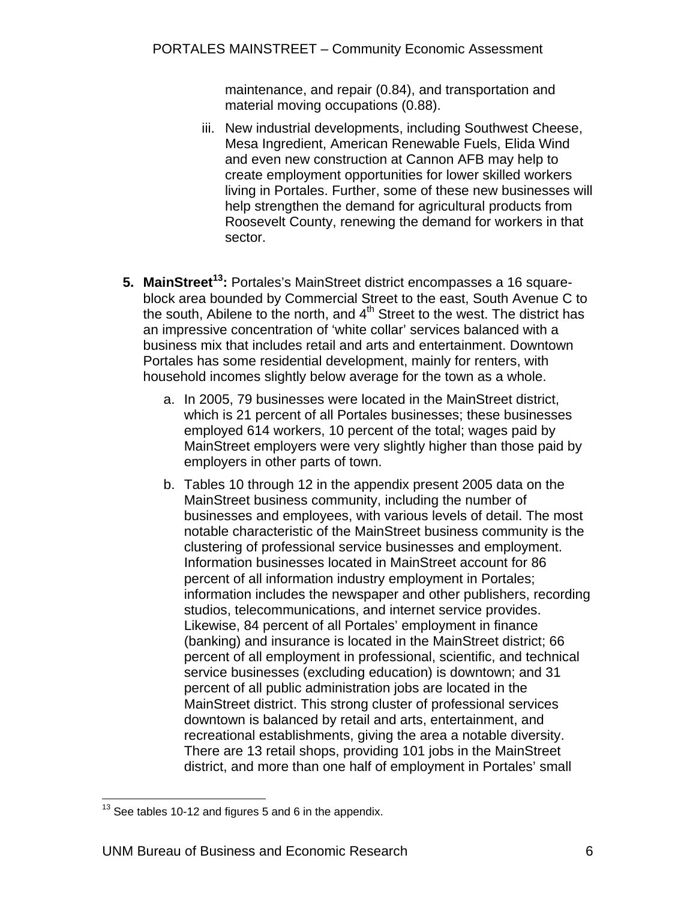maintenance, and repair (0.84), and transportation and material moving occupations (0.88).

iii. New industrial developments, including Southwest Cheese, Mesa Ingredient, American Renewable Fuels, Elida Wind and even new construction at Cannon AFB may help to create employment opportunities for lower skilled workers living in Portales. Further, some of these new businesses will help strengthen the demand for agricultural products from Roosevelt County, renewing the demand for workers in that sector.

5. **MainStreet[13]:** Portales's MainStreet district encompasses a 16 square-block area bounded by Commercial Street to the east, South Avenue C to the south, Abilene to the north, and 4th Street to the west. The district has an impressive concentration of 'white collar' services balanced with a business mix that includes retail and arts and entertainment. Downtown Portales has some residential development, mainly for renters, with household incomes slightly below average for the town as a whole.

   a. In 2005, 79 businesses were located in the MainStreet district, which is 21 percent of all Portales businesses; these businesses employed 614 workers, 10 percent of the total; wages paid by MainStreet employers were very slightly higher than those paid by employers in other parts of town.

   b. Tables 10 through 12 in the appendix present 2005 data on the MainStreet business community, including the number of businesses and employees, with various levels of detail. The most notable characteristic of the MainStreet business community is the clustering of professional service businesses and employment. Information businesses located in MainStreet account for 86 percent of all information industry employment in Portales; information includes the newspaper and other publishers, recording studios, telecommunications, and internet service provides. Likewise, 84 percent of all Portales' employment in finance (banking) and insurance is located in the MainStreet district; 66 percent of all employment in professional, scientific, and technical service businesses (excluding education) is downtown; and 31 percent of all public administration jobs are located in the MainStreet district. This strong cluster of professional services downtown is balanced by retail and arts, entertainment, and recreational establishments, giving the area a notable diversity. There are 13 retail shops, providing 101 jobs in the MainStreet district, and more than one half of employment in Portales' small

---

[13] See tables 10-12 and figures 5 and 6 in the appendix.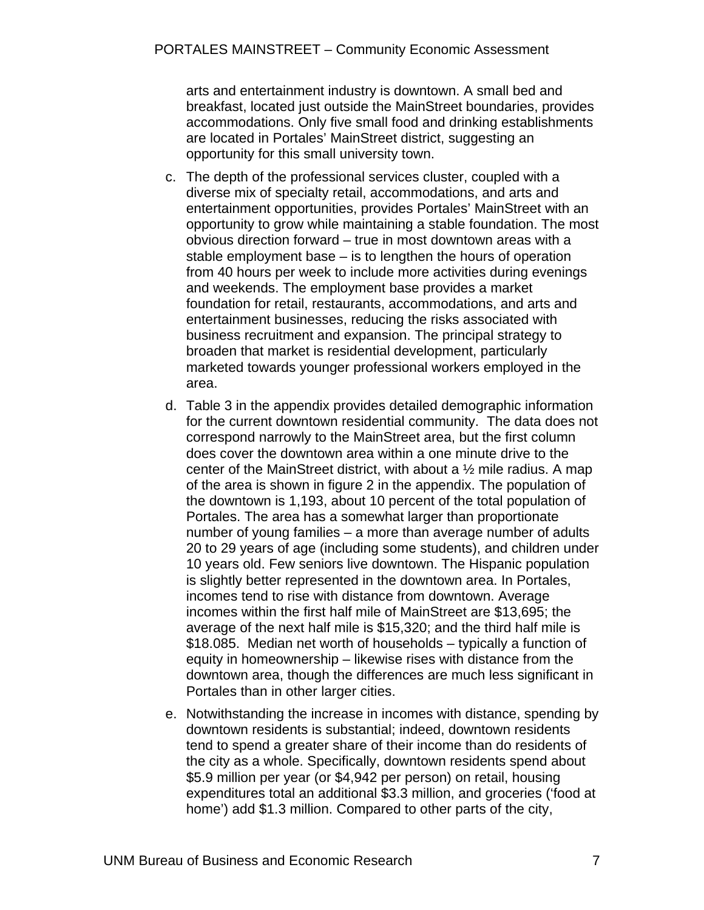arts and entertainment industry is downtown. A small bed and breakfast, located just outside the MainStreet boundaries, provides accommodations. Only five small food and drinking establishments are located in Portales' MainStreet district, suggesting an opportunity for this small university town.

c. The depth of the professional services cluster, coupled with a diverse mix of specialty retail, accommodations, and arts and entertainment opportunities, provides Portales' MainStreet with an opportunity to grow while maintaining a stable foundation. The most obvious direction forward – true in most downtown areas with a stable employment base – is to lengthen the hours of operation from 40 hours per week to include more activities during evenings and weekends. The employment base provides a market foundation for retail, restaurants, accommodations, and arts and entertainment businesses, reducing the risks associated with business recruitment and expansion. The principal strategy to broaden that market is residential development, particularly marketed towards younger professional workers employed in the area.

d. Table 3 in the appendix provides detailed demographic information for the current downtown residential community. The data does not correspond narrowly to the MainStreet area, but the first column does cover the downtown area within a one minute drive to the center of the MainStreet district, with about a ½ mile radius. A map of the area is shown in figure 2 in the appendix. The population of the downtown is 1,193, about 10 percent of the total population of Portales. The area has a somewhat larger than proportionate number of young families – a more than average number of adults 20 to 29 years of age (including some students), and children under 10 years old. Few seniors live downtown. The Hispanic population is slightly better represented in the downtown area. In Portales, incomes tend to rise with distance from downtown. Average incomes within the first half mile of MainStreet are $13,695; the average of the next half mile is $15,320; and the third half mile is $18.085. Median net worth of households – typically a function of equity in homeownership – likewise rises with distance from the downtown area, though the differences are much less significant in Portales than in other larger cities.

e. Notwithstanding the increase in incomes with distance, spending by downtown residents is substantial; indeed, downtown residents tend to spend a greater share of their income than do residents of the city as a whole. Specifically, downtown residents spend about $5.9 million per year (or $4,942 per person) on retail, housing expenditures total an additional $3.3 million, and groceries ('food at home') add $1.3 million. Compared to other parts of the city,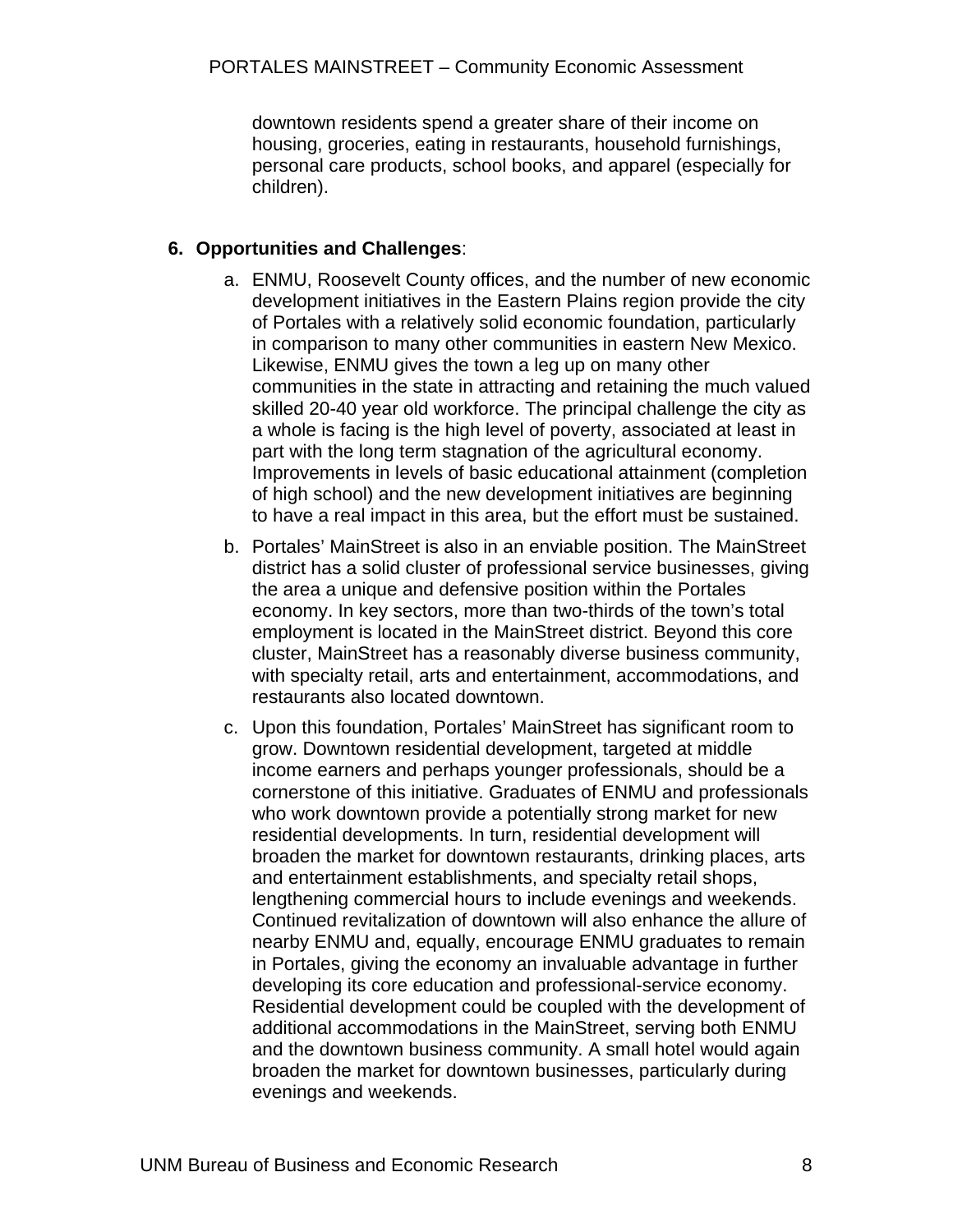downtown residents spend a greater share of their income on housing, groceries, eating in restaurants, household furnishings, personal care products, school books, and apparel (especially for children).

6. **Opportunities and Challenges**:

   a. ENMU, Roosevelt County offices, and the number of new economic development initiatives in the Eastern Plains region provide the city of Portales with a relatively solid economic foundation, particularly in comparison to many other communities in eastern New Mexico. Likewise, ENMU gives the town a leg up on many other communities in the state in attracting and retaining the much valued skilled 20-40 year old workforce. The principal challenge the city as a whole is facing is the high level of poverty, associated at least in part with the long term stagnation of the agricultural economy. Improvements in levels of basic educational attainment (completion of high school) and the new development initiatives are beginning to have a real impact in this area, but the effort must be sustained.

   b. Portales' MainStreet is also in an enviable position. The MainStreet district has a solid cluster of professional service businesses, giving the area a unique and defensive position within the Portales economy. In key sectors, more than two-thirds of the town's total employment is located in the MainStreet district. Beyond this core cluster, MainStreet has a reasonably diverse business community, with specialty retail, arts and entertainment, accommodations, and restaurants also located downtown.

   c. Upon this foundation, Portales' MainStreet has significant room to grow. Downtown residential development, targeted at middle income earners and perhaps younger professionals, should be a cornerstone of this initiative. Graduates of ENMU and professionals who work downtown provide a potentially strong market for new residential developments. In turn, residential development will broaden the market for downtown restaurants, drinking places, arts and entertainment establishments, and specialty retail shops, lengthening commercial hours to include evenings and weekends. Continued revitalization of downtown will also enhance the allure of nearby ENMU and, equally, encourage ENMU graduates to remain in Portales, giving the economy an invaluable advantage in further developing its core education and professional-service economy. Residential development could be coupled with the development of additional accommodations in the MainStreet, serving both ENMU and the downtown business community. A small hotel would again broaden the market for downtown businesses, particularly during evenings and weekends.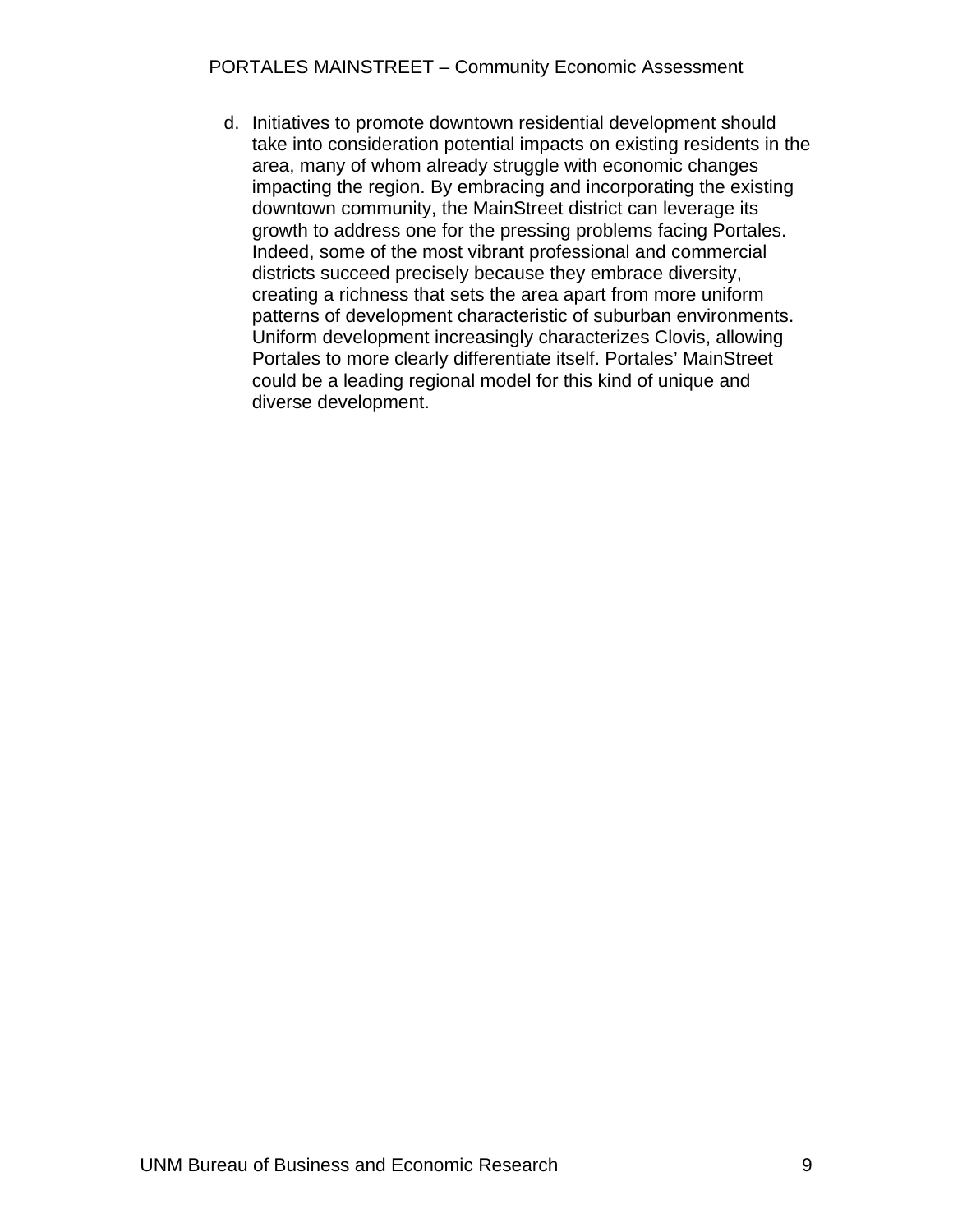d. Initiatives to promote downtown residential development should take into consideration potential impacts on existing residents in the area, many of whom already struggle with economic changes impacting the region. By embracing and incorporating the existing downtown community, the MainStreet district can leverage its growth to address one for the pressing problems facing Portales. Indeed, some of the most vibrant professional and commercial districts succeed precisely because they embrace diversity, creating a richness that sets the area apart from more uniform patterns of development characteristic of suburban environments. Uniform development increasingly characterizes Clovis, allowing Portales to more clearly differentiate itself. Portales' MainStreet could be a leading regional model for this kind of unique and diverse development.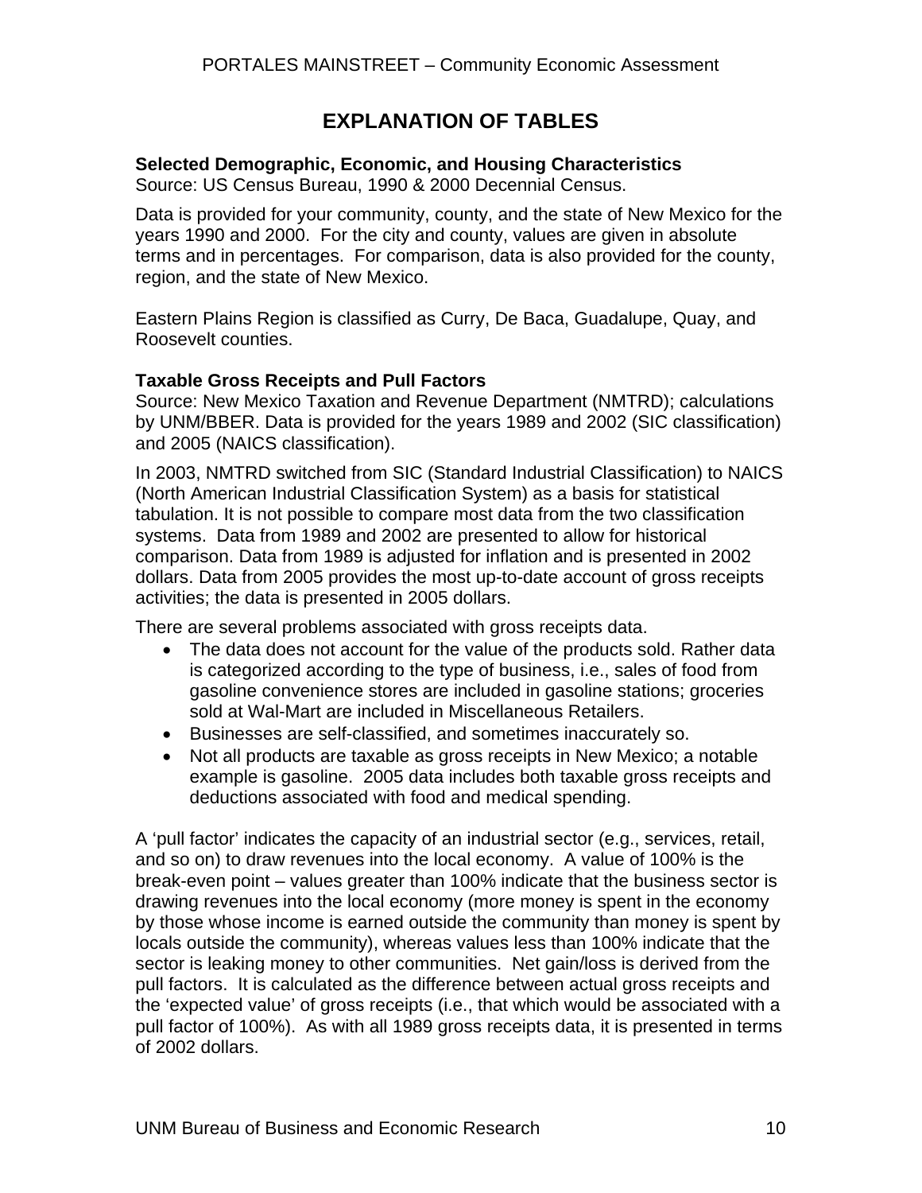# EXPLANATION OF TABLES

**Selected Demographic, Economic, and Housing Characteristics**
Source: US Census Bureau, 1990 & 2000 Decennial Census.

Data is provided for your community, county, and the state of New Mexico for the years 1990 and 2000. For the city and county, values are given in absolute terms and in percentages. For comparison, data is also provided for the county, region, and the state of New Mexico.

Eastern Plains Region is classified as Curry, De Baca, Guadalupe, Quay, and Roosevelt counties.

**Taxable Gross Receipts and Pull Factors**
Source: New Mexico Taxation and Revenue Department (NMTRD); calculations by UNM/BBER. Data is provided for the years 1989 and 2002 (SIC classification) and 2005 (NAICS classification).

In 2003, NMTRD switched from SIC (Standard Industrial Classification) to NAICS (North American Industrial Classification System) as a basis for statistical tabulation. It is not possible to compare most data from the two classification systems. Data from 1989 and 2002 are presented to allow for historical comparison. Data from 1989 is adjusted for inflation and is presented in 2002 dollars. Data from 2005 provides the most up-to-date account of gross receipts activities; the data is presented in 2005 dollars.

There are several problems associated with gross receipts data.

- The data does not account for the value of the products sold. Rather data is categorized according to the type of business, i.e., sales of food from gasoline convenience stores are included in gasoline stations; groceries sold at Wal-Mart are included in Miscellaneous Retailers.
- Businesses are self-classified, and sometimes inaccurately so.
- Not all products are taxable as gross receipts in New Mexico; a notable example is gasoline. 2005 data includes both taxable gross receipts and deductions associated with food and medical spending.

A 'pull factor' indicates the capacity of an industrial sector (e.g., services, retail, and so on) to draw revenues into the local economy. A value of 100% is the break-even point – values greater than 100% indicate that the business sector is drawing revenues into the local economy (more money is spent in the economy by those whose income is earned outside the community than money is spent by locals outside the community), whereas values less than 100% indicate that the sector is leaking money to other communities. Net gain/loss is derived from the pull factors. It is calculated as the difference between actual gross receipts and the 'expected value' of gross receipts (i.e., that which would be associated with a pull factor of 100%). As with all 1989 gross receipts data, it is presented in terms of 2002 dollars.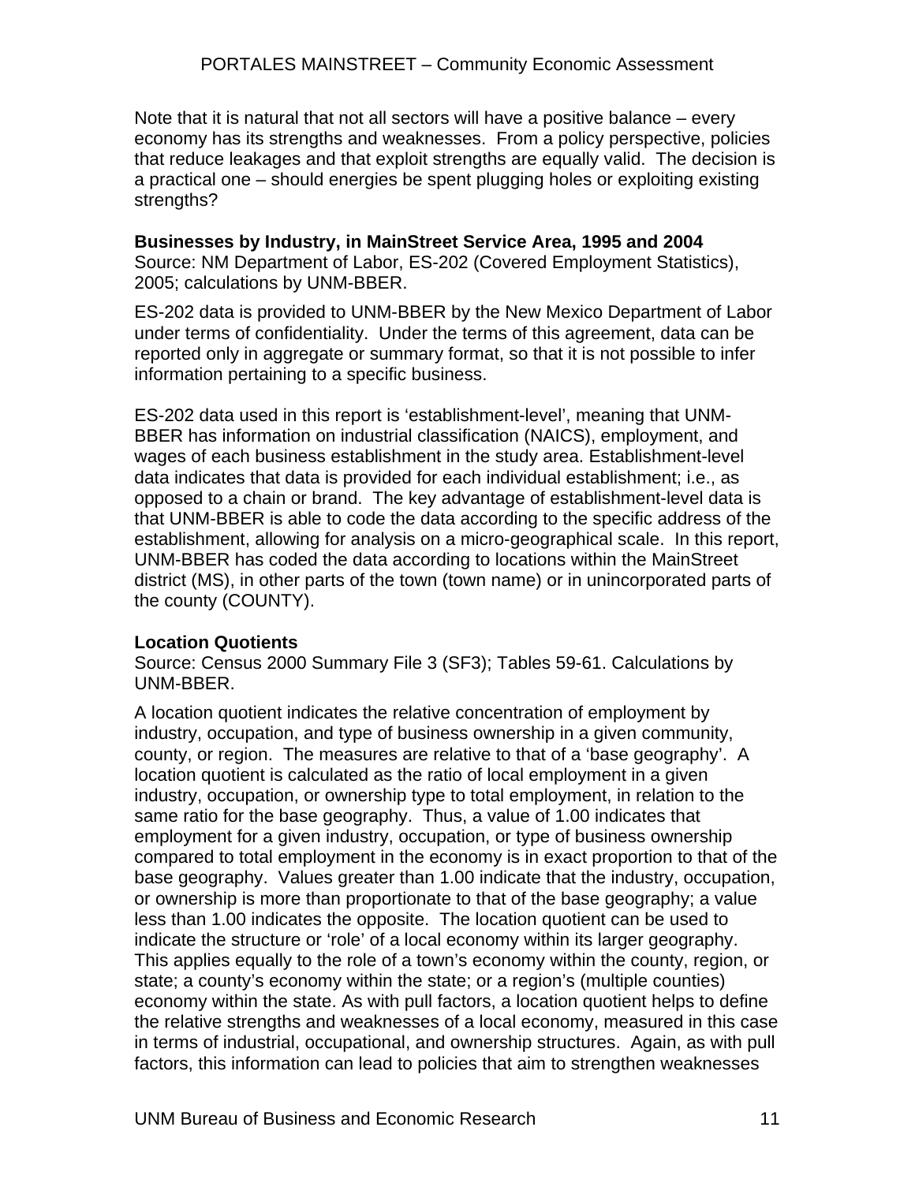Note that it is natural that not all sectors will have a positive balance – every economy has its strengths and weaknesses. From a policy perspective, policies that reduce leakages and that exploit strengths are equally valid. The decision is a practical one – should energies be spent plugging holes or exploiting existing strengths?

**Businesses by Industry, in MainStreet Service Area, 1995 and 2004**
Source: NM Department of Labor, ES-202 (Covered Employment Statistics), 2005; calculations by UNM-BBER.

ES-202 data is provided to UNM-BBER by the New Mexico Department of Labor under terms of confidentiality. Under the terms of this agreement, data can be reported only in aggregate or summary format, so that it is not possible to infer information pertaining to a specific business.

ES-202 data used in this report is 'establishment-level', meaning that UNM-BBER has information on industrial classification (NAICS), employment, and wages of each business establishment in the study area. Establishment-level data indicates that data is provided for each individual establishment; i.e., as opposed to a chain or brand. The key advantage of establishment-level data is that UNM-BBER is able to code the data according to the specific address of the establishment, allowing for analysis on a micro-geographical scale. In this report, UNM-BBER has coded the data according to locations within the MainStreet district (MS), in other parts of the town (town name) or in unincorporated parts of the county (COUNTY).

**Location Quotients**
Source: Census 2000 Summary File 3 (SF3); Tables 59-61. Calculations by UNM-BBER.

A location quotient indicates the relative concentration of employment by industry, occupation, and type of business ownership in a given community, county, or region. The measures are relative to that of a 'base geography'. A location quotient is calculated as the ratio of local employment in a given industry, occupation, or ownership type to total employment, in relation to the same ratio for the base geography. Thus, a value of 1.00 indicates that employment for a given industry, occupation, or type of business ownership compared to total employment in the economy is in exact proportion to that of the base geography. Values greater than 1.00 indicate that the industry, occupation, or ownership is more than proportionate to that of the base geography; a value less than 1.00 indicates the opposite. The location quotient can be used to indicate the structure or 'role' of a local economy within its larger geography. This applies equally to the role of a town's economy within the county, region, or state; a county's economy within the state; or a region's (multiple counties) economy within the state. As with pull factors, a location quotient helps to define the relative strengths and weaknesses of a local economy, measured in this case in terms of industrial, occupational, and ownership structures. Again, as with pull factors, this information can lead to policies that aim to strengthen weaknesses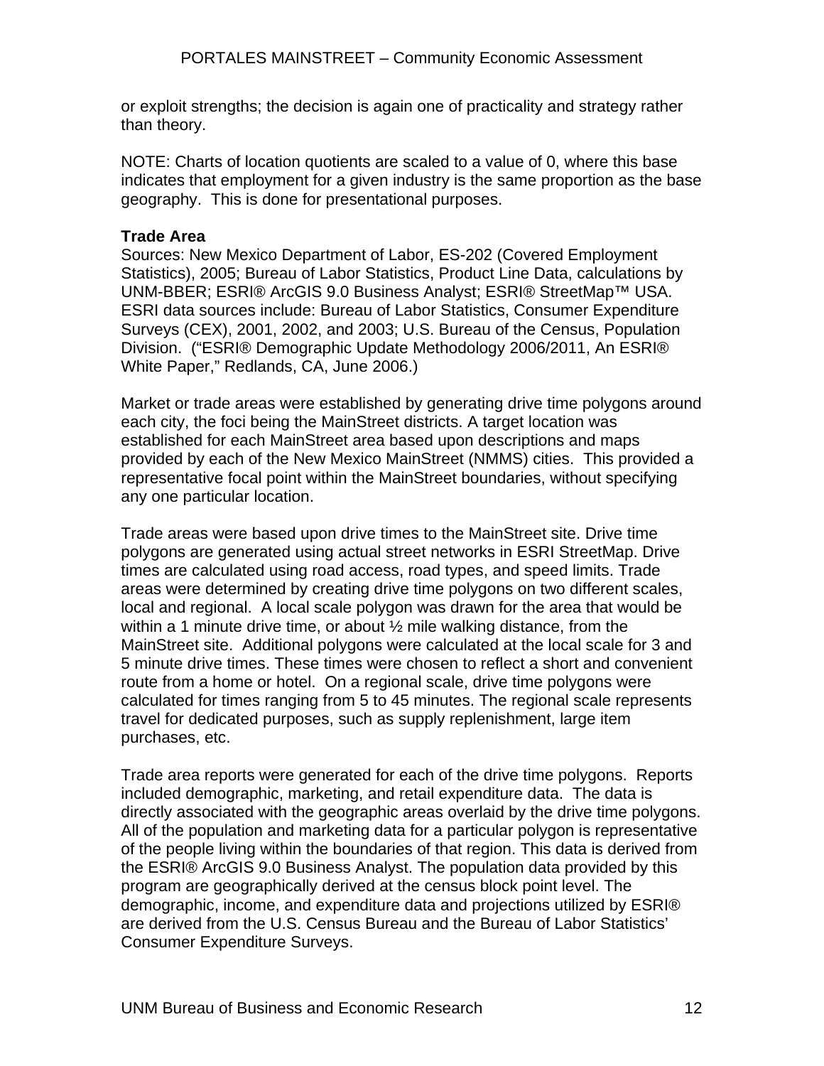or exploit strengths; the decision is again one of practicality and strategy rather than theory.

NOTE: Charts of location quotients are scaled to a value of 0, where this base indicates that employment for a given industry is the same proportion as the base geography. This is done for presentational purposes.

**Trade Area**

Sources: New Mexico Department of Labor, ES-202 (Covered Employment Statistics), 2005; Bureau of Labor Statistics, Product Line Data, calculations by UNM-BBER; ESRI® ArcGIS 9.0 Business Analyst; ESRI® StreetMap™ USA. ESRI data sources include: Bureau of Labor Statistics, Consumer Expenditure Surveys (CEX), 2001, 2002, and 2003; U.S. Bureau of the Census, Population Division. ("ESRI® Demographic Update Methodology 2006/2011, An ESRI® White Paper," Redlands, CA, June 2006.)

Market or trade areas were established by generating drive time polygons around each city, the foci being the MainStreet districts. A target location was established for each MainStreet area based upon descriptions and maps provided by each of the New Mexico MainStreet (NMMS) cities. This provided a representative focal point within the MainStreet boundaries, without specifying any one particular location.

Trade areas were based upon drive times to the MainStreet site. Drive time polygons are generated using actual street networks in ESRI StreetMap. Drive times are calculated using road access, road types, and speed limits. Trade areas were determined by creating drive time polygons on two different scales, local and regional. A local scale polygon was drawn for the area that would be within a 1 minute drive time, or about ½ mile walking distance, from the MainStreet site. Additional polygons were calculated at the local scale for 3 and 5 minute drive times. These times were chosen to reflect a short and convenient route from a home or hotel. On a regional scale, drive time polygons were calculated for times ranging from 5 to 45 minutes. The regional scale represents travel for dedicated purposes, such as supply replenishment, large item purchases, etc.

Trade area reports were generated for each of the drive time polygons. Reports included demographic, marketing, and retail expenditure data. The data is directly associated with the geographic areas overlaid by the drive time polygons. All of the population and marketing data for a particular polygon is representative of the people living within the boundaries of that region. This data is derived from the ESRI® ArcGIS 9.0 Business Analyst. The population data provided by this program are geographically derived at the census block point level. The demographic, income, and expenditure data and projections utilized by ESRI® are derived from the U.S. Census Bureau and the Bureau of Labor Statistics' Consumer Expenditure Surveys.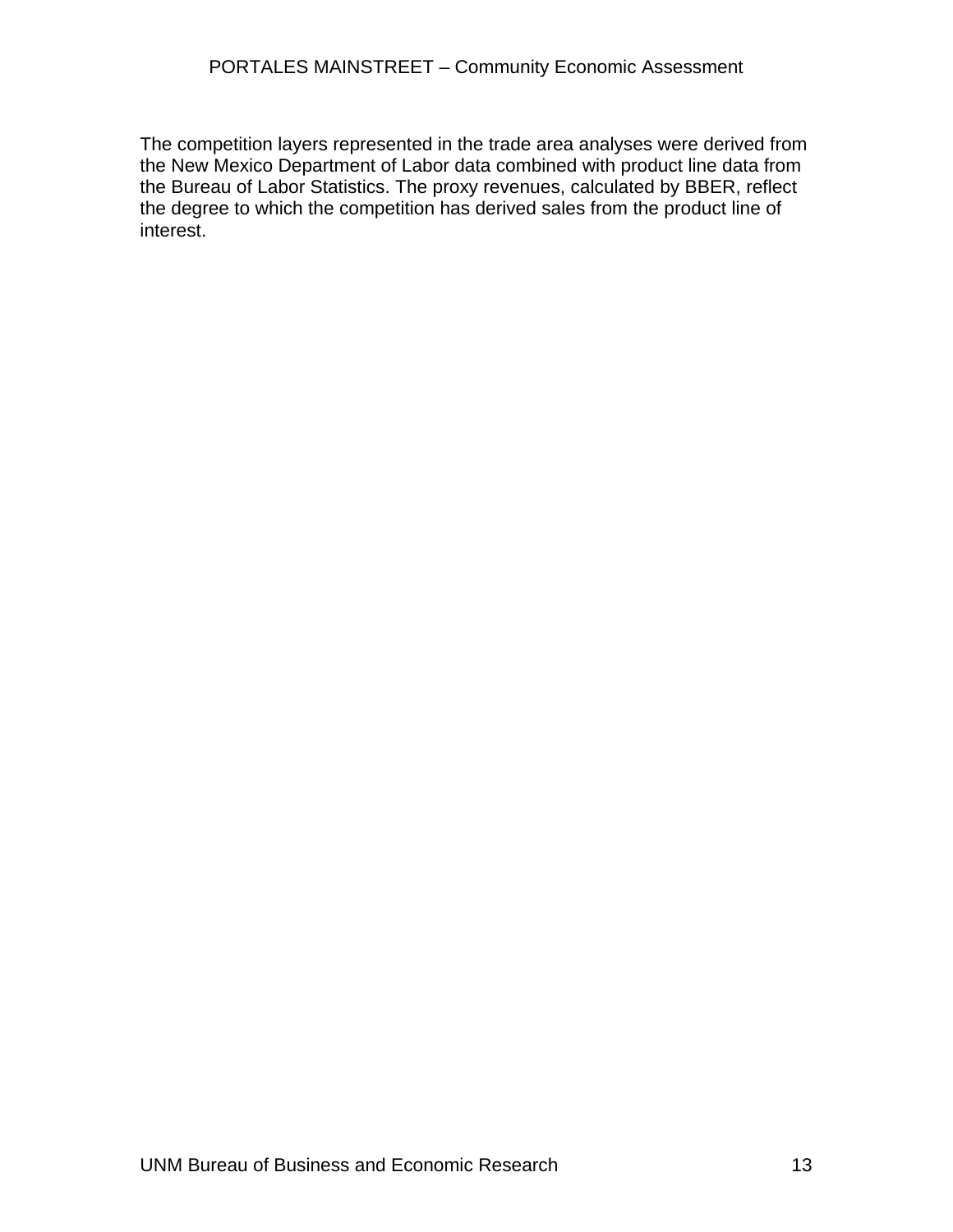The competition layers represented in the trade area analyses were derived from the New Mexico Department of Labor data combined with product line data from the Bureau of Labor Statistics. The proxy revenues, calculated by BBER, reflect the degree to which the competition has derived sales from the product line of interest.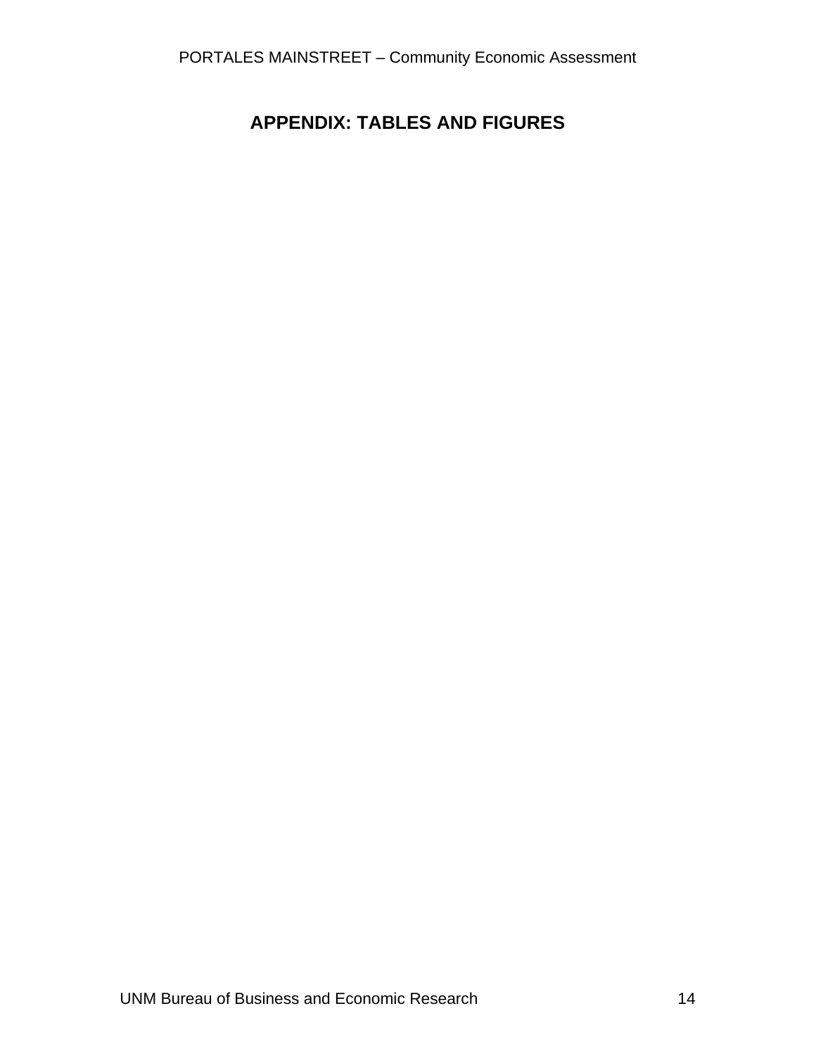# APPENDIX: TABLES AND FIGURES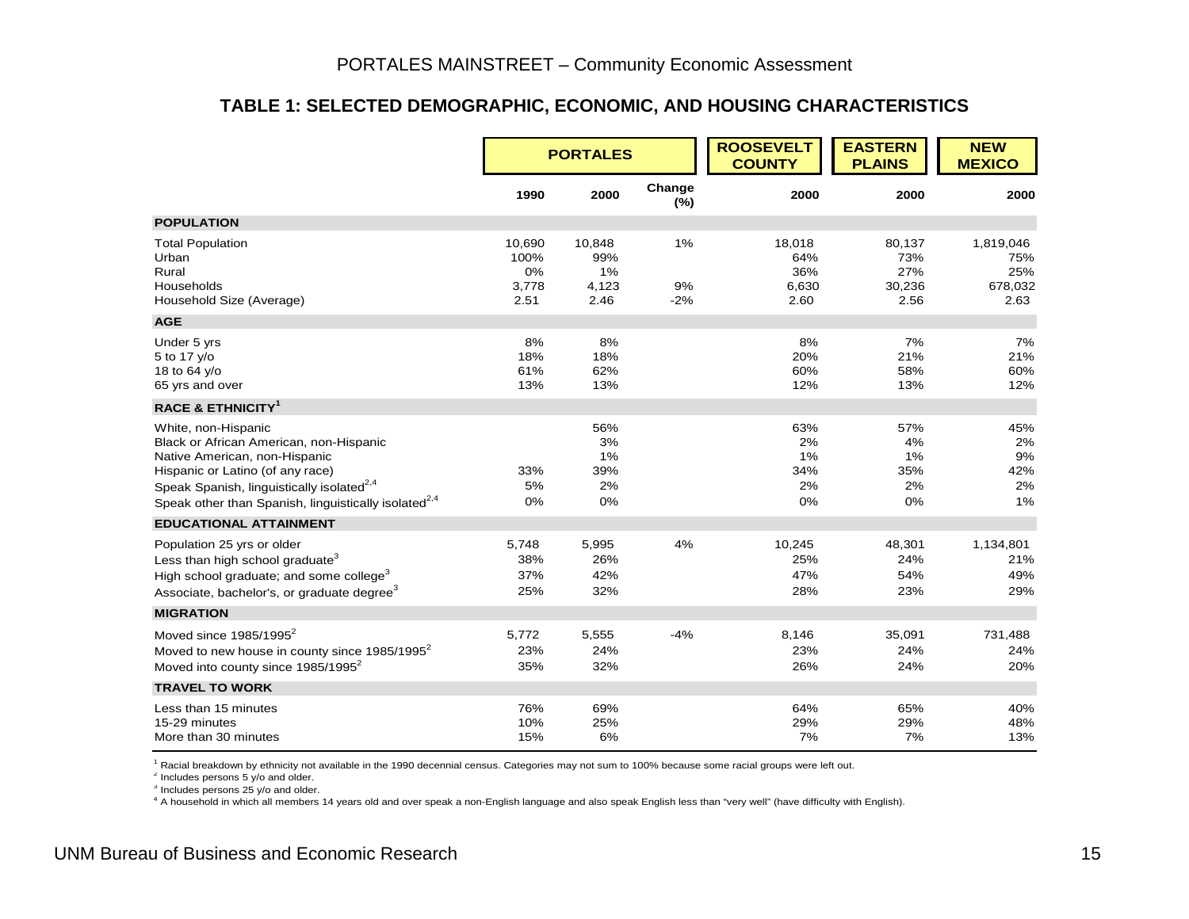## TABLE 1: SELECTED DEMOGRAPHIC, ECONOMIC, AND HOUSING CHARACTERISTICS

| | PORTALES | | | ROOSEVELT COUNTY | EASTERN PLAINS | NEW MEXICO |
|---|---|---|---|---|---|---|
| | 1990 | 2000 | Change (%) | 2000 | 2000 | 2000 |
| **POPULATION** | | | | | | |
| Total Population | 10,690 | 10,848 | 1% | 18,018 | 80,137 | 1,819,046 |
| Urban | 100% | 99% | | 64% | 73% | 75% |
| Rural | 0% | 1% | | 36% | 27% | 25% |
| Households | 3,778 | 4,123 | 9% | 6,630 | 30,236 | 678,032 |
| Household Size (Average) | 2.51 | 2.46 | -2% | 2.60 | 2.56 | 2.63 |
| **AGE** | | | | | | |
| Under 5 yrs | 8% | 8% | | 8% | 7% | 7% |
| 5 to 17 y/o | 18% | 18% | | 20% | 21% | 21% |
| 18 to 64 y/o | 61% | 62% | | 60% | 58% | 60% |
| 65 yrs and over | 13% | 13% | | 12% | 13% | 12% |
| **RACE & ETHNICITY[1]** | | | | | | |
| White, non-Hispanic | | 56% | | 63% | 57% | 45% |
| Black or African American, non-Hispanic | | 3% | | 2% | 4% | 2% |
| Native American, non-Hispanic | | 1% | | 1% | 1% | 9% |
| Hispanic or Latino (of any race) | 33% | 39% | | 34% | 35% | 42% |
| Speak Spanish, linguistically isolated[2,4] | 5% | 2% | | 2% | 2% | 2% |
| Speak other than Spanish, linguistically isolated[2,4] | 0% | 0% | | 0% | 0% | 1% |
| **EDUCATIONAL ATTAINMENT** | | | | | | |
| Population 25 yrs or older | 5,748 | 5,995 | 4% | 10,245 | 48,301 | 1,134,801 |
| Less than high school graduate[3] | 38% | 26% | | 25% | 24% | 21% |
| High school graduate; and some college[3] | 37% | 42% | | 47% | 54% | 49% |
| Associate, bachelor's, or graduate degree[3] | 25% | 32% | | 28% | 23% | 29% |
| **MIGRATION** | | | | | | |
| Moved since 1985/1995[2] | 5,772 | 5,555 | -4% | 8,146 | 35,091 | 731,488 |
| Moved to new house in county since 1985/1995[2] | 23% | 24% | | 23% | 24% | 24% |
| Moved into county since 1985/1995[2] | 35% | 32% | | 26% | 24% | 20% |
| **TRAVEL TO WORK** | | | | | | |
| Less than 15 minutes | 76% | 69% | | 64% | 65% | 40% |
| 15-29 minutes | 10% | 25% | | 29% | 29% | 48% |
| More than 30 minutes | 15% | 6% | | 7% | 7% | 13% |

[1] Racial breakdown by ethnicity not available in the 1990 decennial census. Categories may not sum to 100% because some racial groups were left out.
[2] Includes persons 5 y/o and older.
[3] Includes persons 25 y/o and older.
[4] A household in which all members 14 years old and over speak a non-English language and also speak English less than "very well" (have difficulty with English).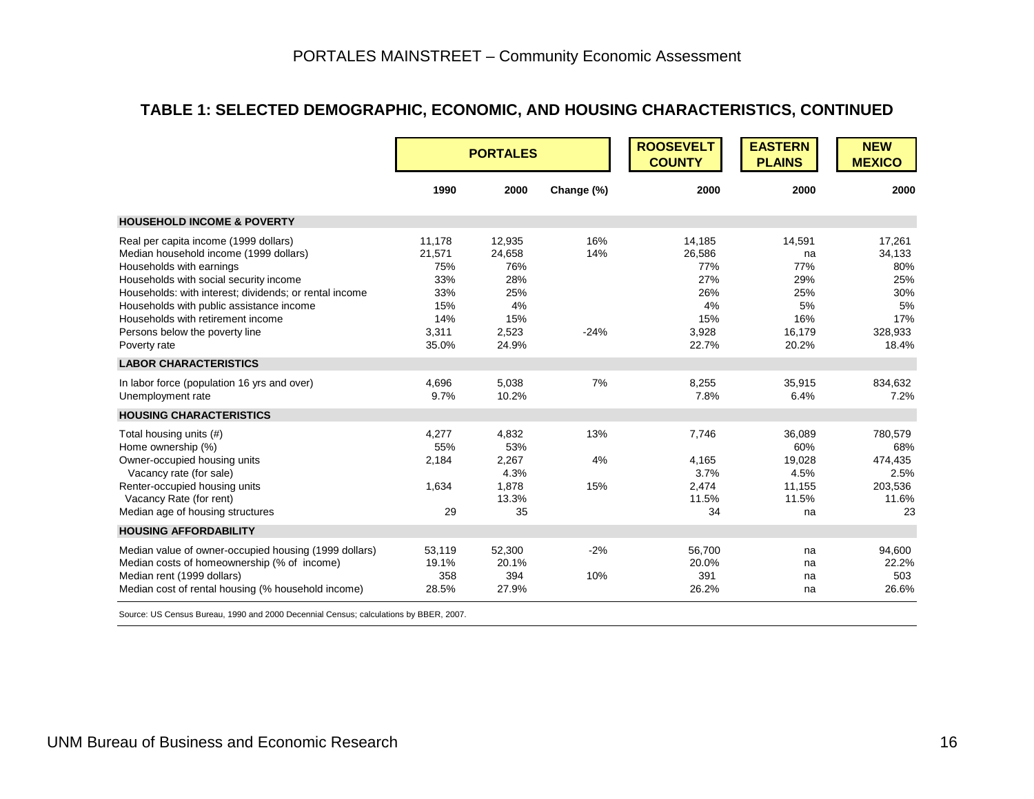## TABLE 1: SELECTED DEMOGRAPHIC, ECONOMIC, AND HOUSING CHARACTERISTICS, CONTINUED

| | PORTALES | | | ROOSEVELT COUNTY | EASTERN PLAINS | NEW MEXICO |
|---|---|---|---|---|---|---|
| | 1990 | 2000 | Change (%) | 2000 | 2000 | 2000 |
| **HOUSEHOLD INCOME & POVERTY** | | | | | | |
| Real per capita income (1999 dollars) | 11,178 | 12,935 | 16% | 14,185 | 14,591 | 17,261 |
| Median household income (1999 dollars) | 21,571 | 24,658 | 14% | 26,586 | na | 34,133 |
| Households with earnings | 75% | 76% | | 77% | 77% | 80% |
| Households with social security income | 33% | 28% | | 27% | 29% | 25% |
| Households: with interest; dividends; or rental income | 33% | 25% | | 26% | 25% | 30% |
| Households with public assistance income | 15% | 4% | | 4% | 5% | 5% |
| Households with retirement income | 14% | 15% | | 15% | 16% | 17% |
| Persons below the poverty line | 3,311 | 2,523 | -24% | 3,928 | 16,179 | 328,933 |
| Poverty rate | 35.0% | 24.9% | | 22.7% | 20.2% | 18.4% |
| **LABOR CHARACTERISTICS** | | | | | | |
| In labor force (population 16 yrs and over) | 4,696 | 5,038 | 7% | 8,255 | 35,915 | 834,632 |
| Unemployment rate | 9.7% | 10.2% | | 7.8% | 6.4% | 7.2% |
| **HOUSING CHARACTERISTICS** | | | | | | |
| Total housing units (#) | 4,277 | 4,832 | 13% | 7,746 | 36,089 | 780,579 |
| Home ownership (%) | 55% | 53% | | | 60% | 68% |
| Owner-occupied housing units | 2,184 | 2,267 | 4% | 4,165 | 19,028 | 474,435 |
| Vacancy rate (for sale) | | 4.3% | | 3.7% | 4.5% | 2.5% |
| Renter-occupied housing units | 1,634 | 1,878 | 15% | 2,474 | 11,155 | 203,536 |
| Vacancy Rate (for rent) | | 13.3% | | 11.5% | 11.5% | 11.6% |
| Median age of housing structures | 29 | 35 | | 34 | na | 23 |
| **HOUSING AFFORDABILITY** | | | | | | |
| Median value of owner-occupied housing (1999 dollars) | 53,119 | 52,300 | -2% | 56,700 | na | 94,600 |
| Median costs of homeownership (% of income) | 19.1% | 20.1% | | 20.0% | na | 22.2% |
| Median rent (1999 dollars) | 358 | 394 | 10% | 391 | na | 503 |
| Median cost of rental housing (% household income) | 28.5% | 27.9% | | 26.2% | na | 26.6% |

Source: US Census Bureau, 1990 and 2000 Decennial Census; calculations by BBER, 2007.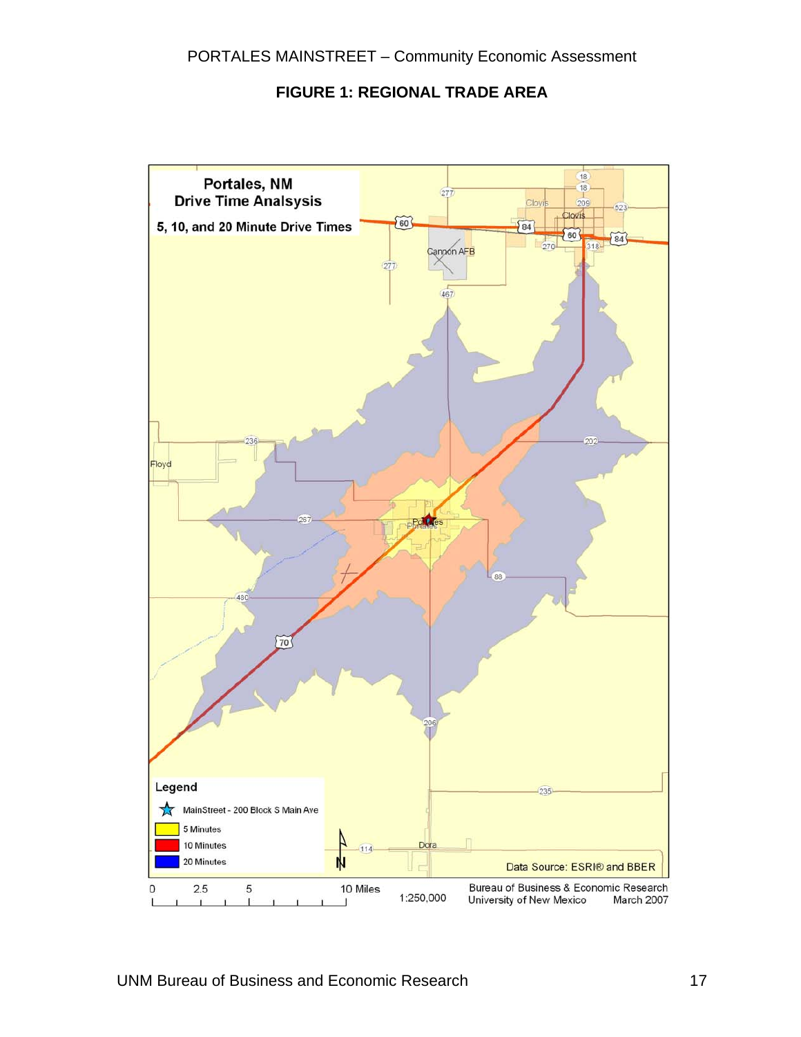## FIGURE 1: REGIONAL TRADE AREA

**Portales, NM**
**Drive Time Analsysis**
**5, 10, and 20 Minute Drive Times**

**Legend**

- MainStreet - 200 Block S Main Ave
- 5 Minutes
- 10 Minutes
- 20 Minutes

Data Source: ESRI® and BBER

0 2.5 5 10 Miles

1:250,000

Bureau of Business & Economic Research
University of New Mexico March 2007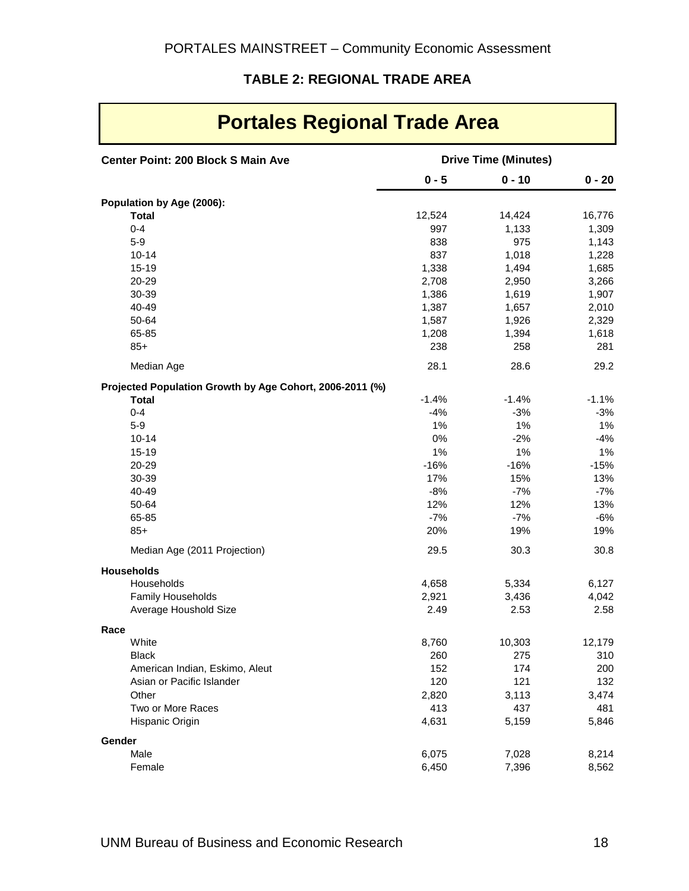### TABLE 2: REGIONAL TRADE AREA

## Portales Regional Trade Area

| Center Point: 200 Block S Main Ave | Drive Time (Minutes) | | |
|---|---|---|---|
| | 0 - 5 | 0 - 10 | 0 - 20 |
| **Population by Age (2006):** | | | |
| **Total** | 12,524 | 14,424 | 16,776 |
| 0-4 | 997 | 1,133 | 1,309 |
| 5-9 | 838 | 975 | 1,143 |
| 10-14 | 837 | 1,018 | 1,228 |
| 15-19 | 1,338 | 1,494 | 1,685 |
| 20-29 | 2,708 | 2,950 | 3,266 |
| 30-39 | 1,386 | 1,619 | 1,907 |
| 40-49 | 1,387 | 1,657 | 2,010 |
| 50-64 | 1,587 | 1,926 | 2,329 |
| 65-85 | 1,208 | 1,394 | 1,618 |
| 85+ | 238 | 258 | 281 |
| Median Age | 28.1 | 28.6 | 29.2 |
| **Projected Population Growth by Age Cohort, 2006-2011 (%)** | | | |
| **Total** | -1.4% | -1.4% | -1.1% |
| 0-4 | -4% | -3% | -3% |
| 5-9 | 1% | 1% | 1% |
| 10-14 | 0% | -2% | -4% |
| 15-19 | 1% | 1% | 1% |
| 20-29 | -16% | -16% | -15% |
| 30-39 | 17% | 15% | 13% |
| 40-49 | -8% | -7% | -7% |
| 50-64 | 12% | 12% | 13% |
| 65-85 | -7% | -7% | -6% |
| 85+ | 20% | 19% | 19% |
| Median Age (2011 Projection) | 29.5 | 30.3 | 30.8 |
| **Households** | | | |
| Households | 4,658 | 5,334 | 6,127 |
| Family Households | 2,921 | 3,436 | 4,042 |
| Average Houshold Size | 2.49 | 2.53 | 2.58 |
| **Race** | | | |
| White | 8,760 | 10,303 | 12,179 |
| Black | 260 | 275 | 310 |
| American Indian, Eskimo, Aleut | 152 | 174 | 200 |
| Asian or Pacific Islander | 120 | 121 | 132 |
| Other | 2,820 | 3,113 | 3,474 |
| Two or More Races | 413 | 437 | 481 |
| Hispanic Origin | 4,631 | 5,159 | 5,846 |
| **Gender** | | | |
| Male | 6,075 | 7,028 | 8,214 |
| Female | 6,450 | 7,396 | 8,562 |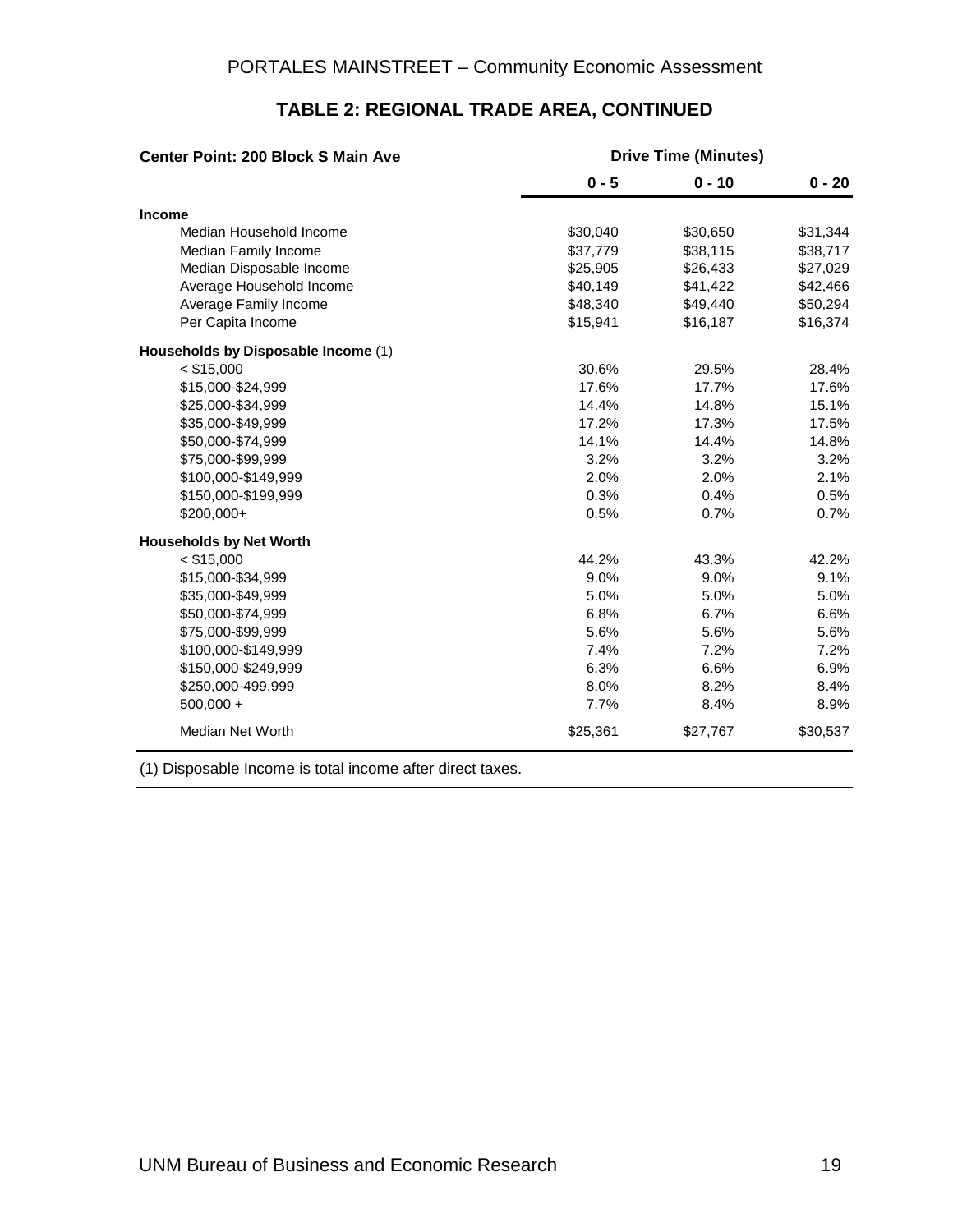## TABLE 2: REGIONAL TRADE AREA, CONTINUED

| Center Point: 200 Block S Main Ave | Drive Time (Minutes) | | |
|---|---|---|---|
| | 0 - 5 | 0 - 10 | 0 - 20 |
| **Income** | | | |
| Median Household Income | $30,040 | $30,650 | $31,344 |
| Median Family Income | $37,779 | $38,115 | $38,717 |
| Median Disposable Income | $25,905 | $26,433 | $27,029 |
| Average Household Income | $40,149 | $41,422 | $42,466 |
| Average Family Income | $48,340 | $49,440 | $50,294 |
| Per Capita Income | $15,941 | $16,187 | $16,374 |
| **Households by Disposable Income** (1) | | | |
| < $15,000 | 30.6% | 29.5% | 28.4% |
| $15,000-$24,999 | 17.6% | 17.7% | 17.6% |
| $25,000-$34,999 | 14.4% | 14.8% | 15.1% |
| $35,000-$49,999 | 17.2% | 17.3% | 17.5% |
| $50,000-$74,999 | 14.1% | 14.4% | 14.8% |
| $75,000-$99,999 | 3.2% | 3.2% | 3.2% |
| $100,000-$149,999 | 2.0% | 2.0% | 2.1% |
| $150,000-$199,999 | 0.3% | 0.4% | 0.5% |
| $200,000+ | 0.5% | 0.7% | 0.7% |
| **Households by Net Worth** | | | |
| < $15,000 | 44.2% | 43.3% | 42.2% |
| $15,000-$34,999 | 9.0% | 9.0% | 9.1% |
| $35,000-$49,999 | 5.0% | 5.0% | 5.0% |
| $50,000-$74,999 | 6.8% | 6.7% | 6.6% |
| $75,000-$99,999 | 5.6% | 5.6% | 5.6% |
| $100,000-$149,999 | 7.4% | 7.2% | 7.2% |
| $150,000-$249,999 | 6.3% | 6.6% | 6.9% |
| $250,000-499,999 | 8.0% | 8.2% | 8.4% |
| 500,000 + | 7.7% | 8.4% | 8.9% |
| Median Net Worth | $25,361 | $27,767 | $30,537 |

(1) Disposable Income is total income after direct taxes.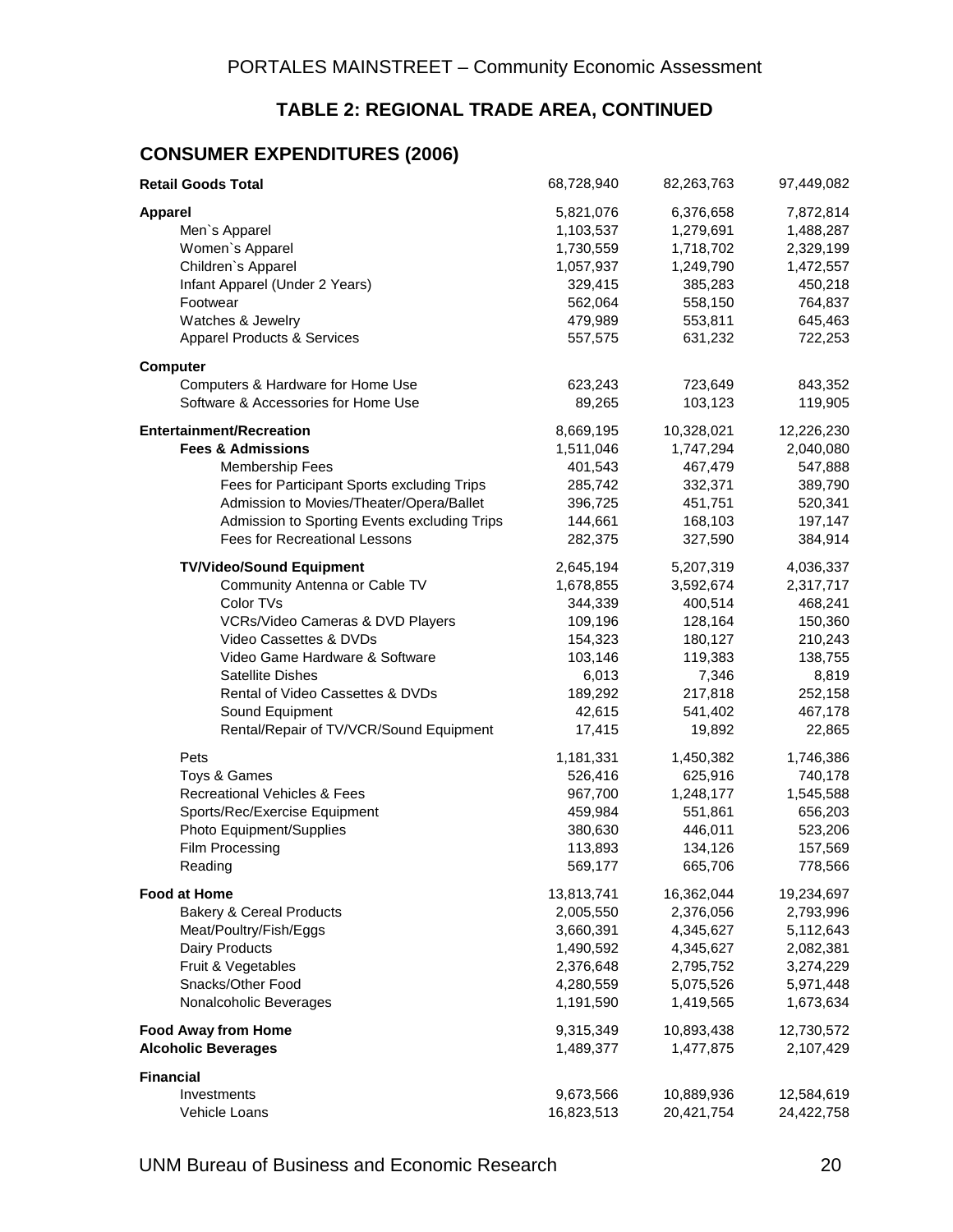## TABLE 2: REGIONAL TRADE AREA, CONTINUED

### CONSUMER EXPENDITURES (2006)

| | | | |
|---|---|---|---|
| **Retail Goods Total** | 68,728,940 | 82,263,763 | 97,449,082 |
| **Apparel** | 5,821,076 | 6,376,658 | 7,872,814 |
| Men`s Apparel | 1,103,537 | 1,279,691 | 1,488,287 |
| Women`s Apparel | 1,730,559 | 1,718,702 | 2,329,199 |
| Children`s Apparel | 1,057,937 | 1,249,790 | 1,472,557 |
| Infant Apparel (Under 2 Years) | 329,415 | 385,283 | 450,218 |
| Footwear | 562,064 | 558,150 | 764,837 |
| Watches & Jewelry | 479,989 | 553,811 | 645,463 |
| Apparel Products & Services | 557,575 | 631,232 | 722,253 |
| **Computer** | | | |
| Computers & Hardware for Home Use | 623,243 | 723,649 | 843,352 |
| Software & Accessories for Home Use | 89,265 | 103,123 | 119,905 |
| **Entertainment/Recreation** | 8,669,195 | 10,328,021 | 12,226,230 |
| **Fees & Admissions** | 1,511,046 | 1,747,294 | 2,040,080 |
| Membership Fees | 401,543 | 467,479 | 547,888 |
| Fees for Participant Sports excluding Trips | 285,742 | 332,371 | 389,790 |
| Admission to Movies/Theater/Opera/Ballet | 396,725 | 451,751 | 520,341 |
| Admission to Sporting Events excluding Trips | 144,661 | 168,103 | 197,147 |
| Fees for Recreational Lessons | 282,375 | 327,590 | 384,914 |
| **TV/Video/Sound Equipment** | 2,645,194 | 5,207,319 | 4,036,337 |
| Community Antenna or Cable TV | 1,678,855 | 3,592,674 | 2,317,717 |
| Color TVs | 344,339 | 400,514 | 468,241 |
| VCRs/Video Cameras & DVD Players | 109,196 | 128,164 | 150,360 |
| Video Cassettes & DVDs | 154,323 | 180,127 | 210,243 |
| Video Game Hardware & Software | 103,146 | 119,383 | 138,755 |
| Satellite Dishes | 6,013 | 7,346 | 8,819 |
| Rental of Video Cassettes & DVDs | 189,292 | 217,818 | 252,158 |
| Sound Equipment | 42,615 | 541,402 | 467,178 |
| Rental/Repair of TV/VCR/Sound Equipment | 17,415 | 19,892 | 22,865 |
| Pets | 1,181,331 | 1,450,382 | 1,746,386 |
| Toys & Games | 526,416 | 625,916 | 740,178 |
| Recreational Vehicles & Fees | 967,700 | 1,248,177 | 1,545,588 |
| Sports/Rec/Exercise Equipment | 459,984 | 551,861 | 656,203 |
| Photo Equipment/Supplies | 380,630 | 446,011 | 523,206 |
| Film Processing | 113,893 | 134,126 | 157,569 |
| Reading | 569,177 | 665,706 | 778,566 |
| **Food at Home** | 13,813,741 | 16,362,044 | 19,234,697 |
| Bakery & Cereal Products | 2,005,550 | 2,376,056 | 2,793,996 |
| Meat/Poultry/Fish/Eggs | 3,660,391 | 4,345,627 | 5,112,643 |
| Dairy Products | 1,490,592 | 4,345,627 | 2,082,381 |
| Fruit & Vegetables | 2,376,648 | 2,795,752 | 3,274,229 |
| Snacks/Other Food | 4,280,559 | 5,075,526 | 5,971,448 |
| Nonalcoholic Beverages | 1,191,590 | 1,419,565 | 1,673,634 |
| **Food Away from Home** | 9,315,349 | 10,893,438 | 12,730,572 |
| **Alcoholic Beverages** | 1,489,377 | 1,477,875 | 2,107,429 |
| **Financial** | | | |
| Investments | 9,673,566 | 10,889,936 | 12,584,619 |
| Vehicle Loans | 16,823,513 | 20,421,754 | 24,422,758 |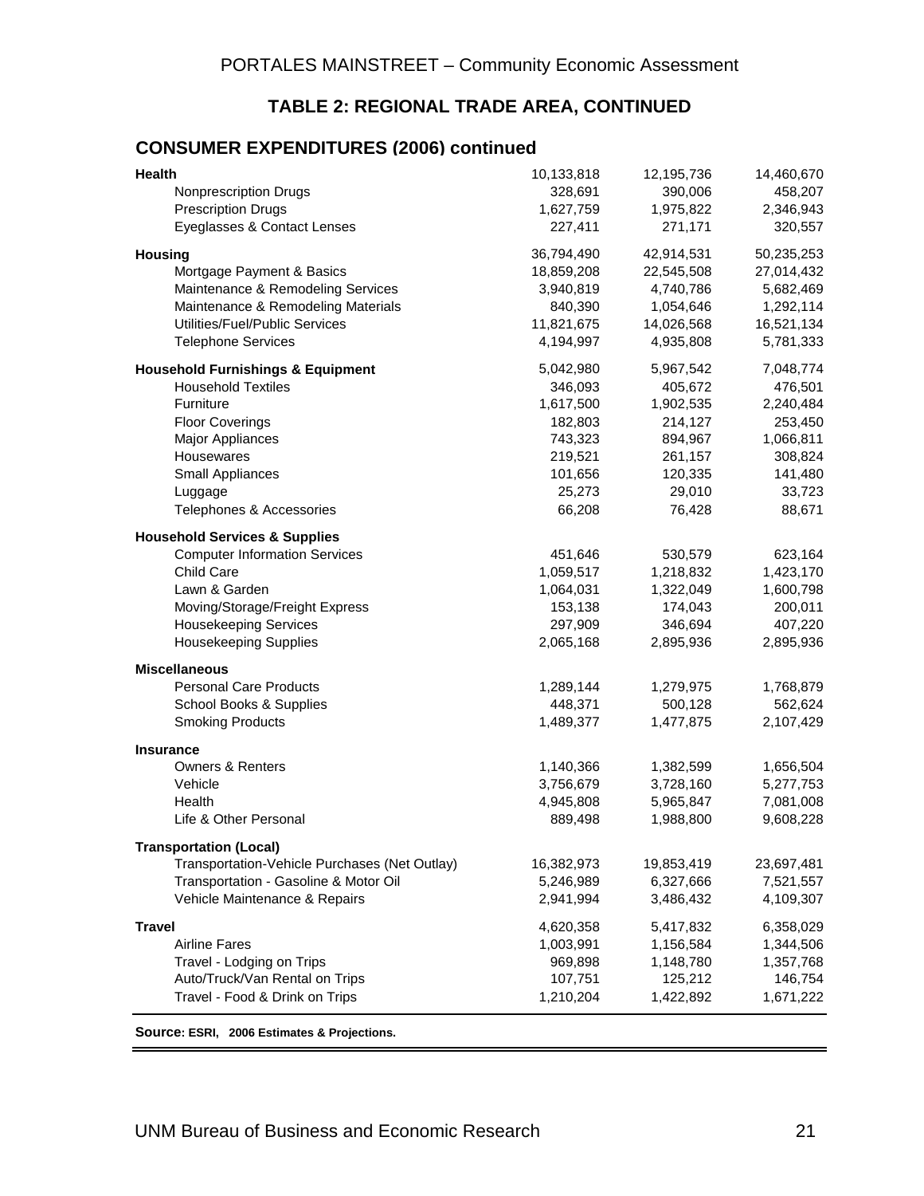## TABLE 2: REGIONAL TRADE AREA, CONTINUED

### CONSUMER EXPENDITURES (2006) continued

| | | | |
|---|---|---|---|
| **Health** | 10,133,818 | 12,195,736 | 14,460,670 |
| Nonprescription Drugs | 328,691 | 390,006 | 458,207 |
| Prescription Drugs | 1,627,759 | 1,975,822 | 2,346,943 |
| Eyeglasses & Contact Lenses | 227,411 | 271,171 | 320,557 |
| **Housing** | 36,794,490 | 42,914,531 | 50,235,253 |
| Mortgage Payment & Basics | 18,859,208 | 22,545,508 | 27,014,432 |
| Maintenance & Remodeling Services | 3,940,819 | 4,740,786 | 5,682,469 |
| Maintenance & Remodeling Materials | 840,390 | 1,054,646 | 1,292,114 |
| Utilities/Fuel/Public Services | 11,821,675 | 14,026,568 | 16,521,134 |
| Telephone Services | 4,194,997 | 4,935,808 | 5,781,333 |
| **Household Furnishings & Equipment** | 5,042,980 | 5,967,542 | 7,048,774 |
| Household Textiles | 346,093 | 405,672 | 476,501 |
| Furniture | 1,617,500 | 1,902,535 | 2,240,484 |
| Floor Coverings | 182,803 | 214,127 | 253,450 |
| Major Appliances | 743,323 | 894,967 | 1,066,811 |
| Housewares | 219,521 | 261,157 | 308,824 |
| Small Appliances | 101,656 | 120,335 | 141,480 |
| Luggage | 25,273 | 29,010 | 33,723 |
| Telephones & Accessories | 66,208 | 76,428 | 88,671 |
| **Household Services & Supplies** | | | |
| Computer Information Services | 451,646 | 530,579 | 623,164 |
| Child Care | 1,059,517 | 1,218,832 | 1,423,170 |
| Lawn & Garden | 1,064,031 | 1,322,049 | 1,600,798 |
| Moving/Storage/Freight Express | 153,138 | 174,043 | 200,011 |
| Housekeeping Services | 297,909 | 346,694 | 407,220 |
| Housekeeping Supplies | 2,065,168 | 2,895,936 | 2,895,936 |
| **Miscellaneous** | | | |
| Personal Care Products | 1,289,144 | 1,279,975 | 1,768,879 |
| School Books & Supplies | 448,371 | 500,128 | 562,624 |
| Smoking Products | 1,489,377 | 1,477,875 | 2,107,429 |
| **Insurance** | | | |
| Owners & Renters | 1,140,366 | 1,382,599 | 1,656,504 |
| Vehicle | 3,756,679 | 3,728,160 | 5,277,753 |
| Health | 4,945,808 | 5,965,847 | 7,081,008 |
| Life & Other Personal | 889,498 | 1,988,800 | 9,608,228 |
| **Transportation (Local)** | | | |
| Transportation-Vehicle Purchases (Net Outlay) | 16,382,973 | 19,853,419 | 23,697,481 |
| Transportation - Gasoline & Motor Oil | 5,246,989 | 6,327,666 | 7,521,557 |
| Vehicle Maintenance & Repairs | 2,941,994 | 3,486,432 | 4,109,307 |
| **Travel** | 4,620,358 | 5,417,832 | 6,358,029 |
| Airline Fares | 1,003,991 | 1,156,584 | 1,344,506 |
| Travel - Lodging on Trips | 969,898 | 1,148,780 | 1,357,768 |
| Auto/Truck/Van Rental on Trips | 107,751 | 125,212 | 146,754 |
| Travel - Food & Drink on Trips | 1,210,204 | 1,422,892 | 1,671,222 |

**Source: ESRI, 2006 Estimates & Projections.**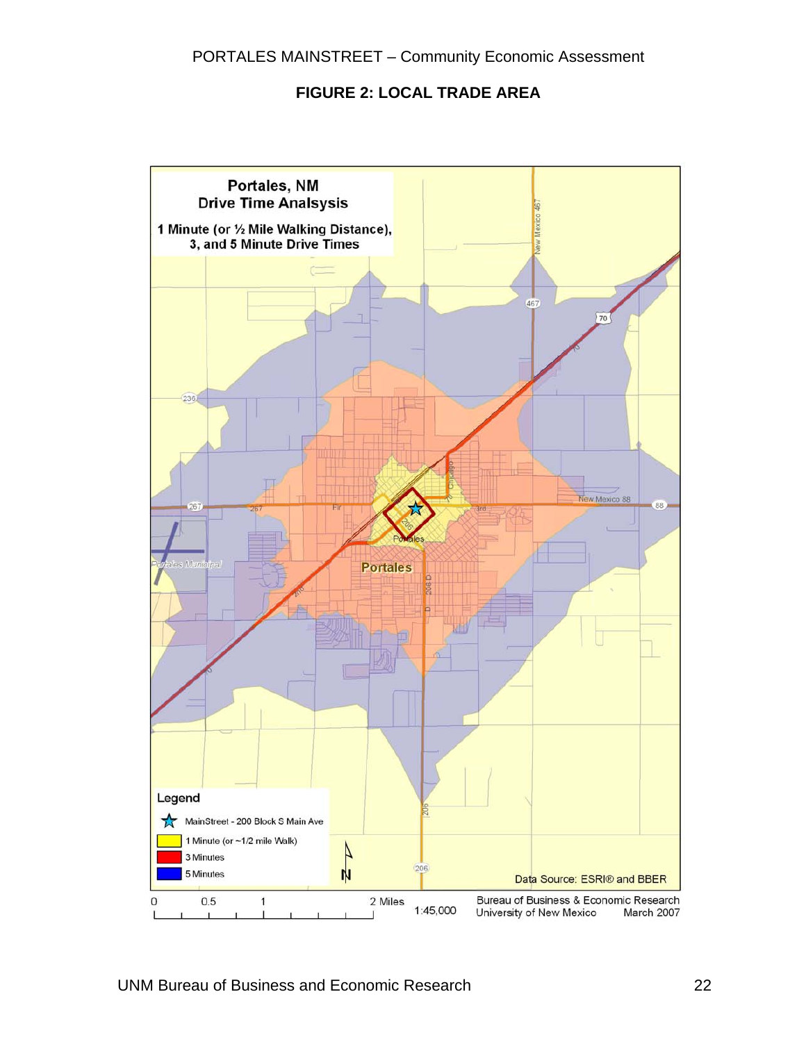## FIGURE 2: LOCAL TRADE AREA

**Portales, NM**
**Drive Time Analsysis**

**1 Minute (or ½ Mile Walking Distance), 3, and 5 Minute Drive Times**

**Legend**

- MainStreet - 200 Block S Main Ave
- 1 Minute (or ~1/2 mile Walk)
- 3 Minutes
- 5 Minutes

Data Source: ESRI® and BBER

0 0.5 1 2 Miles

1:45,000

Bureau of Business & Economic Research
University of New Mexico March 2007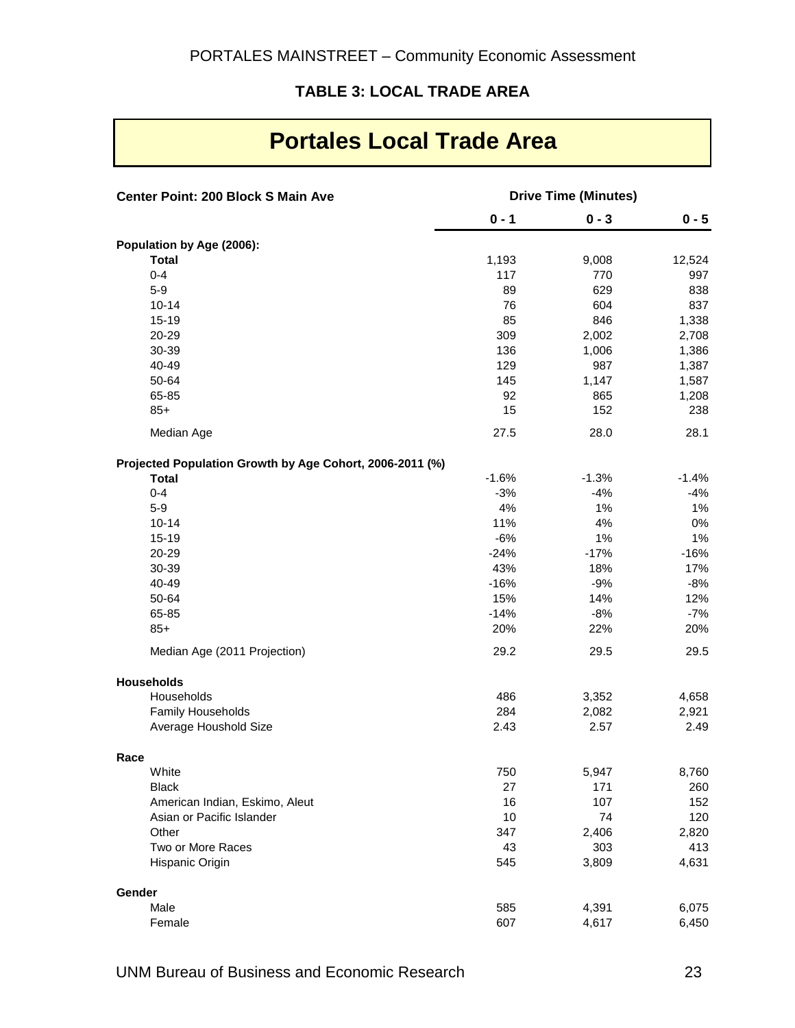### TABLE 3: LOCAL TRADE AREA

## Portales Local Trade Area

| Center Point: 200 Block S Main Ave | Drive Time (Minutes) | | |
|---|---|---|---|
| | 0 - 1 | 0 - 3 | 0 - 5 |
| **Population by Age (2006):** | | | |
| **Total** | 1,193 | 9,008 | 12,524 |
| 0-4 | 117 | 770 | 997 |
| 5-9 | 89 | 629 | 838 |
| 10-14 | 76 | 604 | 837 |
| 15-19 | 85 | 846 | 1,338 |
| 20-29 | 309 | 2,002 | 2,708 |
| 30-39 | 136 | 1,006 | 1,386 |
| 40-49 | 129 | 987 | 1,387 |
| 50-64 | 145 | 1,147 | 1,587 |
| 65-85 | 92 | 865 | 1,208 |
| 85+ | 15 | 152 | 238 |
| Median Age | 27.5 | 28.0 | 28.1 |
| **Projected Population Growth by Age Cohort, 2006-2011 (%)** | | | |
| **Total** | -1.6% | -1.3% | -1.4% |
| 0-4 | -3% | -4% | -4% |
| 5-9 | 4% | 1% | 1% |
| 10-14 | 11% | 4% | 0% |
| 15-19 | -6% | 1% | 1% |
| 20-29 | -24% | -17% | -16% |
| 30-39 | 43% | 18% | 17% |
| 40-49 | -16% | -9% | -8% |
| 50-64 | 15% | 14% | 12% |
| 65-85 | -14% | -8% | -7% |
| 85+ | 20% | 22% | 20% |
| Median Age (2011 Projection) | 29.2 | 29.5 | 29.5 |
| **Households** | | | |
| Households | 486 | 3,352 | 4,658 |
| Family Households | 284 | 2,082 | 2,921 |
| Average Houshold Size | 2.43 | 2.57 | 2.49 |
| **Race** | | | |
| White | 750 | 5,947 | 8,760 |
| Black | 27 | 171 | 260 |
| American Indian, Eskimo, Aleut | 16 | 107 | 152 |
| Asian or Pacific Islander | 10 | 74 | 120 |
| Other | 347 | 2,406 | 2,820 |
| Two or More Races | 43 | 303 | 413 |
| Hispanic Origin | 545 | 3,809 | 4,631 |
| **Gender** | | | |
| Male | 585 | 4,391 | 6,075 |
| Female | 607 | 4,617 | 6,450 |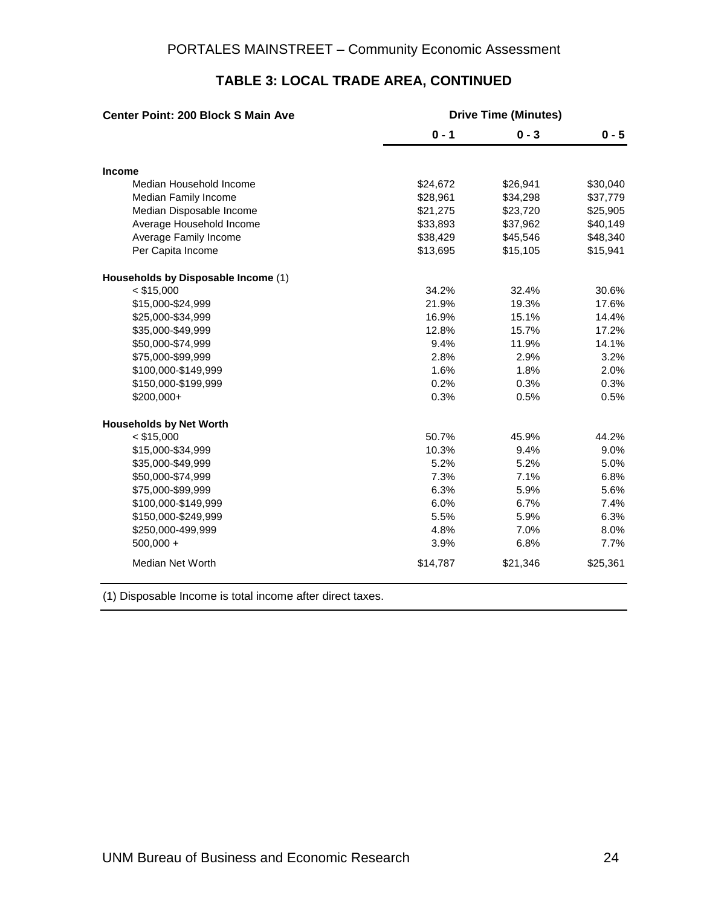## TABLE 3: LOCAL TRADE AREA, CONTINUED

| Center Point: 200 Block S Main Ave | Drive Time (Minutes) | | |
|---|---|---|---|
| | 0 - 1 | 0 - 3 | 0 - 5 |
| **Income** | | | |
| Median Household Income | $24,672 | $26,941 | $30,040 |
| Median Family Income | $28,961 | $34,298 | $37,779 |
| Median Disposable Income | $21,275 | $23,720 | $25,905 |
| Average Household Income | $33,893 | $37,962 | $40,149 |
| Average Family Income | $38,429 | $45,546 | $48,340 |
| Per Capita Income | $13,695 | $15,105 | $15,941 |
| **Households by Disposable Income** (1) | | | |
| < $15,000 | 34.2% | 32.4% | 30.6% |
| $15,000-$24,999 | 21.9% | 19.3% | 17.6% |
| $25,000-$34,999 | 16.9% | 15.1% | 14.4% |
| $35,000-$49,999 | 12.8% | 15.7% | 17.2% |
| $50,000-$74,999 | 9.4% | 11.9% | 14.1% |
| $75,000-$99,999 | 2.8% | 2.9% | 3.2% |
| $100,000-$149,999 | 1.6% | 1.8% | 2.0% |
| $150,000-$199,999 | 0.2% | 0.3% | 0.3% |
| $200,000+ | 0.3% | 0.5% | 0.5% |
| **Households by Net Worth** | | | |
| < $15,000 | 50.7% | 45.9% | 44.2% |
| $15,000-$34,999 | 10.3% | 9.4% | 9.0% |
| $35,000-$49,999 | 5.2% | 5.2% | 5.0% |
| $50,000-$74,999 | 7.3% | 7.1% | 6.8% |
| $75,000-$99,999 | 6.3% | 5.9% | 5.6% |
| $100,000-$149,999 | 6.0% | 6.7% | 7.4% |
| $150,000-$249,999 | 5.5% | 5.9% | 6.3% |
| $250,000-499,999 | 4.8% | 7.0% | 8.0% |
| 500,000 + | 3.9% | 6.8% | 7.7% |
| Median Net Worth | $14,787 | $21,346 | $25,361 |

(1) Disposable Income is total income after direct taxes.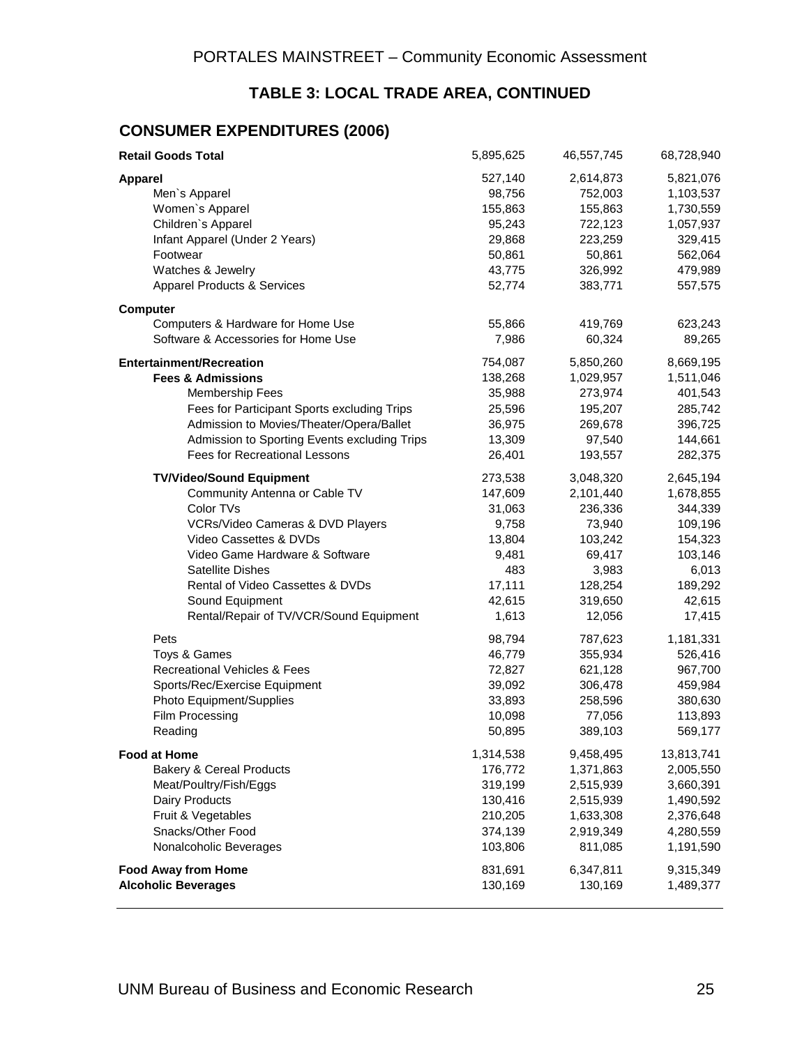## TABLE 3: LOCAL TRADE AREA, CONTINUED

### CONSUMER EXPENDITURES (2006)

| | | | |
|---|---|---|---|
| **Retail Goods Total** | 5,895,625 | 46,557,745 | 68,728,940 |
| **Apparel** | 527,140 | 2,614,873 | 5,821,076 |
| Men`s Apparel | 98,756 | 752,003 | 1,103,537 |
| Women`s Apparel | 155,863 | 155,863 | 1,730,559 |
| Children`s Apparel | 95,243 | 722,123 | 1,057,937 |
| Infant Apparel (Under 2 Years) | 29,868 | 223,259 | 329,415 |
| Footwear | 50,861 | 50,861 | 562,064 |
| Watches & Jewelry | 43,775 | 326,992 | 479,989 |
| Apparel Products & Services | 52,774 | 383,771 | 557,575 |
| **Computer** | | | |
| Computers & Hardware for Home Use | 55,866 | 419,769 | 623,243 |
| Software & Accessories for Home Use | 7,986 | 60,324 | 89,265 |
| **Entertainment/Recreation** | 754,087 | 5,850,260 | 8,669,195 |
| **Fees & Admissions** | 138,268 | 1,029,957 | 1,511,046 |
| Membership Fees | 35,988 | 273,974 | 401,543 |
| Fees for Participant Sports excluding Trips | 25,596 | 195,207 | 285,742 |
| Admission to Movies/Theater/Opera/Ballet | 36,975 | 269,678 | 396,725 |
| Admission to Sporting Events excluding Trips | 13,309 | 97,540 | 144,661 |
| Fees for Recreational Lessons | 26,401 | 193,557 | 282,375 |
| **TV/Video/Sound Equipment** | 273,538 | 3,048,320 | 2,645,194 |
| Community Antenna or Cable TV | 147,609 | 2,101,440 | 1,678,855 |
| Color TVs | 31,063 | 236,336 | 344,339 |
| VCRs/Video Cameras & DVD Players | 9,758 | 73,940 | 109,196 |
| Video Cassettes & DVDs | 13,804 | 103,242 | 154,323 |
| Video Game Hardware & Software | 9,481 | 69,417 | 103,146 |
| Satellite Dishes | 483 | 3,983 | 6,013 |
| Rental of Video Cassettes & DVDs | 17,111 | 128,254 | 189,292 |
| Sound Equipment | 42,615 | 319,650 | 42,615 |
| Rental/Repair of TV/VCR/Sound Equipment | 1,613 | 12,056 | 17,415 |
| Pets | 98,794 | 787,623 | 1,181,331 |
| Toys & Games | 46,779 | 355,934 | 526,416 |
| Recreational Vehicles & Fees | 72,827 | 621,128 | 967,700 |
| Sports/Rec/Exercise Equipment | 39,092 | 306,478 | 459,984 |
| Photo Equipment/Supplies | 33,893 | 258,596 | 380,630 |
| Film Processing | 10,098 | 77,056 | 113,893 |
| Reading | 50,895 | 389,103 | 569,177 |
| **Food at Home** | 1,314,538 | 9,458,495 | 13,813,741 |
| Bakery & Cereal Products | 176,772 | 1,371,863 | 2,005,550 |
| Meat/Poultry/Fish/Eggs | 319,199 | 2,515,939 | 3,660,391 |
| Dairy Products | 130,416 | 2,515,939 | 1,490,592 |
| Fruit & Vegetables | 210,205 | 1,633,308 | 2,376,648 |
| Snacks/Other Food | 374,139 | 2,919,349 | 4,280,559 |
| Nonalcoholic Beverages | 103,806 | 811,085 | 1,191,590 |
| **Food Away from Home** | 831,691 | 6,347,811 | 9,315,349 |
| **Alcoholic Beverages** | 130,169 | 130,169 | 1,489,377 |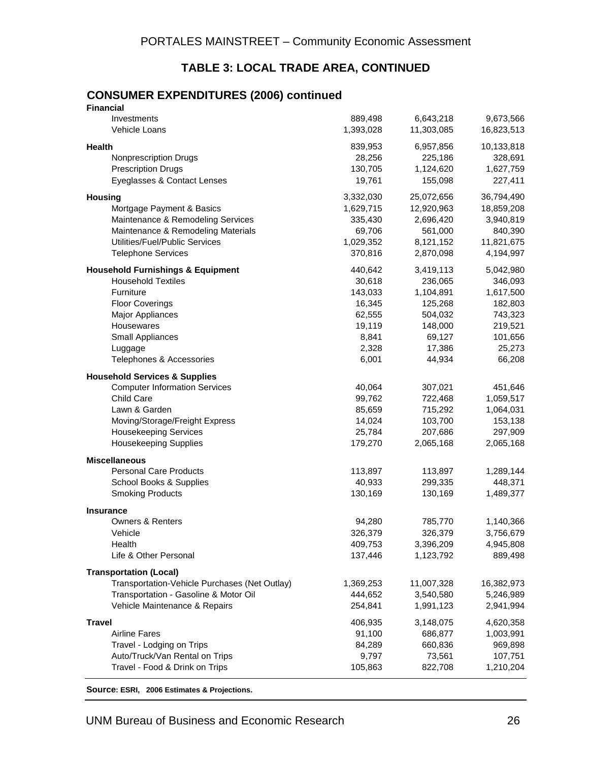## TABLE 3: LOCAL TRADE AREA, CONTINUED

### CONSUMER EXPENDITURES (2006) continued

| | | | |
|---|---|---|---|
| **Financial** | | | |
| Investments | 889,498 | 6,643,218 | 9,673,566 |
| Vehicle Loans | 1,393,028 | 11,303,085 | 16,823,513 |
| **Health** | 839,953 | 6,957,856 | 10,133,818 |
| Nonprescription Drugs | 28,256 | 225,186 | 328,691 |
| Prescription Drugs | 130,705 | 1,124,620 | 1,627,759 |
| Eyeglasses & Contact Lenses | 19,761 | 155,098 | 227,411 |
| **Housing** | 3,332,030 | 25,072,656 | 36,794,490 |
| Mortgage Payment & Basics | 1,629,715 | 12,920,963 | 18,859,208 |
| Maintenance & Remodeling Services | 335,430 | 2,696,420 | 3,940,819 |
| Maintenance & Remodeling Materials | 69,706 | 561,000 | 840,390 |
| Utilities/Fuel/Public Services | 1,029,352 | 8,121,152 | 11,821,675 |
| Telephone Services | 370,816 | 2,870,098 | 4,194,997 |
| **Household Furnishings & Equipment** | 440,642 | 3,419,113 | 5,042,980 |
| Household Textiles | 30,618 | 236,065 | 346,093 |
| Furniture | 143,033 | 1,104,891 | 1,617,500 |
| Floor Coverings | 16,345 | 125,268 | 182,803 |
| Major Appliances | 62,555 | 504,032 | 743,323 |
| Housewares | 19,119 | 148,000 | 219,521 |
| Small Appliances | 8,841 | 69,127 | 101,656 |
| Luggage | 2,328 | 17,386 | 25,273 |
| Telephones & Accessories | 6,001 | 44,934 | 66,208 |
| **Household Services & Supplies** | | | |
| Computer Information Services | 40,064 | 307,021 | 451,646 |
| Child Care | 99,762 | 722,468 | 1,059,517 |
| Lawn & Garden | 85,659 | 715,292 | 1,064,031 |
| Moving/Storage/Freight Express | 14,024 | 103,700 | 153,138 |
| Housekeeping Services | 25,784 | 207,686 | 297,909 |
| Housekeeping Supplies | 179,270 | 2,065,168 | 2,065,168 |
| **Miscellaneous** | | | |
| Personal Care Products | 113,897 | 113,897 | 1,289,144 |
| School Books & Supplies | 40,933 | 299,335 | 448,371 |
| Smoking Products | 130,169 | 130,169 | 1,489,377 |
| **Insurance** | | | |
| Owners & Renters | 94,280 | 785,770 | 1,140,366 |
| Vehicle | 326,379 | 326,379 | 3,756,679 |
| Health | 409,753 | 3,396,209 | 4,945,808 |
| Life & Other Personal | 137,446 | 1,123,792 | 889,498 |
| **Transportation (Local)** | | | |
| Transportation-Vehicle Purchases (Net Outlay) | 1,369,253 | 11,007,328 | 16,382,973 |
| Transportation - Gasoline & Motor Oil | 444,652 | 3,540,580 | 5,246,989 |
| Vehicle Maintenance & Repairs | 254,841 | 1,991,123 | 2,941,994 |
| **Travel** | 406,935 | 3,148,075 | 4,620,358 |
| Airline Fares | 91,100 | 686,877 | 1,003,991 |
| Travel - Lodging on Trips | 84,289 | 660,836 | 969,898 |
| Auto/Truck/Van Rental on Trips | 9,797 | 73,561 | 107,751 |
| Travel - Food & Drink on Trips | 105,863 | 822,708 | 1,210,204 |

**Source: ESRI, 2006 Estimates & Projections.**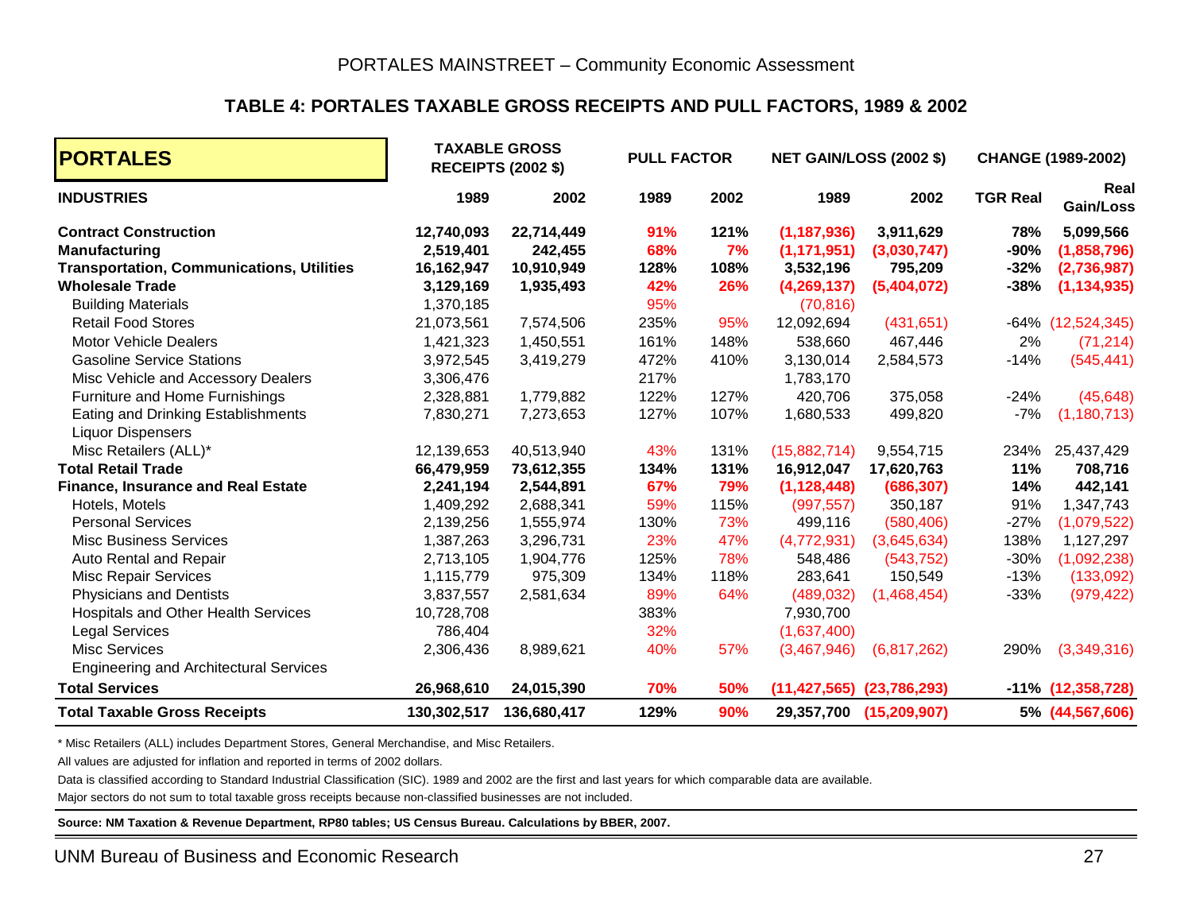### TABLE 4: PORTALES TAXABLE GROSS RECEIPTS AND PULL FACTORS, 1989 & 2002

| PORTALES | TAXABLE GROSS RECEIPTS (2002 $) | | PULL FACTOR | | NET GAIN/LOSS (2002 $) | | CHANGE (1989-2002) | |
|---|---|---|---|---|---|---|---|---|
| **INDUSTRIES** | **1989** | **2002** | **1989** | **2002** | **1989** | **2002** | **TGR Real** | **Real Gain/Loss** |
| **Contract Construction** | **12,740,093** | **22,714,449** | **91%** | **121%** | **(1,187,936)** | **3,911,629** | **78%** | **5,099,566** |
| **Manufacturing** | **2,519,401** | **242,455** | **68%** | **7%** | **(1,171,951)** | **(3,030,747)** | **-90%** | **(1,858,796)** |
| **Transportation, Communications, Utilities** | **16,162,947** | **10,910,949** | **128%** | **108%** | **3,532,196** | **795,209** | **-32%** | **(2,736,987)** |
| **Wholesale Trade** | **3,129,169** | **1,935,493** | **42%** | **26%** | **(4,269,137)** | **(5,404,072)** | **-38%** | **(1,134,935)** |
| Building Materials | 1,370,185 | | 95% | | (70,816) | | | |
| Retail Food Stores | 21,073,561 | 7,574,506 | 235% | 95% | 12,092,694 | (431,651) | -64% | (12,524,345) |
| Motor Vehicle Dealers | 1,421,323 | 1,450,551 | 161% | 148% | 538,660 | 467,446 | 2% | (71,214) |
| Gasoline Service Stations | 3,972,545 | 3,419,279 | 472% | 410% | 3,130,014 | 2,584,573 | -14% | (545,441) |
| Misc Vehicle and Accessory Dealers | 3,306,476 | | 217% | | 1,783,170 | | | |
| Furniture and Home Furnishings | 2,328,881 | 1,779,882 | 122% | 127% | 420,706 | 375,058 | -24% | (45,648) |
| Eating and Drinking Establishments | 7,830,271 | 7,273,653 | 127% | 107% | 1,680,533 | 499,820 | -7% | (1,180,713) |
| Liquor Dispensers | | | | | | | | |
| Misc Retailers (ALL)* | 12,139,653 | 40,513,940 | 43% | 131% | (15,882,714) | 9,554,715 | 234% | 25,437,429 |
| **Total Retail Trade** | **66,479,959** | **73,612,355** | **134%** | **131%** | **16,912,047** | **17,620,763** | **11%** | **708,716** |
| **Finance, Insurance and Real Estate** | **2,241,194** | **2,544,891** | **67%** | **79%** | **(1,128,448)** | **(686,307)** | **14%** | **442,141** |
| Hotels, Motels | 1,409,292 | 2,688,341 | 59% | 115% | (997,557) | 350,187 | 91% | 1,347,743 |
| Personal Services | 2,139,256 | 1,555,974 | 130% | 73% | 499,116 | (580,406) | -27% | (1,079,522) |
| Misc Business Services | 1,387,263 | 3,296,731 | 23% | 47% | (4,772,931) | (3,645,634) | 138% | 1,127,297 |
| Auto Rental and Repair | 2,713,105 | 1,904,776 | 125% | 78% | 548,486 | (543,752) | -30% | (1,092,238) |
| Misc Repair Services | 1,115,779 | 975,309 | 134% | 118% | 283,641 | 150,549 | -13% | (133,092) |
| Physicians and Dentists | 3,837,557 | 2,581,634 | 89% | 64% | (489,032) | (1,468,454) | -33% | (979,422) |
| Hospitals and Other Health Services | 10,728,708 | | 383% | | 7,930,700 | | | |
| Legal Services | 786,404 | | 32% | | (1,637,400) | | | |
| Misc Services | 2,306,436 | 8,989,621 | 40% | 57% | (3,467,946) | (6,817,262) | 290% | (3,349,316) |
| Engineering and Architectural Services | | | | | | | | |
| **Total Services** | **26,968,610** | **24,015,390** | **70%** | **50%** | **(11,427,565)** | **(23,786,293)** | **-11%** | **(12,358,728)** |
| **Total Taxable Gross Receipts** | **130,302,517** | **136,680,417** | **129%** | **90%** | **29,357,700** | **(15,209,907)** | **5%** | **(44,567,606)** |

\* Misc Retailers (ALL) includes Department Stores, General Merchandise, and Misc Retailers.

All values are adjusted for inflation and reported in terms of 2002 dollars.

Data is classified according to Standard Industrial Classification (SIC). 1989 and 2002 are the first and last years for which comparable data are available.

Major sectors do not sum to total taxable gross receipts because non-classified businesses are not included.

**Source: NM Taxation & Revenue Department, RP80 tables; US Census Bureau. Calculations by BBER, 2007.**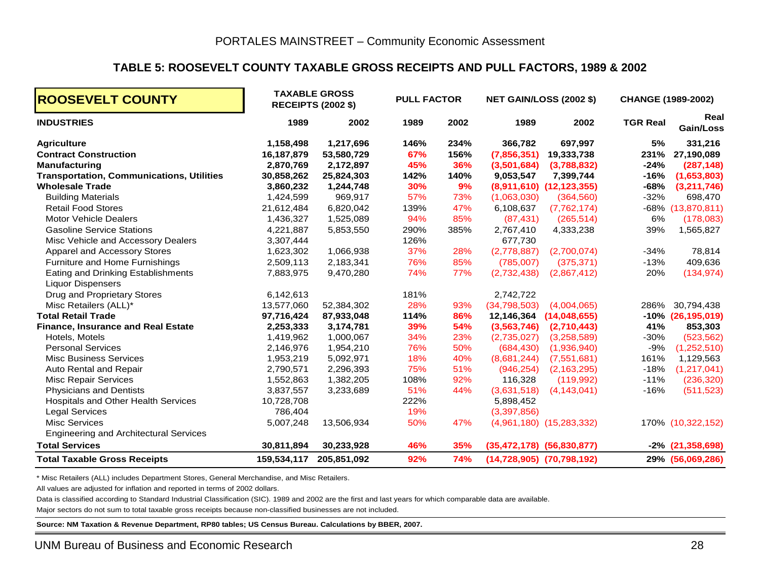PORTALES MAINSTREET – Community Economic Assessment

## TABLE 5: ROOSEVELT COUNTY TAXABLE GROSS RECEIPTS AND PULL FACTORS, 1989 & 2002

| ROOSEVELT COUNTY | TAXABLE GROSS RECEIPTS (2002 $) | | PULL FACTOR | | NET GAIN/LOSS (2002 $) | | CHANGE (1989-2002) | |
|---|---|---|---|---|---|---|---|---|
| **INDUSTRIES** | **1989** | **2002** | **1989** | **2002** | **1989** | **2002** | **TGR Real** | **Real Gain/Loss** |
| **Agriculture** | **1,158,498** | **1,217,696** | **146%** | **234%** | **366,782** | **697,997** | **5%** | **331,216** |
| **Contract Construction** | **16,187,879** | **53,580,729** | **67%** | **156%** | **(7,856,351)** | **19,333,738** | **231%** | **27,190,089** |
| **Manufacturing** | **2,870,769** | **2,172,897** | **45%** | **36%** | **(3,501,684)** | **(3,788,832)** | **-24%** | **(287,148)** |
| **Transportation, Communications, Utilities** | **30,858,262** | **25,824,303** | **142%** | **140%** | **9,053,547** | **7,399,744** | **-16%** | **(1,653,803)** |
| **Wholesale Trade** | **3,860,232** | **1,244,748** | **30%** | **9%** | **(8,911,610)** | **(12,123,355)** | **-68%** | **(3,211,746)** |
| Building Materials | 1,424,599 | 969,917 | 57% | 73% | (1,063,030) | (364,560) | -32% | 698,470 |
| Retail Food Stores | 21,612,484 | 6,820,042 | 139% | 47% | 6,108,637 | (7,762,174) | -68% | (13,870,811) |
| Motor Vehicle Dealers | 1,436,327 | 1,525,089 | 94% | 85% | (87,431) | (265,514) | 6% | (178,083) |
| Gasoline Service Stations | 4,221,887 | 5,853,550 | 290% | 385% | 2,767,410 | 4,333,238 | 39% | 1,565,827 |
| Misc Vehicle and Accessory Dealers | 3,307,444 | | 126% | | 677,730 | | | |
| Apparel and Accessory Stores | 1,623,302 | 1,066,938 | 37% | 28% | (2,778,887) | (2,700,074) | -34% | 78,814 |
| Furniture and Home Furnishings | 2,509,113 | 2,183,341 | 76% | 85% | (785,007) | (375,371) | -13% | 409,636 |
| Eating and Drinking Establishments | 7,883,975 | 9,470,280 | 74% | 77% | (2,732,438) | (2,867,412) | 20% | (134,974) |
| Liquor Dispensers | | | | | | | | |
| Drug and Proprietary Stores | 6,142,613 | | 181% | | 2,742,722 | | | |
| Misc Retailers (ALL)* | 13,577,060 | 52,384,302 | 28% | 93% | (34,798,503) | (4,004,065) | 286% | 30,794,438 |
| **Total Retail Trade** | **97,716,424** | **87,933,048** | **114%** | **86%** | **12,146,364** | **(14,048,655)** | **-10%** | **(26,195,019)** |
| **Finance, Insurance and Real Estate** | **2,253,333** | **3,174,781** | **39%** | **54%** | **(3,563,746)** | **(2,710,443)** | **41%** | **853,303** |
| Hotels, Motels | 1,419,962 | 1,000,067 | 34% | 23% | (2,735,027) | (3,258,589) | -30% | (523,562) |
| Personal Services | 2,146,976 | 1,954,210 | 76% | 50% | (684,430) | (1,936,940) | -9% | (1,252,510) |
| Misc Business Services | 1,953,219 | 5,092,971 | 18% | 40% | (8,681,244) | (7,551,681) | 161% | 1,129,563 |
| Auto Rental and Repair | 2,790,571 | 2,296,393 | 75% | 51% | (946,254) | (2,163,295) | -18% | (1,217,041) |
| Misc Repair Services | 1,552,863 | 1,382,205 | 108% | 92% | 116,328 | (119,992) | -11% | (236,320) |
| Physicians and Dentists | 3,837,557 | 3,233,689 | 51% | 44% | (3,631,518) | (4,143,041) | -16% | (511,523) |
| Hospitals and Other Health Services | 10,728,708 | | 222% | | 5,898,452 | | | |
| Legal Services | 786,404 | | 19% | | (3,397,856) | | | |
| Misc Services | 5,007,248 | 13,506,934 | 50% | 47% | (4,961,180) | (15,283,332) | 170% | (10,322,152) |
| Engineering and Architectural Services | | | | | | | | |
| **Total Services** | **30,811,894** | **30,233,928** | **46%** | **35%** | **(35,472,178)** | **(56,830,877)** | **-2%** | **(21,358,698)** |
| **Total Taxable Gross Receipts** | **159,534,117** | **205,851,092** | **92%** | **74%** | **(14,728,905)** | **(70,798,192)** | **29%** | **(56,069,286)** |

\* Misc Retailers (ALL) includes Department Stores, General Merchandise, and Misc Retailers.

All values are adjusted for inflation and reported in terms of 2002 dollars.

Data is classified according to Standard Industrial Classification (SIC). 1989 and 2002 are the first and last years for which comparable data are available.

Major sectors do not sum to total taxable gross receipts because non-classified businesses are not included.

**Source: NM Taxation & Revenue Department, RP80 tables; US Census Bureau. Calculations by BBER, 2007.**

UNM Bureau of Business and Economic Research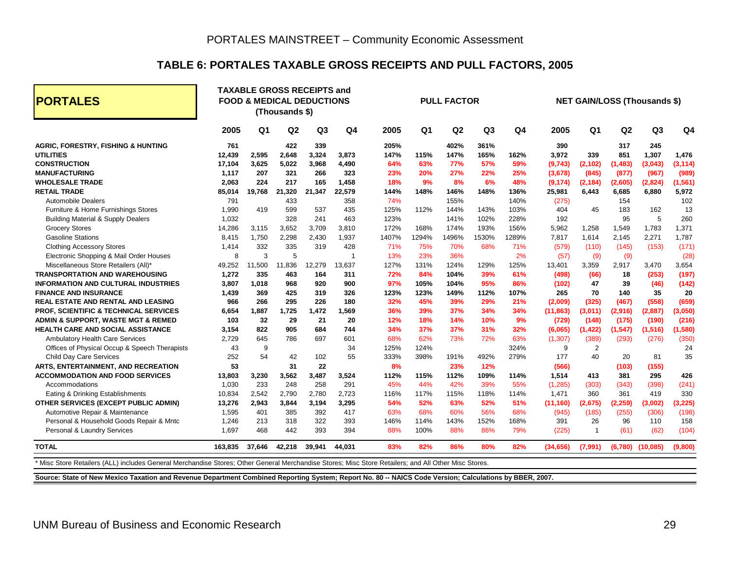PORTALES MAINSTREET – Community Economic Assessment

## TABLE 6: PORTALES TAXABLE GROSS RECEIPTS AND PULL FACTORS, 2005

| PORTALES | TAXABLE GROSS RECEIPTS and FOOD & MEDICAL DEDUCTIONS (Thousands $) | | | | | PULL FACTOR | | | | | NET GAIN/LOSS (Thousands $) | | | | |
|---|---|---|---|---|---|---|---|---|---|---|---|---|---|---|---|
| | 2005 | Q1 | Q2 | Q3 | Q4 | 2005 | Q1 | Q2 | Q3 | Q4 | 2005 | Q1 | Q2 | Q3 | Q4 |
| **AGRIC, FORESTRY, FISHING & HUNTING** | **761** | | **422** | **339** | | **205%** | | **402%** | **361%** | | **390** | | **317** | **245** | |
| **UTILITIES** | **12,439** | **2,595** | **2,648** | **3,324** | **3,873** | **147%** | **115%** | **147%** | **165%** | **162%** | **3,972** | **339** | **851** | **1,307** | **1,476** |
| **CONSTRUCTION** | **17,104** | **3,625** | **5,022** | **3,968** | **4,490** | **64%** | **63%** | **77%** | **57%** | **59%** | **(9,743)** | **(2,102)** | **(1,483)** | **(3,043)** | **(3,114)** |
| **MANUFACTURING** | **1,117** | **207** | **321** | **266** | **323** | **23%** | **20%** | **27%** | **22%** | **25%** | **(3,678)** | **(845)** | **(877)** | **(967)** | **(989)** |
| **WHOLESALE TRADE** | **2,063** | **224** | **217** | **165** | **1,458** | **18%** | **9%** | **8%** | **6%** | **48%** | **(9,174)** | **(2,184)** | **(2,605)** | **(2,824)** | **(1,561)** |
| **RETAIL TRADE** | **85,014** | **19,768** | **21,320** | **21,347** | **22,579** | **144%** | **148%** | **146%** | **148%** | **136%** | **25,981** | **6,443** | **6,685** | **6,880** | **5,972** |
| Automobile Dealers | 791 | | 433 | | 358 | 74% | | 155% | | 140% | (275) | | 154 | | 102 |
| Furniture & Home Furnishings Stores | 1,990 | 419 | 599 | 537 | 435 | 125% | 112% | 144% | 143% | 103% | 404 | 45 | 183 | 162 | 13 |
| Building Material & Supply Dealers | 1,032 | | 328 | 241 | 463 | 123% | | 141% | 102% | 228% | 192 | | 95 | 5 | 260 |
| Grocery Stores | 14,286 | 3,115 | 3,652 | 3,709 | 3,810 | 172% | 168% | 174% | 193% | 156% | 5,962 | 1,258 | 1,549 | 1,783 | 1,371 |
| Gasoline Stations | 8,415 | 1,750 | 2,298 | 2,430 | 1,937 | 1407% | 1294% | 1496% | 1530% | 1289% | 7,817 | 1,614 | 2,145 | 2,271 | 1,787 |
| Clothing Accessory Stores | 1,414 | 332 | 335 | 319 | 428 | 71% | 75% | 70% | 68% | 71% | (579) | (110) | (145) | (153) | (171) |
| Electronic Shopping & Mail Order Houses | 8 | 3 | 5 | | 1 | 13% | 23% | 36% | | 2% | (57) | (9) | (9) | | (28) |
| Miscellaneous Store Retailers (All)* | 49,252 | 11,500 | 11,836 | 12,279 | 13,637 | 127% | 131% | 124% | 129% | 125% | 13,401 | 3,359 | 2,917 | 3,470 | 3,654 |
| **TRANSPORTATION AND WAREHOUSING** | **1,272** | **335** | **463** | **164** | **311** | **72%** | **84%** | **104%** | **39%** | **61%** | **(498)** | **(66)** | **18** | **(253)** | **(197)** |
| **INFORMATION AND CULTURAL INDUSTRIES** | **3,807** | **1,018** | **968** | **920** | **900** | **97%** | **105%** | **104%** | **95%** | **86%** | **(102)** | **47** | **39** | **(46)** | **(142)** |
| **FINANCE AND INSURANCE** | **1,439** | **369** | **425** | **319** | **326** | **123%** | **123%** | **149%** | **112%** | **107%** | **265** | **70** | **140** | **35** | **20** |
| **REAL ESTATE AND RENTAL AND LEASING** | **966** | **266** | **295** | **226** | **180** | **32%** | **45%** | **39%** | **29%** | **21%** | **(2,009)** | **(325)** | **(467)** | **(558)** | **(659)** |
| **PROF, SCIENTIFIC & TECHNICAL SERVICES** | **6,654** | **1,887** | **1,725** | **1,472** | **1,569** | **36%** | **39%** | **37%** | **34%** | **34%** | **(11,863)** | **(3,011)** | **(2,916)** | **(2,887)** | **(3,050)** |
| **ADMIN & SUPPORT, WASTE MGT & REMED** | **103** | **32** | **29** | **21** | **20** | **12%** | **18%** | **14%** | **10%** | **9%** | **(729)** | **(148)** | **(175)** | **(190)** | **(216)** |
| **HEALTH CARE AND SOCIAL ASSISTANCE** | **3,154** | **822** | **905** | **684** | **744** | **34%** | **37%** | **37%** | **31%** | **32%** | **(6,065)** | **(1,422)** | **(1,547)** | **(1,516)** | **(1,580)** |
| Ambulatory Health Care Services | 2,729 | 645 | 786 | 697 | 601 | 68% | 62% | 73% | 72% | 63% | (1,307) | (389) | (293) | (276) | (350) |
| Offices of Physical Occup & Speech Therapists | 43 | 9 | | | 34 | 125% | 124% | | | 324% | 9 | 2 | | | 24 |
| Child Day Care Services | 252 | 54 | 42 | 102 | 55 | 333% | 398% | 191% | 492% | 279% | 177 | 40 | 20 | 81 | 35 |
| **ARTS, ENTERTAINMENT, AND RECREATION** | **53** | | **31** | **22** | | **8%** | | **23%** | **12%** | | **(566)** | | **(103)** | **(155)** | |
| **ACCOMMODATION AND FOOD SERVICES** | **13,803** | **3,230** | **3,562** | **3,487** | **3,524** | **112%** | **115%** | **112%** | **109%** | **114%** | **1,514** | **413** | **381** | **295** | **426** |
| Accommodations | 1,030 | 233 | 248 | 258 | 291 | 45% | 44% | 42% | 39% | 55% | (1,285) | (303) | (343) | (398) | (241) |
| Eating & Drinking Establishments | 10,834 | 2,542 | 2,790 | 2,780 | 2,723 | 116% | 117% | 115% | 118% | 114% | 1,471 | 360 | 361 | 419 | 330 |
| **OTHER SERVICES (EXCEPT PUBLIC ADMIN)** | **13,276** | **2,943** | **3,844** | **3,194** | **3,295** | **54%** | **52%** | **63%** | **52%** | **51%** | **(11,160)** | **(2,675)** | **(2,259)** | **(3,002)** | **(3,225)** |
| Automotive Repair & Maintenance | 1,595 | 401 | 385 | 392 | 417 | 63% | 68% | 60% | 56% | 68% | (945) | (185) | (255) | (306) | (198) |
| Personal & Household Goods Repair & Mntc | 1,246 | 213 | 318 | 322 | 393 | 146% | 114% | 143% | 152% | 168% | 391 | 26 | 96 | 110 | 158 |
| Personal & Laundry Services | 1,697 | 468 | 442 | 393 | 394 | 88% | 100% | 88% | 86% | 79% | (225) | 1 | (61) | (62) | (104) |
| **TOTAL** | **163,835** | **37,646** | **42,218** | **39,941** | **44,031** | **83%** | **82%** | **86%** | **80%** | **82%** | **(34,656)** | **(7,991)** | **(6,780)** | **(10,085)** | **(9,800)** |

* Misc Store Retailers (ALL) includes General Merchandise Stores; Other General Merchandise Stores; Misc Store Retailers; and All Other Misc Stores.

**Source: State of New Mexico Taxation and Revenue Department Combined Reporting System; Report No. 80 -- NAICS Code Version; Calculations by BBER, 2007.**

UNM Bureau of Business and Economic Research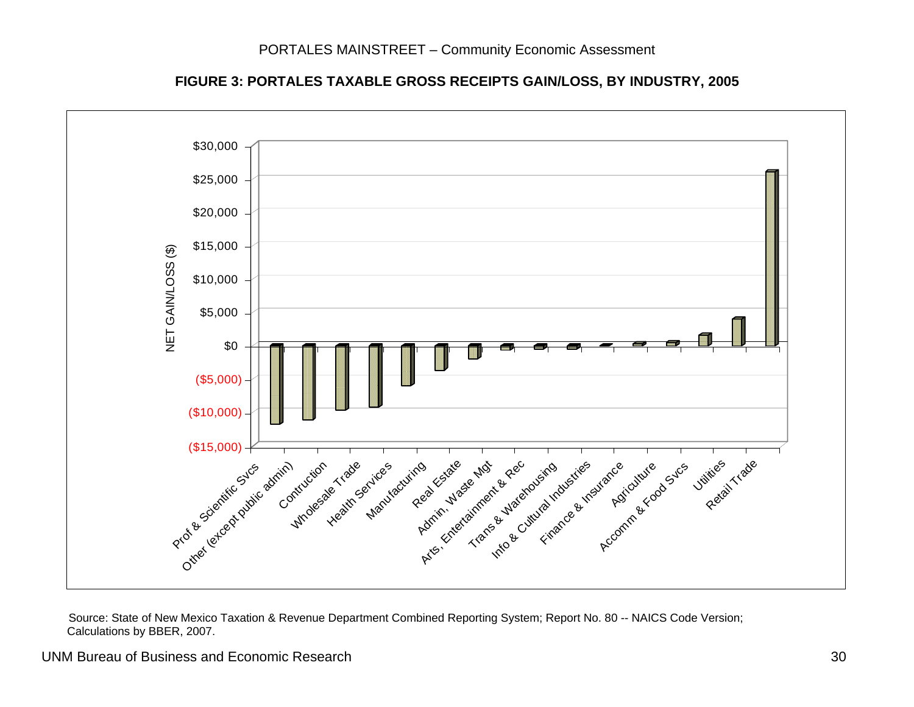**FIGURE 3: PORTALES TAXABLE GROSS RECEIPTS GAIN/LOSS, BY INDUSTRY, 2005**

NET GAIN/LOSS ($)

$30,000
$25,000
$20,000
$15,000
$10,000
$5,000
$0
($5,000)
($10,000)
($15,000)

Prof & Scientific Svcs | Other (except public admin) | Contruction | Wholesale Trade | Health Services | Manufacturing | Real Estate | Admin, Waste Mgt | Arts, Entertainment & Rec | Trans & Warehousing | Info & Cultural Industries | Finance & Insurance | Agriculture | Accomm & Food Svcs | Utilities | Retail Trade

Source: State of New Mexico Taxation & Revenue Department Combined Reporting System; Report No. 80 -- NAICS Code Version; Calculations by BBER, 2007.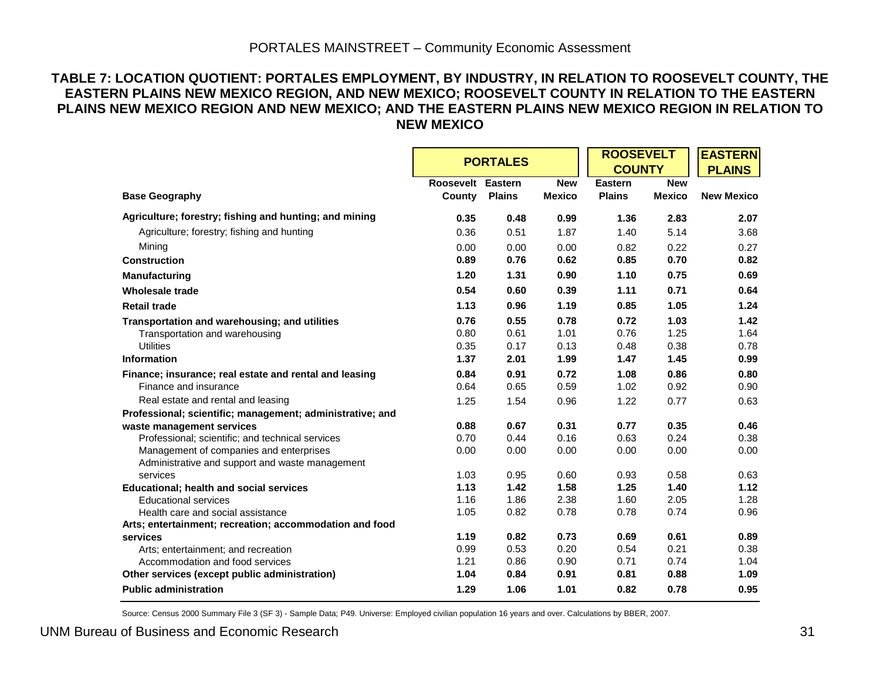## TABLE 7: LOCATION QUOTIENT: PORTALES EMPLOYMENT, BY INDUSTRY, IN RELATION TO ROOSEVELT COUNTY, THE EASTERN PLAINS NEW MEXICO REGION, AND NEW MEXICO; ROOSEVELT COUNTY IN RELATION TO THE EASTERN PLAINS NEW MEXICO REGION AND NEW MEXICO; AND THE EASTERN PLAINS NEW MEXICO REGION IN RELATION TO NEW MEXICO

| | PORTALES | | | ROOSEVELT COUNTY | | EASTERN PLAINS |
|---|---|---|---|---|---|---|
| **Base Geography** | **Roosevelt County** | **Eastern Plains** | **New Mexico** | **Eastern Plains** | **New Mexico** | **New Mexico** |
| **Agriculture; forestry; fishing and hunting; and mining** | **0.35** | **0.48** | **0.99** | **1.36** | **2.83** | **2.07** |
| Agriculture; forestry; fishing and hunting | 0.36 | 0.51 | 1.87 | 1.40 | 5.14 | 3.68 |
| Mining | 0.00 | 0.00 | 0.00 | 0.82 | 0.22 | 0.27 |
| **Construction** | **0.89** | **0.76** | **0.62** | **0.85** | **0.70** | **0.82** |
| **Manufacturing** | **1.20** | **1.31** | **0.90** | **1.10** | **0.75** | **0.69** |
| **Wholesale trade** | **0.54** | **0.60** | **0.39** | **1.11** | **0.71** | **0.64** |
| **Retail trade** | **1.13** | **0.96** | **1.19** | **0.85** | **1.05** | **1.24** |
| **Transportation and warehousing; and utilities** | **0.76** | **0.55** | **0.78** | **0.72** | **1.03** | **1.42** |
| Transportation and warehousing | 0.80 | 0.61 | 1.01 | 0.76 | 1.25 | 1.64 |
| Utilities | 0.35 | 0.17 | 0.13 | 0.48 | 0.38 | 0.78 |
| **Information** | **1.37** | **2.01** | **1.99** | **1.47** | **1.45** | **0.99** |
| **Finance; insurance; real estate and rental and leasing** | **0.84** | **0.91** | **0.72** | **1.08** | **0.86** | **0.80** |
| Finance and insurance | 0.64 | 0.65 | 0.59 | 1.02 | 0.92 | 0.90 |
| Real estate and rental and leasing | 1.25 | 1.54 | 0.96 | 1.22 | 0.77 | 0.63 |
| **Professional; scientific; management; administrative; and waste management services** | **0.88** | **0.67** | **0.31** | **0.77** | **0.35** | **0.46** |
| Professional; scientific; and technical services | 0.70 | 0.44 | 0.16 | 0.63 | 0.24 | 0.38 |
| Management of companies and enterprises | 0.00 | 0.00 | 0.00 | 0.00 | 0.00 | 0.00 |
| Administrative and support and waste management services | 1.03 | 0.95 | 0.60 | 0.93 | 0.58 | 0.63 |
| **Educational; health and social services** | **1.13** | **1.42** | **1.58** | **1.25** | **1.40** | **1.12** |
| Educational services | 1.16 | 1.86 | 2.38 | 1.60 | 2.05 | 1.28 |
| Health care and social assistance | 1.05 | 0.82 | 0.78 | 0.78 | 0.74 | 0.96 |
| **Arts; entertainment; recreation; accommodation and food services** | **1.19** | **0.82** | **0.73** | **0.69** | **0.61** | **0.89** |
| Arts; entertainment; and recreation | 0.99 | 0.53 | 0.20 | 0.54 | 0.21 | 0.38 |
| Accommodation and food services | 1.21 | 0.86 | 0.90 | 0.71 | 0.74 | 1.04 |
| **Other services (except public administration)** | **1.04** | **0.84** | **0.91** | **0.81** | **0.88** | **1.09** |
| **Public administration** | **1.29** | **1.06** | **1.01** | **0.82** | **0.78** | **0.95** |

Source: Census 2000 Summary File 3 (SF 3) - Sample Data; P49. Universe: Employed civilian population 16 years and over. Calculations by BBER, 2007.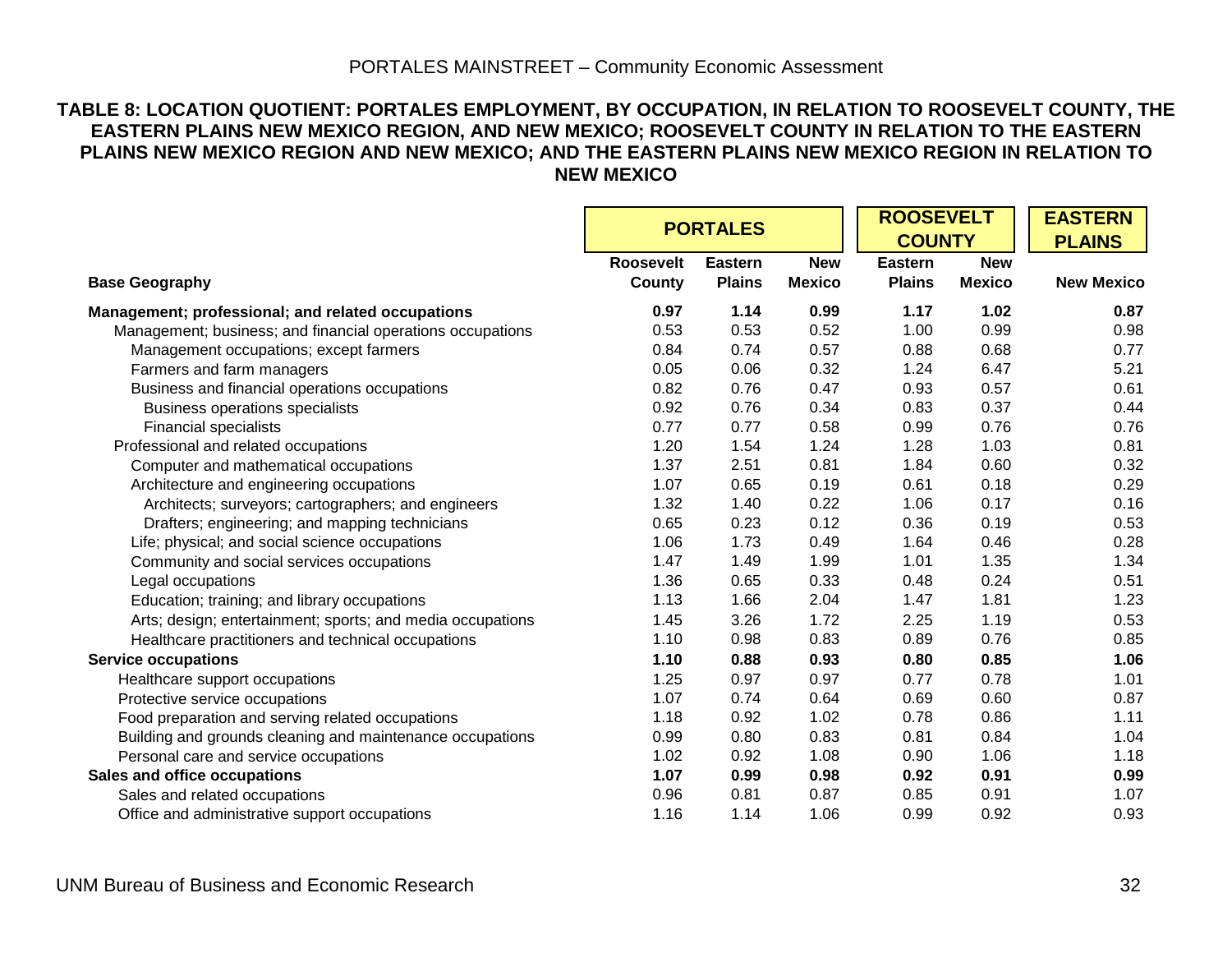**TABLE 8: LOCATION QUOTIENT: PORTALES EMPLOYMENT, BY OCCUPATION, IN RELATION TO ROOSEVELT COUNTY, THE EASTERN PLAINS NEW MEXICO REGION, AND NEW MEXICO; ROOSEVELT COUNTY IN RELATION TO THE EASTERN PLAINS NEW MEXICO REGION AND NEW MEXICO; AND THE EASTERN PLAINS NEW MEXICO REGION IN RELATION TO NEW MEXICO**

| | PORTALES | | | ROOSEVELT COUNTY | | EASTERN PLAINS |
|---|---|---|---|---|---|---|
| **Base Geography** | **Roosevelt County** | **Eastern Plains** | **New Mexico** | **Eastern Plains** | **New Mexico** | **New Mexico** |
| **Management; professional; and related occupations** | **0.97** | **1.14** | **0.99** | **1.17** | **1.02** | **0.87** |
| Management; business; and financial operations occupations | 0.53 | 0.53 | 0.52 | 1.00 | 0.99 | 0.98 |
| Management occupations; except farmers | 0.84 | 0.74 | 0.57 | 0.88 | 0.68 | 0.77 |
| Farmers and farm managers | 0.05 | 0.06 | 0.32 | 1.24 | 6.47 | 5.21 |
| Business and financial operations occupations | 0.82 | 0.76 | 0.47 | 0.93 | 0.57 | 0.61 |
| Business operations specialists | 0.92 | 0.76 | 0.34 | 0.83 | 0.37 | 0.44 |
| Financial specialists | 0.77 | 0.77 | 0.58 | 0.99 | 0.76 | 0.76 |
| Professional and related occupations | 1.20 | 1.54 | 1.24 | 1.28 | 1.03 | 0.81 |
| Computer and mathematical occupations | 1.37 | 2.51 | 0.81 | 1.84 | 0.60 | 0.32 |
| Architecture and engineering occupations | 1.07 | 0.65 | 0.19 | 0.61 | 0.18 | 0.29 |
| Architects; surveyors; cartographers; and engineers | 1.32 | 1.40 | 0.22 | 1.06 | 0.17 | 0.16 |
| Drafters; engineering; and mapping technicians | 0.65 | 0.23 | 0.12 | 0.36 | 0.19 | 0.53 |
| Life; physical; and social science occupations | 1.06 | 1.73 | 0.49 | 1.64 | 0.46 | 0.28 |
| Community and social services occupations | 1.47 | 1.49 | 1.99 | 1.01 | 1.35 | 1.34 |
| Legal occupations | 1.36 | 0.65 | 0.33 | 0.48 | 0.24 | 0.51 |
| Education; training; and library occupations | 1.13 | 1.66 | 2.04 | 1.47 | 1.81 | 1.23 |
| Arts; design; entertainment; sports; and media occupations | 1.45 | 3.26 | 1.72 | 2.25 | 1.19 | 0.53 |
| Healthcare practitioners and technical occupations | 1.10 | 0.98 | 0.83 | 0.89 | 0.76 | 0.85 |
| **Service occupations** | **1.10** | **0.88** | **0.93** | **0.80** | **0.85** | **1.06** |
| Healthcare support occupations | 1.25 | 0.97 | 0.97 | 0.77 | 0.78 | 1.01 |
| Protective service occupations | 1.07 | 0.74 | 0.64 | 0.69 | 0.60 | 0.87 |
| Food preparation and serving related occupations | 1.18 | 0.92 | 1.02 | 0.78 | 0.86 | 1.11 |
| Building and grounds cleaning and maintenance occupations | 0.99 | 0.80 | 0.83 | 0.81 | 0.84 | 1.04 |
| Personal care and service occupations | 1.02 | 0.92 | 1.08 | 0.90 | 1.06 | 1.18 |
| **Sales and office occupations** | **1.07** | **0.99** | **0.98** | **0.92** | **0.91** | **0.99** |
| Sales and related occupations | 0.96 | 0.81 | 0.87 | 0.85 | 0.91 | 1.07 |
| Office and administrative support occupations | 1.16 | 1.14 | 1.06 | 0.99 | 0.92 | 0.93 |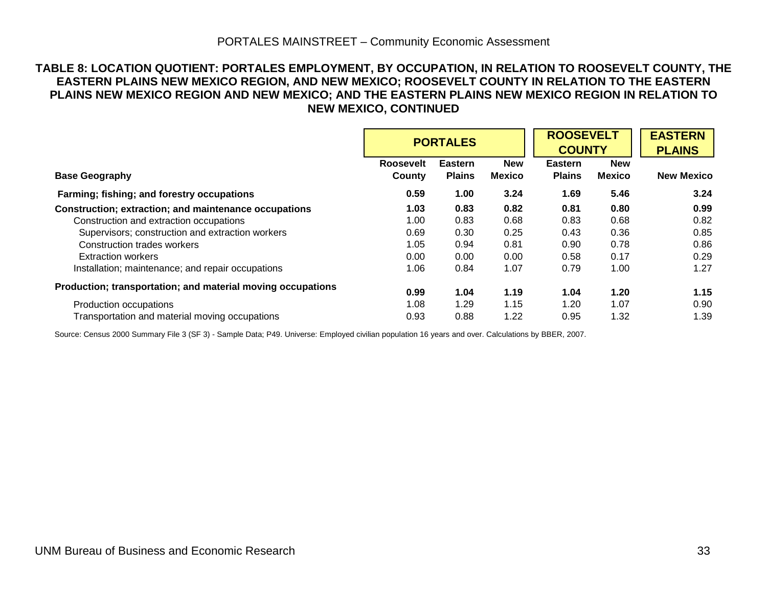**TABLE 8: LOCATION QUOTIENT: PORTALES EMPLOYMENT, BY OCCUPATION, IN RELATION TO ROOSEVELT COUNTY, THE EASTERN PLAINS NEW MEXICO REGION, AND NEW MEXICO; ROOSEVELT COUNTY IN RELATION TO THE EASTERN PLAINS NEW MEXICO REGION AND NEW MEXICO; AND THE EASTERN PLAINS NEW MEXICO REGION IN RELATION TO NEW MEXICO, CONTINUED**

| | PORTALES | | | ROOSEVELT COUNTY | | EASTERN PLAINS |
|---|---|---|---|---|---|---|
| **Base Geography** | **Roosevelt County** | **Eastern Plains** | **New Mexico** | **Eastern Plains** | **New Mexico** | **New Mexico** |
| **Farming; fishing; and forestry occupations** | **0.59** | **1.00** | **3.24** | **1.69** | **5.46** | **3.24** |
| **Construction; extraction; and maintenance occupations** | **1.03** | **0.83** | **0.82** | **0.81** | **0.80** | **0.99** |
| Construction and extraction occupations | 1.00 | 0.83 | 0.68 | 0.83 | 0.68 | 0.82 |
| Supervisors; construction and extraction workers | 0.69 | 0.30 | 0.25 | 0.43 | 0.36 | 0.85 |
| Construction trades workers | 1.05 | 0.94 | 0.81 | 0.90 | 0.78 | 0.86 |
| Extraction workers | 0.00 | 0.00 | 0.00 | 0.58 | 0.17 | 0.29 |
| Installation; maintenance; and repair occupations | 1.06 | 0.84 | 1.07 | 0.79 | 1.00 | 1.27 |
| **Production; transportation; and material moving occupations** | **0.99** | **1.04** | **1.19** | **1.04** | **1.20** | **1.15** |
| Production occupations | 1.08 | 1.29 | 1.15 | 1.20 | 1.07 | 0.90 |
| Transportation and material moving occupations | 0.93 | 0.88 | 1.22 | 0.95 | 1.32 | 1.39 |

Source: Census 2000 Summary File 3 (SF 3) - Sample Data; P49. Universe: Employed civilian population 16 years and over. Calculations by BBER, 2007.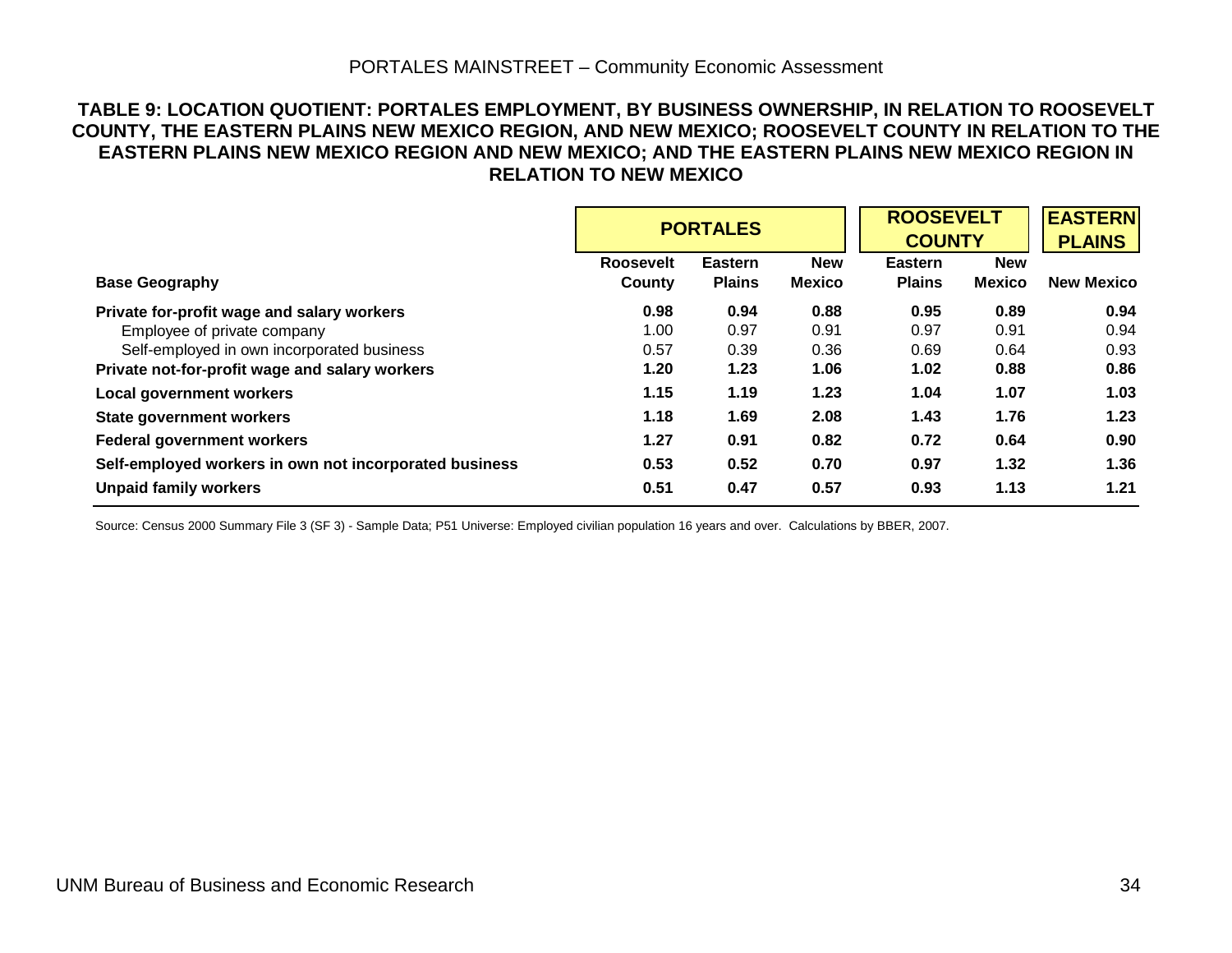**TABLE 9: LOCATION QUOTIENT: PORTALES EMPLOYMENT, BY BUSINESS OWNERSHIP, IN RELATION TO ROOSEVELT COUNTY, THE EASTERN PLAINS NEW MEXICO REGION, AND NEW MEXICO; ROOSEVELT COUNTY IN RELATION TO THE EASTERN PLAINS NEW MEXICO REGION AND NEW MEXICO; AND THE EASTERN PLAINS NEW MEXICO REGION IN RELATION TO NEW MEXICO**

| | PORTALES | | | ROOSEVELT COUNTY | | EASTERN PLAINS |
|---|---|---|---|---|---|---|
| **Base Geography** | **Roosevelt County** | **Eastern Plains** | **New Mexico** | **Eastern Plains** | **New Mexico** | **New Mexico** |
| **Private for-profit wage and salary workers** | **0.98** | **0.94** | **0.88** | **0.95** | **0.89** | **0.94** |
| Employee of private company | 1.00 | 0.97 | 0.91 | 0.97 | 0.91 | 0.94 |
| Self-employed in own incorporated business | 0.57 | 0.39 | 0.36 | 0.69 | 0.64 | 0.93 |
| **Private not-for-profit wage and salary workers** | **1.20** | **1.23** | **1.06** | **1.02** | **0.88** | **0.86** |
| **Local government workers** | **1.15** | **1.19** | **1.23** | **1.04** | **1.07** | **1.03** |
| **State government workers** | **1.18** | **1.69** | **2.08** | **1.43** | **1.76** | **1.23** |
| **Federal government workers** | **1.27** | **0.91** | **0.82** | **0.72** | **0.64** | **0.90** |
| **Self-employed workers in own not incorporated business** | **0.53** | **0.52** | **0.70** | **0.97** | **1.32** | **1.36** |
| **Unpaid family workers** | **0.51** | **0.47** | **0.57** | **0.93** | **1.13** | **1.21** |

Source: Census 2000 Summary File 3 (SF 3) - Sample Data; P51 Universe: Employed civilian population 16 years and over. Calculations by BBER, 2007.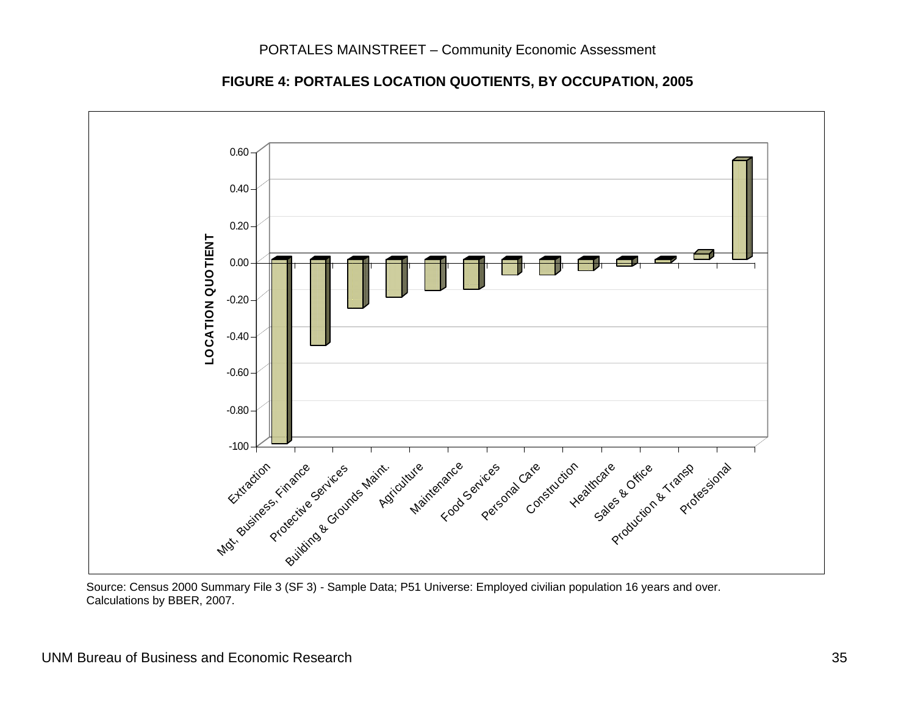**FIGURE 4: PORTALES LOCATION QUOTIENTS, BY OCCUPATION, 2005**

Source: Census 2000 Summary File 3 (SF 3) - Sample Data; P51 Universe: Employed civilian population 16 years and over.
Calculations by BBER, 2007.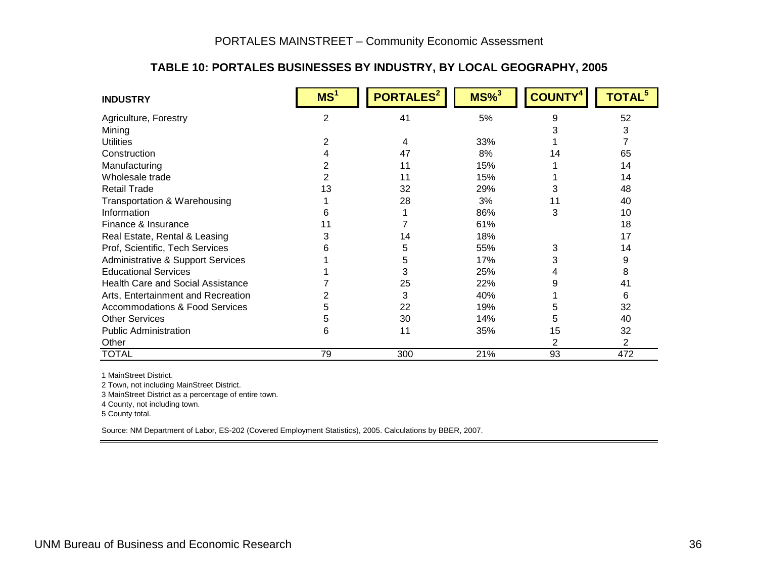### TABLE 10: PORTALES BUSINESSES BY INDUSTRY, BY LOCAL GEOGRAPHY, 2005

| INDUSTRY | MS[1] | PORTALES[2] | MS%[3] | COUNTY[4] | TOTAL[5] |
|---|---|---|---|---|---|
| Agriculture, Forestry | 2 | 41 | 5% | 9 | 52 |
| Mining | | | | 3 | 3 |
| Utilities | 2 | 4 | 33% | 1 | 7 |
| Construction | 4 | 47 | 8% | 14 | 65 |
| Manufacturing | 2 | 11 | 15% | 1 | 14 |
| Wholesale trade | 2 | 11 | 15% | 1 | 14 |
| Retail Trade | 13 | 32 | 29% | 3 | 48 |
| Transportation & Warehousing | 1 | 28 | 3% | 11 | 40 |
| Information | 6 | 1 | 86% | 3 | 10 |
| Finance & Insurance | 11 | 7 | 61% | | 18 |
| Real Estate, Rental & Leasing | 3 | 14 | 18% | | 17 |
| Prof, Scientific, Tech Services | 6 | 5 | 55% | 3 | 14 |
| Administrative & Support Services | 1 | 5 | 17% | 3 | 9 |
| Educational Services | 1 | 3 | 25% | 4 | 8 |
| Health Care and Social Assistance | 7 | 25 | 22% | 9 | 41 |
| Arts, Entertainment and Recreation | 2 | 3 | 40% | 1 | 6 |
| Accommodations & Food Services | 5 | 22 | 19% | 5 | 32 |
| Other Services | 5 | 30 | 14% | 5 | 40 |
| Public Administration | 6 | 11 | 35% | 15 | 32 |
| Other | | | | 2 | 2 |
| TOTAL | 79 | 300 | 21% | 93 | 472 |

1 MainStreet District.

2 Town, not including MainStreet District.

3 MainStreet District as a percentage of entire town.

4 County, not including town.

5 County total.

Source: NM Department of Labor, ES-202 (Covered Employment Statistics), 2005. Calculations by BBER, 2007.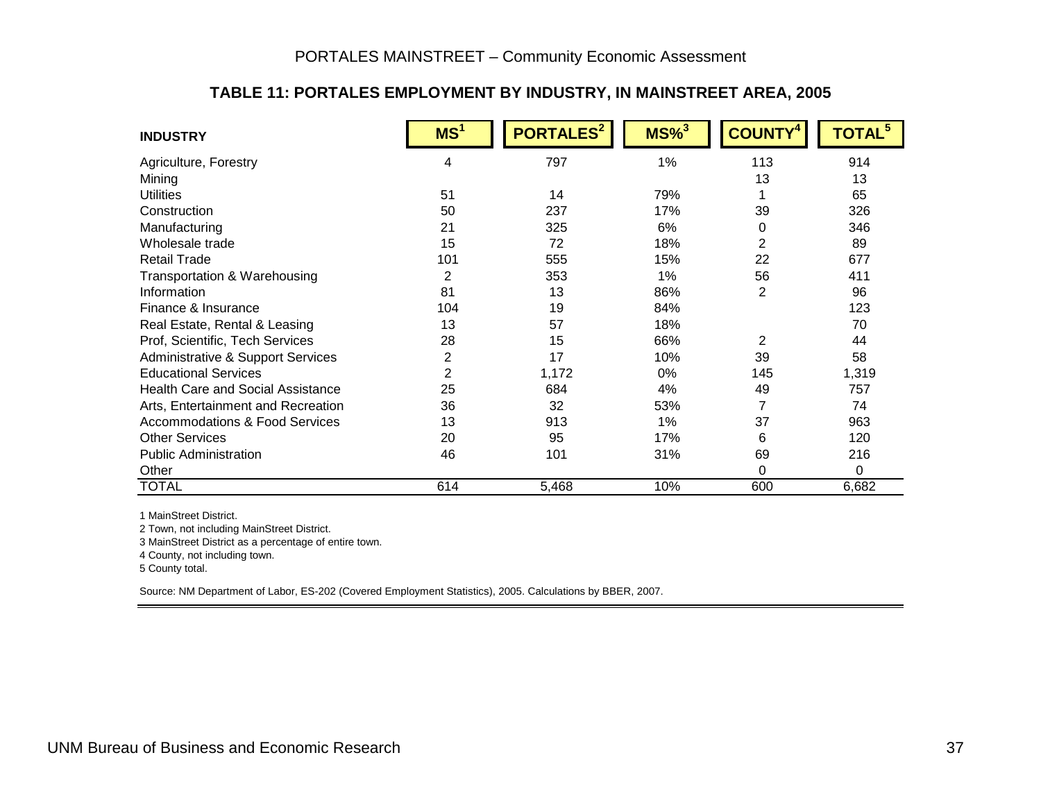## TABLE 11: PORTALES EMPLOYMENT BY INDUSTRY, IN MAINSTREET AREA, 2005

| INDUSTRY | MS[1] | PORTALES[2] | MS%[3] | COUNTY[4] | TOTAL[5] |
|---|---|---|---|---|---|
| Agriculture, Forestry | 4 | 797 | 1% | 113 | 914 |
| Mining | | | | 13 | 13 |
| Utilities | 51 | 14 | 79% | 1 | 65 |
| Construction | 50 | 237 | 17% | 39 | 326 |
| Manufacturing | 21 | 325 | 6% | 0 | 346 |
| Wholesale trade | 15 | 72 | 18% | 2 | 89 |
| Retail Trade | 101 | 555 | 15% | 22 | 677 |
| Transportation & Warehousing | 2 | 353 | 1% | 56 | 411 |
| Information | 81 | 13 | 86% | 2 | 96 |
| Finance & Insurance | 104 | 19 | 84% | | 123 |
| Real Estate, Rental & Leasing | 13 | 57 | 18% | | 70 |
| Prof, Scientific, Tech Services | 28 | 15 | 66% | 2 | 44 |
| Administrative & Support Services | 2 | 17 | 10% | 39 | 58 |
| Educational Services | 2 | 1,172 | 0% | 145 | 1,319 |
| Health Care and Social Assistance | 25 | 684 | 4% | 49 | 757 |
| Arts, Entertainment and Recreation | 36 | 32 | 53% | 7 | 74 |
| Accommodations & Food Services | 13 | 913 | 1% | 37 | 963 |
| Other Services | 20 | 95 | 17% | 6 | 120 |
| Public Administration | 46 | 101 | 31% | 69 | 216 |
| Other | | | | 0 | 0 |
| TOTAL | 614 | 5,468 | 10% | 600 | 6,682 |

1 MainStreet District.

2 Town, not including MainStreet District.

3 MainStreet District as a percentage of entire town.

4 County, not including town.

5 County total.

Source: NM Department of Labor, ES-202 (Covered Employment Statistics), 2005. Calculations by BBER, 2007.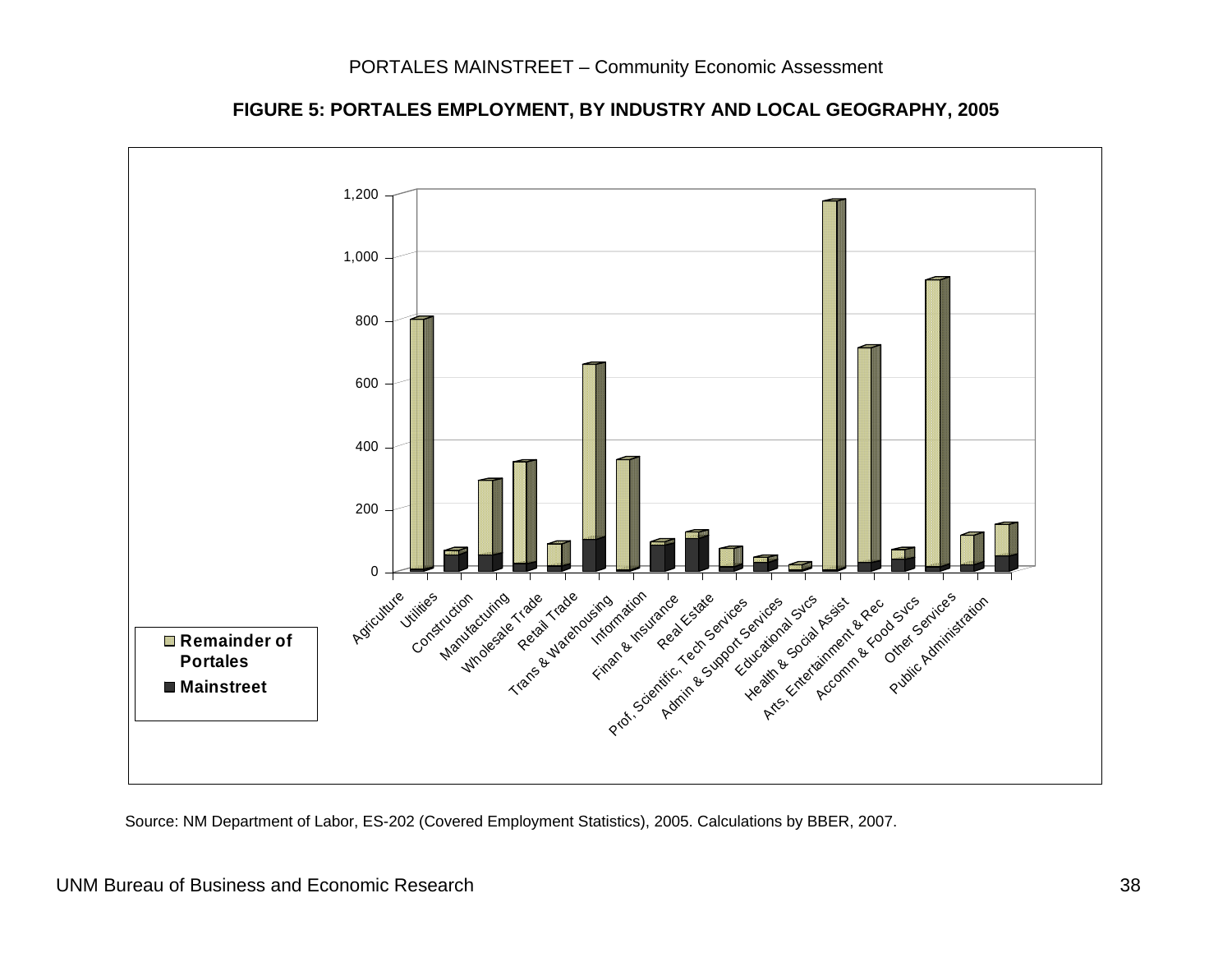**FIGURE 5: PORTALES EMPLOYMENT, BY INDUSTRY AND LOCAL GEOGRAPHY, 2005**

Source: NM Department of Labor, ES-202 (Covered Employment Statistics), 2005. Calculations by BBER, 2007.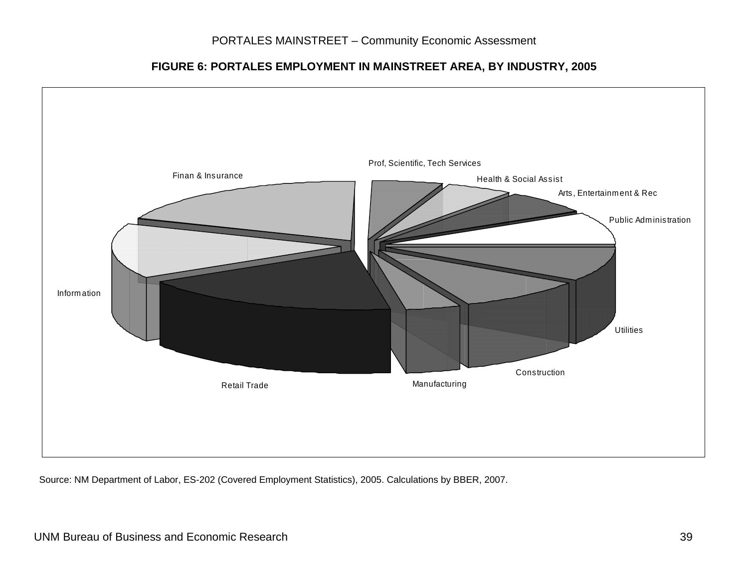**FIGURE 6: PORTALES EMPLOYMENT IN MAINSTREET AREA, BY INDUSTRY, 2005**

Prof, Scientific, Tech Services

Finan & Insurance

Health & Social Assist

Arts, Entertainment & Rec

Public Administration

Information

Utilities

Construction

Retail Trade

Manufacturing

Source: NM Department of Labor, ES-202 (Covered Employment Statistics), 2005. Calculations by BBER, 2007.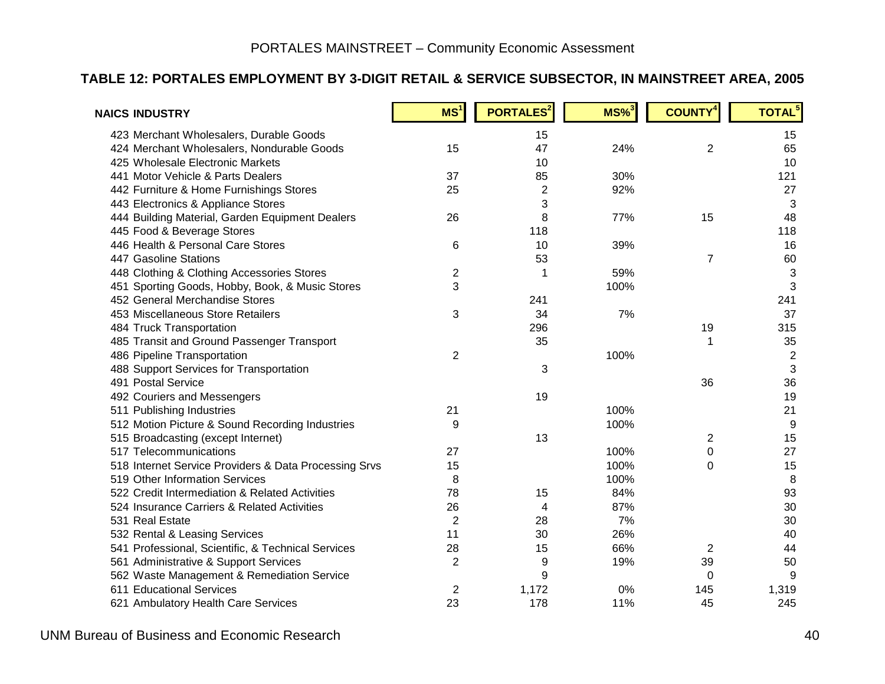### TABLE 12: PORTALES EMPLOYMENT BY 3-DIGIT RETAIL & SERVICE SUBSECTOR, IN MAINSTREET AREA, 2005

| NAICS INDUSTRY | MS[1] | PORTALES[2] | MS%[3] | COUNTY[4] | TOTAL[5] |
|---|---|---|---|---|---|
| 423 Merchant Wholesalers, Durable Goods | | 15 | | | 15 |
| 424 Merchant Wholesalers, Nondurable Goods | 15 | 47 | 24% | 2 | 65 |
| 425 Wholesale Electronic Markets | | 10 | | | 10 |
| 441 Motor Vehicle & Parts Dealers | 37 | 85 | 30% | | 121 |
| 442 Furniture & Home Furnishings Stores | 25 | 2 | 92% | | 27 |
| 443 Electronics & Appliance Stores | | 3 | | | 3 |
| 444 Building Material, Garden Equipment Dealers | 26 | 8 | 77% | 15 | 48 |
| 445 Food & Beverage Stores | | 118 | | | 118 |
| 446 Health & Personal Care Stores | 6 | 10 | 39% | | 16 |
| 447 Gasoline Stations | | 53 | | 7 | 60 |
| 448 Clothing & Clothing Accessories Stores | 2 | 1 | 59% | | 3 |
| 451 Sporting Goods, Hobby, Book, & Music Stores | 3 | | 100% | | 3 |
| 452 General Merchandise Stores | | 241 | | | 241 |
| 453 Miscellaneous Store Retailers | 3 | 34 | 7% | | 37 |
| 484 Truck Transportation | | 296 | | 19 | 315 |
| 485 Transit and Ground Passenger Transport | | 35 | | 1 | 35 |
| 486 Pipeline Transportation | 2 | | 100% | | 2 |
| 488 Support Services for Transportation | | 3 | | | 3 |
| 491 Postal Service | | | | 36 | 36 |
| 492 Couriers and Messengers | | 19 | | | 19 |
| 511 Publishing Industries | 21 | | 100% | | 21 |
| 512 Motion Picture & Sound Recording Industries | 9 | | 100% | | 9 |
| 515 Broadcasting (except Internet) | | 13 | | 2 | 15 |
| 517 Telecommunications | 27 | | 100% | 0 | 27 |
| 518 Internet Service Providers & Data Processing Srvs | 15 | | 100% | 0 | 15 |
| 519 Other Information Services | 8 | | 100% | | 8 |
| 522 Credit Intermediation & Related Activities | 78 | 15 | 84% | | 93 |
| 524 Insurance Carriers & Related Activities | 26 | 4 | 87% | | 30 |
| 531 Real Estate | 2 | 28 | 7% | | 30 |
| 532 Rental & Leasing Services | 11 | 30 | 26% | | 40 |
| 541 Professional, Scientific, & Technical Services | 28 | 15 | 66% | 2 | 44 |
| 561 Administrative & Support Services | 2 | 9 | 19% | 39 | 50 |
| 562 Waste Management & Remediation Service | | 9 | | 0 | 9 |
| 611 Educational Services | 2 | 1,172 | 0% | 145 | 1,319 |
| 621 Ambulatory Health Care Services | 23 | 178 | 11% | 45 | 245 |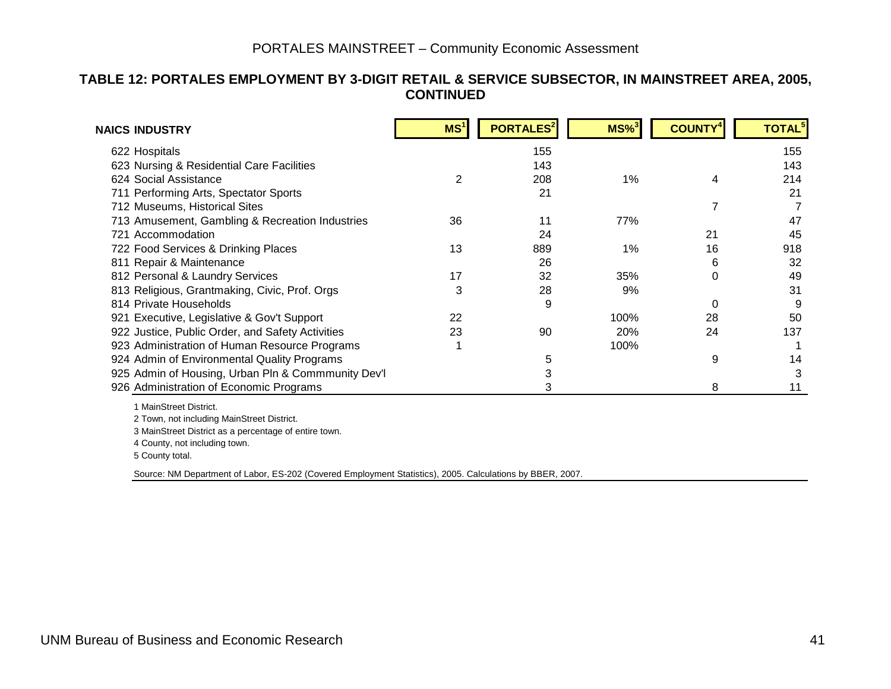## TABLE 12: PORTALES EMPLOYMENT BY 3-DIGIT RETAIL & SERVICE SUBSECTOR, IN MAINSTREET AREA, 2005, CONTINUED

| NAICS | INDUSTRY | MS[1] | PORTALES[2] | MS%[3] | COUNTY[4] | TOTAL[5] |
|---|---|---|---|---|---|---|
| 622 | Hospitals | | 155 | | | 155 |
| 623 | Nursing & Residential Care Facilities | | 143 | | | 143 |
| 624 | Social Assistance | 2 | 208 | 1% | 4 | 214 |
| 711 | Performing Arts, Spectator Sports | | 21 | | | 21 |
| 712 | Museums, Historical Sites | | | | 7 | 7 |
| 713 | Amusement, Gambling & Recreation Industries | 36 | 11 | 77% | | 47 |
| 721 | Accommodation | | 24 | | 21 | 45 |
| 722 | Food Services & Drinking Places | 13 | 889 | 1% | 16 | 918 |
| 811 | Repair & Maintenance | | 26 | | 6 | 32 |
| 812 | Personal & Laundry Services | 17 | 32 | 35% | 0 | 49 |
| 813 | Religious, Grantmaking, Civic, Prof. Orgs | 3 | 28 | 9% | | 31 |
| 814 | Private Households | | 9 | | 0 | 9 |
| 921 | Executive, Legislative & Gov't Support | 22 | | 100% | 28 | 50 |
| 922 | Justice, Public Order, and Safety Activities | 23 | 90 | 20% | 24 | 137 |
| 923 | Administration of Human Resource Programs | 1 | | 100% | | 1 |
| 924 | Admin of Environmental Quality Programs | | 5 | | 9 | 14 |
| 925 | Admin of Housing, Urban Pln & Commmunity Dev'l | | 3 | | | 3 |
| 926 | Administration of Economic Programs | | 3 | | 8 | 11 |

1 MainStreet District.

2 Town, not including MainStreet District.

3 MainStreet District as a percentage of entire town.

4 County, not including town.

5 County total.

Source: NM Department of Labor, ES-202 (Covered Employment Statistics), 2005. Calculations by BBER, 2007.